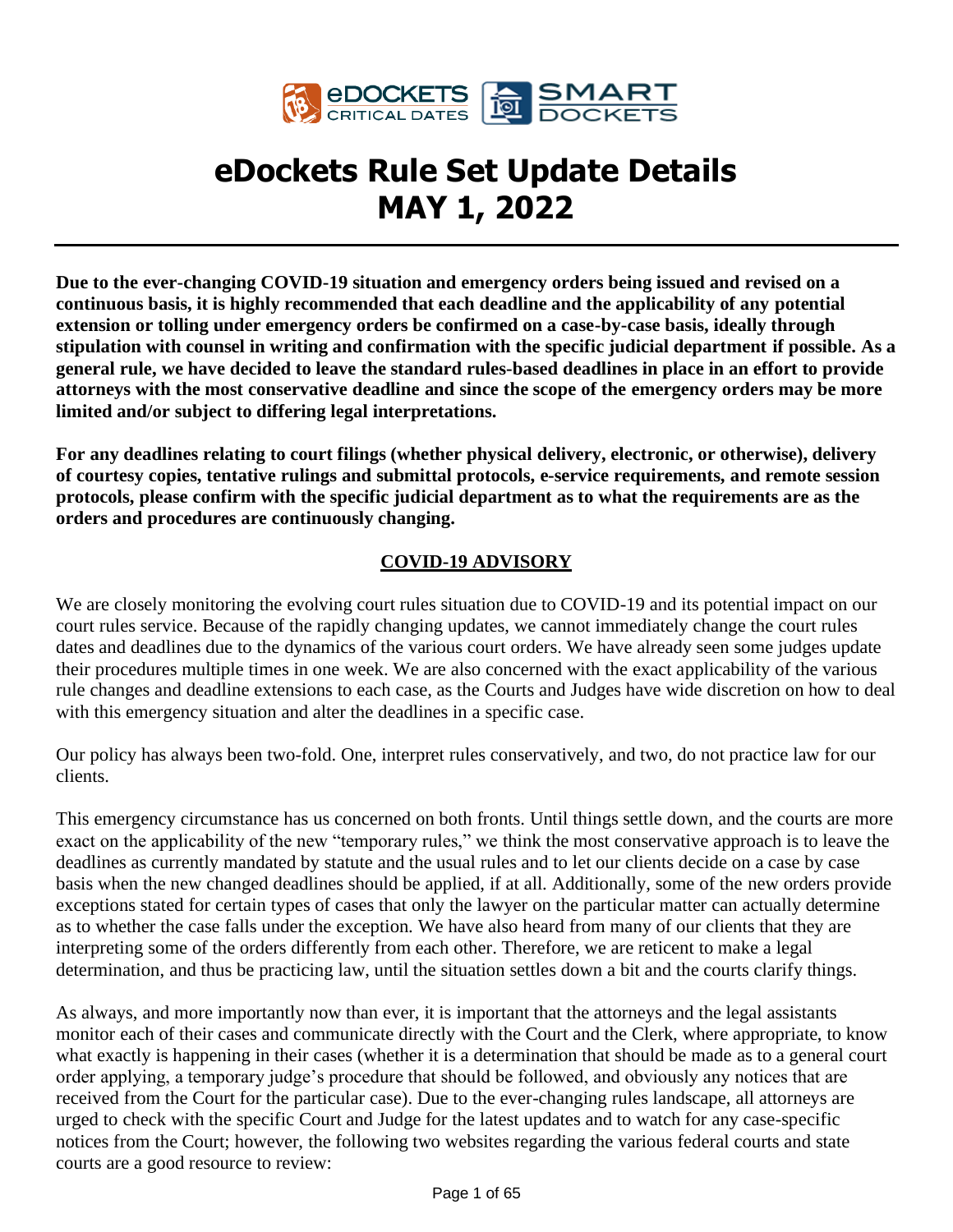# eDockets Rule Set Update Details
# MAY 1, 2022

---

**Due to the ever-changing COVID-19 situation and emergency orders being issued and revised on a continuous basis, it is highly recommended that each deadline and the applicability of any potential extension or tolling under emergency orders be confirmed on a case-by-case basis, ideally through stipulation with counsel in writing and confirmation with the specific judicial department if possible. As a general rule, we have decided to leave the standard rules-based deadlines in place in an effort to provide attorneys with the most conservative deadline and since the scope of the emergency orders may be more limited and/or subject to differing legal interpretations.**

**For any deadlines relating to court filings (whether physical delivery, electronic, or otherwise), delivery of courtesy copies, tentative rulings and submittal protocols, e-service requirements, and remote session protocols, please confirm with the specific judicial department as to what the requirements are as the orders and procedures are continuously changing.**

## COVID-19 ADVISORY

We are closely monitoring the evolving court rules situation due to COVID-19 and its potential impact on our court rules service. Because of the rapidly changing updates, we cannot immediately change the court rules dates and deadlines due to the dynamics of the various court orders. We have already seen some judges update their procedures multiple times in one week. We are also concerned with the exact applicability of the various rule changes and deadline extensions to each case, as the Courts and Judges have wide discretion on how to deal with this emergency situation and alter the deadlines in a specific case.

Our policy has always been two-fold. One, interpret rules conservatively, and two, do not practice law for our clients.

This emergency circumstance has us concerned on both fronts. Until things settle down, and the courts are more exact on the applicability of the new "temporary rules," we think the most conservative approach is to leave the deadlines as currently mandated by statute and the usual rules and to let our clients decide on a case by case basis when the new changed deadlines should be applied, if at all. Additionally, some of the new orders provide exceptions stated for certain types of cases that only the lawyer on the particular matter can actually determine as to whether the case falls under the exception. We have also heard from many of our clients that they are interpreting some of the orders differently from each other. Therefore, we are reticent to make a legal determination, and thus be practicing law, until the situation settles down a bit and the courts clarify things.

As always, and more importantly now than ever, it is important that the attorneys and the legal assistants monitor each of their cases and communicate directly with the Court and the Clerk, where appropriate, to know what exactly is happening in their cases (whether it is a determination that should be made as to a general court order applying, a temporary judge's procedure that should be followed, and obviously any notices that are received from the Court for the particular case). Due to the ever-changing rules landscape, all attorneys are urged to check with the specific Court and Judge for the latest updates and to watch for any case-specific notices from the Court; however, the following two websites regarding the various federal courts and state courts are a good resource to review: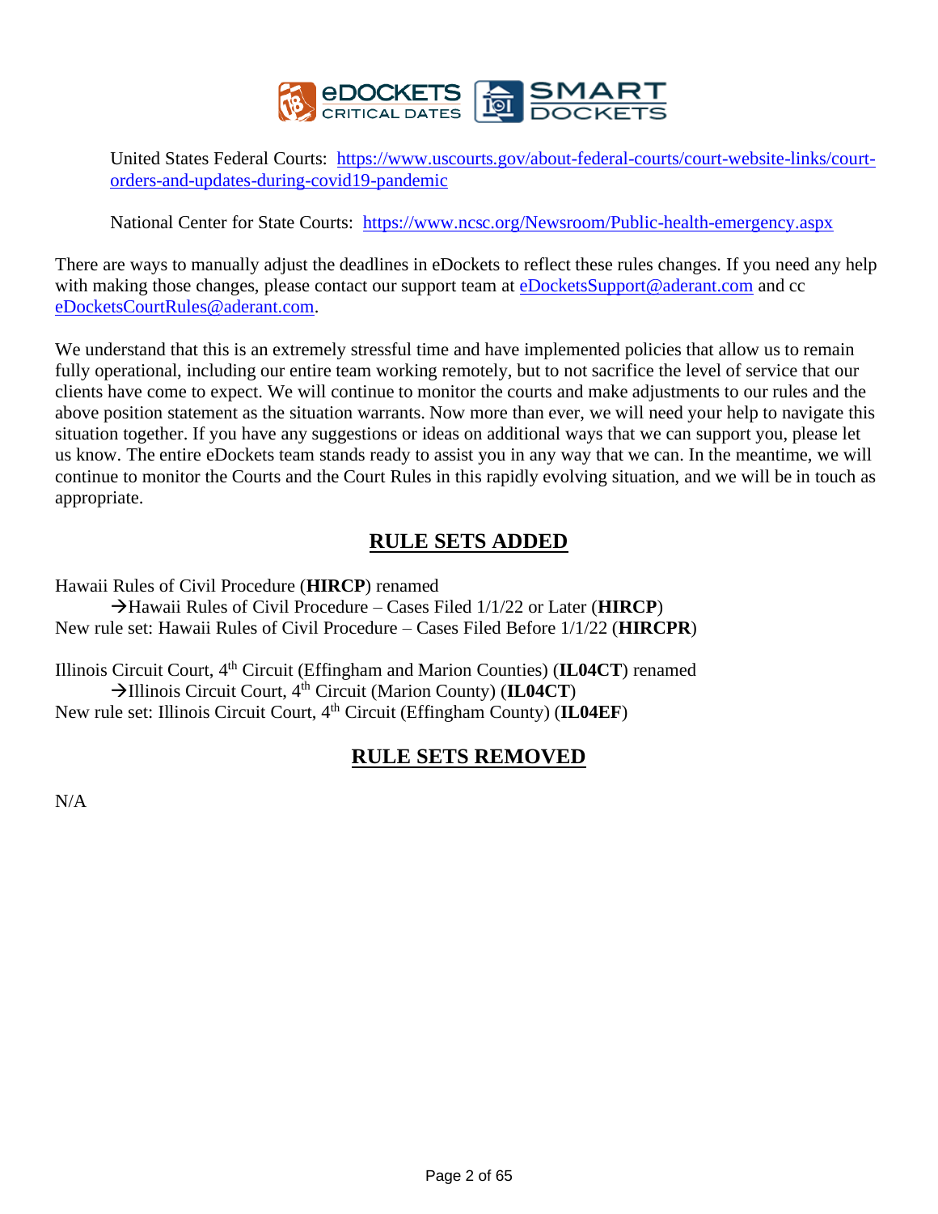United States Federal Courts: [https://www.uscourts.gov/about-federal-courts/court-website-links/court-orders-and-updates-during-covid19-pandemic](https://www.uscourts.gov/about-federal-courts/court-website-links/court-orders-and-updates-during-covid19-pandemic)

National Center for State Courts: [https://www.ncsc.org/Newsroom/Public-health-emergency.aspx](https://www.ncsc.org/Newsroom/Public-health-emergency.aspx)

There are ways to manually adjust the deadlines in eDockets to reflect these rules changes. If you need any help with making those changes, please contact our support team at [eDocketsSupport@aderant.com](mailto:eDocketsSupport@aderant.com) and cc [eDocketsCourtRules@aderant.com](mailto:eDocketsCourtRules@aderant.com).

We understand that this is an extremely stressful time and have implemented policies that allow us to remain fully operational, including our entire team working remotely, but to not sacrifice the level of service that our clients have come to expect. We will continue to monitor the courts and make adjustments to our rules and the above position statement as the situation warrants. Now more than ever, we will need your help to navigate this situation together. If you have any suggestions or ideas on additional ways that we can support you, please let us know. The entire eDockets team stands ready to assist you in any way that we can. In the meantime, we will continue to monitor the Courts and the Court Rules in this rapidly evolving situation, and we will be in touch as appropriate.

## RULE SETS ADDED

Hawaii Rules of Civil Procedure (**HIRCP**) renamed
→Hawaii Rules of Civil Procedure – Cases Filed 1/1/22 or Later (**HIRCP**)
New rule set: Hawaii Rules of Civil Procedure – Cases Filed Before 1/1/22 (**HIRCPR**)

Illinois Circuit Court, 4th Circuit (Effingham and Marion Counties) (**IL04CT**) renamed
→Illinois Circuit Court, 4th Circuit (Marion County) (**IL04CT**)
New rule set: Illinois Circuit Court, 4th Circuit (Effingham County) (**IL04EF**)

## RULE SETS REMOVED

N/A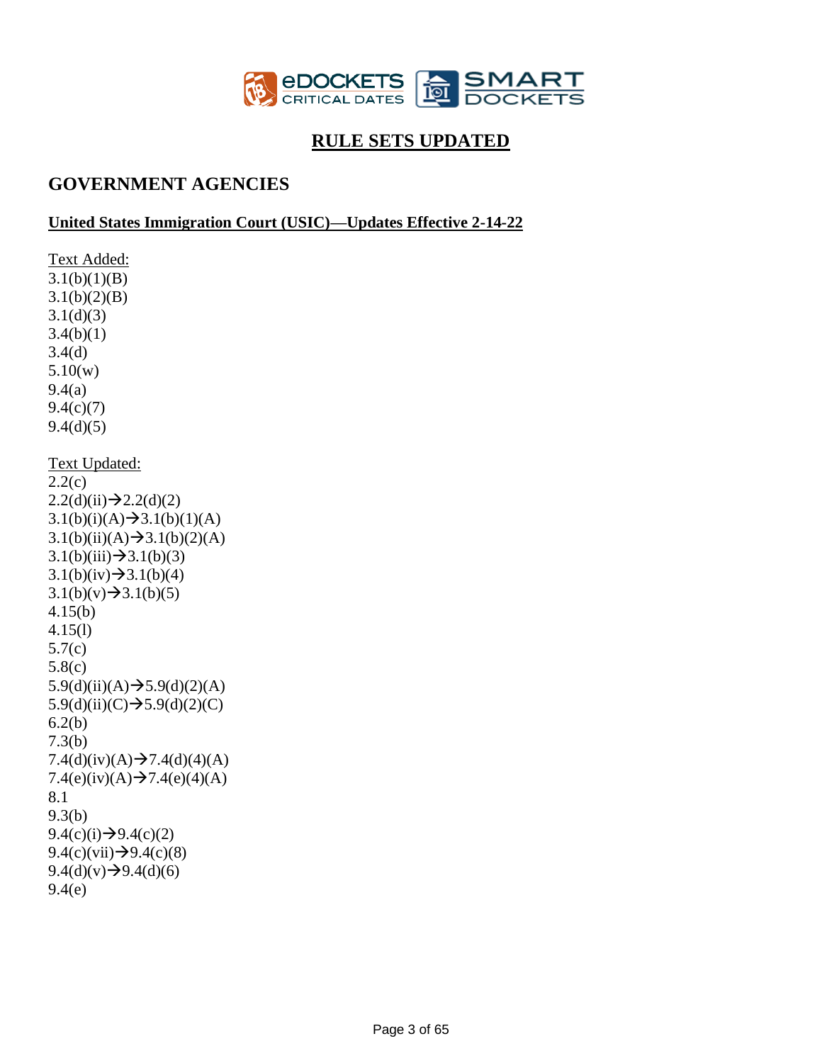# RULE SETS UPDATED

## GOVERNMENT AGENCIES

### United States Immigration Court (USIC)—Updates Effective 2-14-22

Text Added:
3.1(b)(1)(B)
3.1(b)(2)(B)
3.1(d)(3)
3.4(b)(1)
3.4(d)
5.10(w)
9.4(a)
9.4(c)(7)
9.4(d)(5)

Text Updated:
2.2(c)
2.2(d)(ii)→2.2(d)(2)
3.1(b)(i)(A)→3.1(b)(1)(A)
3.1(b)(ii)(A)→3.1(b)(2)(A)
3.1(b)(iii)→3.1(b)(3)
3.1(b)(iv)→3.1(b)(4)
3.1(b)(v)→3.1(b)(5)
4.15(b)
4.15(l)
5.7(c)
5.8(c)
5.9(d)(ii)(A)→5.9(d)(2)(A)
5.9(d)(ii)(C)→5.9(d)(2)(C)
6.2(b)
7.3(b)
7.4(d)(iv)(A)→7.4(d)(4)(A)
7.4(e)(iv)(A)→7.4(e)(4)(A)
8.1
9.3(b)
9.4(c)(i)→9.4(c)(2)
9.4(c)(vii)→9.4(c)(8)
9.4(d)(v)→9.4(d)(6)
9.4(e)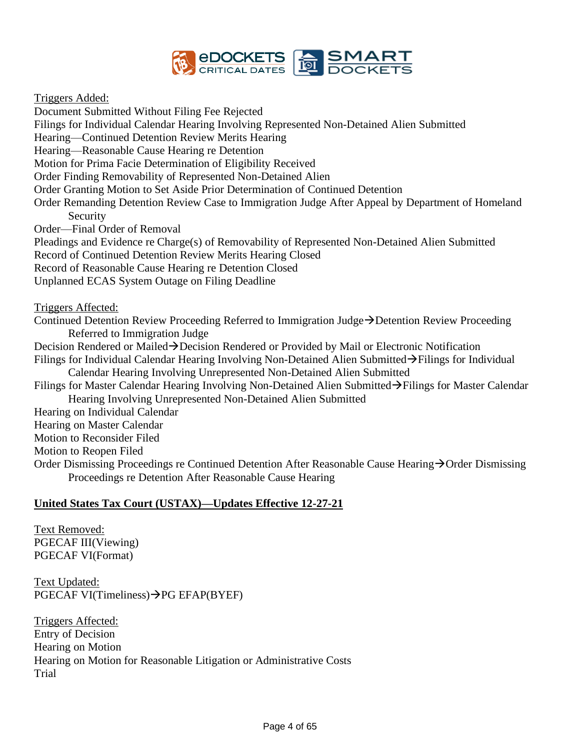Triggers Added:

Document Submitted Without Filing Fee Rejected
Filings for Individual Calendar Hearing Involving Represented Non-Detained Alien Submitted
Hearing—Continued Detention Review Merits Hearing
Hearing—Reasonable Cause Hearing re Detention
Motion for Prima Facie Determination of Eligibility Received
Order Finding Removability of Represented Non-Detained Alien
Order Granting Motion to Set Aside Prior Determination of Continued Detention
Order Remanding Detention Review Case to Immigration Judge After Appeal by Department of Homeland Security
Order—Final Order of Removal
Pleadings and Evidence re Charge(s) of Removability of Represented Non-Detained Alien Submitted
Record of Continued Detention Review Merits Hearing Closed
Record of Reasonable Cause Hearing re Detention Closed
Unplanned ECAS System Outage on Filing Deadline

Triggers Affected:

Continued Detention Review Proceeding Referred to Immigration Judge→Detention Review Proceeding Referred to Immigration Judge
Decision Rendered or Mailed→Decision Rendered or Provided by Mail or Electronic Notification
Filings for Individual Calendar Hearing Involving Non-Detained Alien Submitted→Filings for Individual Calendar Hearing Involving Unrepresented Non-Detained Alien Submitted
Filings for Master Calendar Hearing Involving Non-Detained Alien Submitted→Filings for Master Calendar Hearing Involving Unrepresented Non-Detained Alien Submitted
Hearing on Individual Calendar
Hearing on Master Calendar
Motion to Reconsider Filed
Motion to Reopen Filed
Order Dismissing Proceedings re Continued Detention After Reasonable Cause Hearing→Order Dismissing Proceedings re Detention After Reasonable Cause Hearing

**United States Tax Court (USTAX)—Updates Effective 12-27-21**

Text Removed:

PGECAF III(Viewing)
PGECAF VI(Format)

Text Updated:

PGECAF VI(Timeliness)→PG EFAP(BYEF)

Triggers Affected:

Entry of Decision
Hearing on Motion
Hearing on Motion for Reasonable Litigation or Administrative Costs
Trial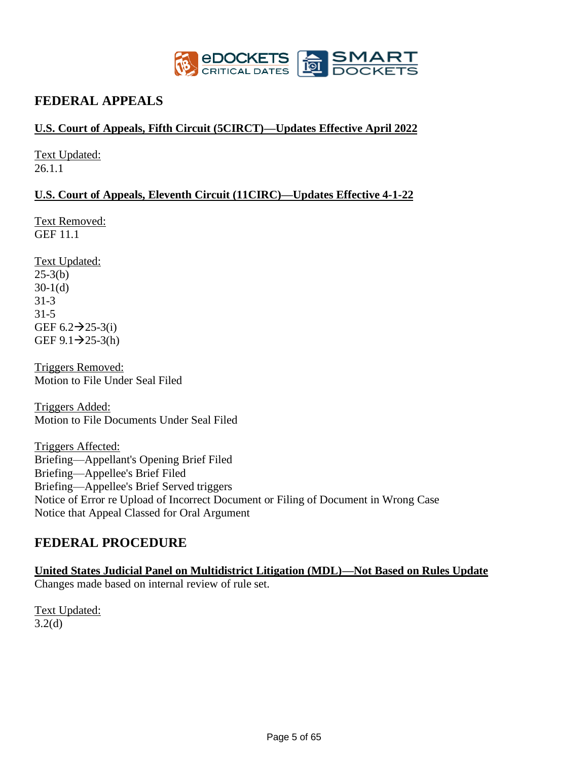## FEDERAL APPEALS

**U.S. Court of Appeals, Fifth Circuit (5CIRCT)—Updates Effective April 2022**

Text Updated:
26.1.1

**U.S. Court of Appeals, Eleventh Circuit (11CIRC)—Updates Effective 4-1-22**

Text Removed:
GEF 11.1

Text Updated:
25-3(b)
30-1(d)
31-3
31-5
GEF 6.2→25-3(i)
GEF 9.1→25-3(h)

Triggers Removed:
Motion to File Under Seal Filed

Triggers Added:
Motion to File Documents Under Seal Filed

Triggers Affected:
Briefing—Appellant's Opening Brief Filed
Briefing—Appellee's Brief Filed
Briefing—Appellee's Brief Served triggers
Notice of Error re Upload of Incorrect Document or Filing of Document in Wrong Case
Notice that Appeal Classed for Oral Argument

## FEDERAL PROCEDURE

**United States Judicial Panel on Multidistrict Litigation (MDL)—Not Based on Rules Update**
Changes made based on internal review of rule set.

Text Updated:
3.2(d)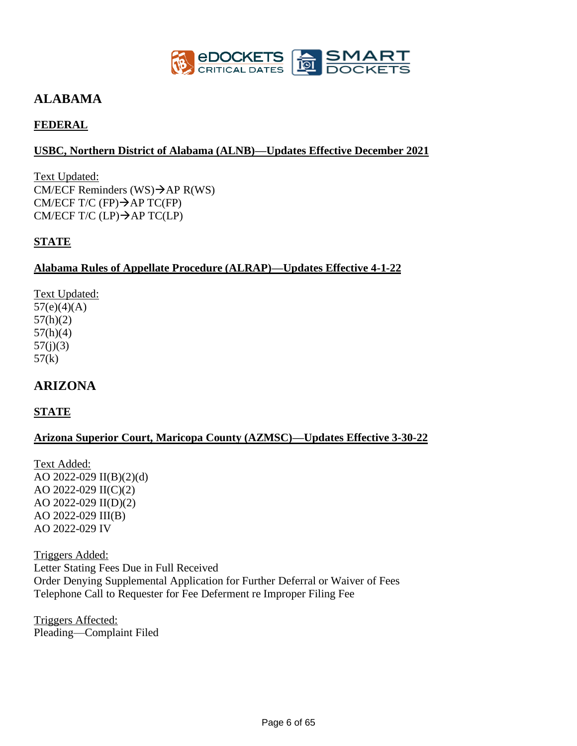# ALABAMA

## FEDERAL

### USBC, Northern District of Alabama (ALNB)—Updates Effective December 2021

Text Updated:
CM/ECF Reminders (WS)→AP R(WS)
CM/ECF T/C (FP)→AP TC(FP)
CM/ECF T/C (LP)→AP TC(LP)

## STATE

### Alabama Rules of Appellate Procedure (ALRAP)—Updates Effective 4-1-22

Text Updated:
57(e)(4)(A)
57(h)(2)
57(h)(4)
57(j)(3)
57(k)

# ARIZONA

## STATE

### Arizona Superior Court, Maricopa County (AZMSC)—Updates Effective 3-30-22

Text Added:
AO 2022-029 II(B)(2)(d)
AO 2022-029 II(C)(2)
AO 2022-029 II(D)(2)
AO 2022-029 III(B)
AO 2022-029 IV

Triggers Added:
Letter Stating Fees Due in Full Received
Order Denying Supplemental Application for Further Deferral or Waiver of Fees
Telephone Call to Requester for Fee Deferment re Improper Filing Fee

Triggers Affected:
Pleading—Complaint Filed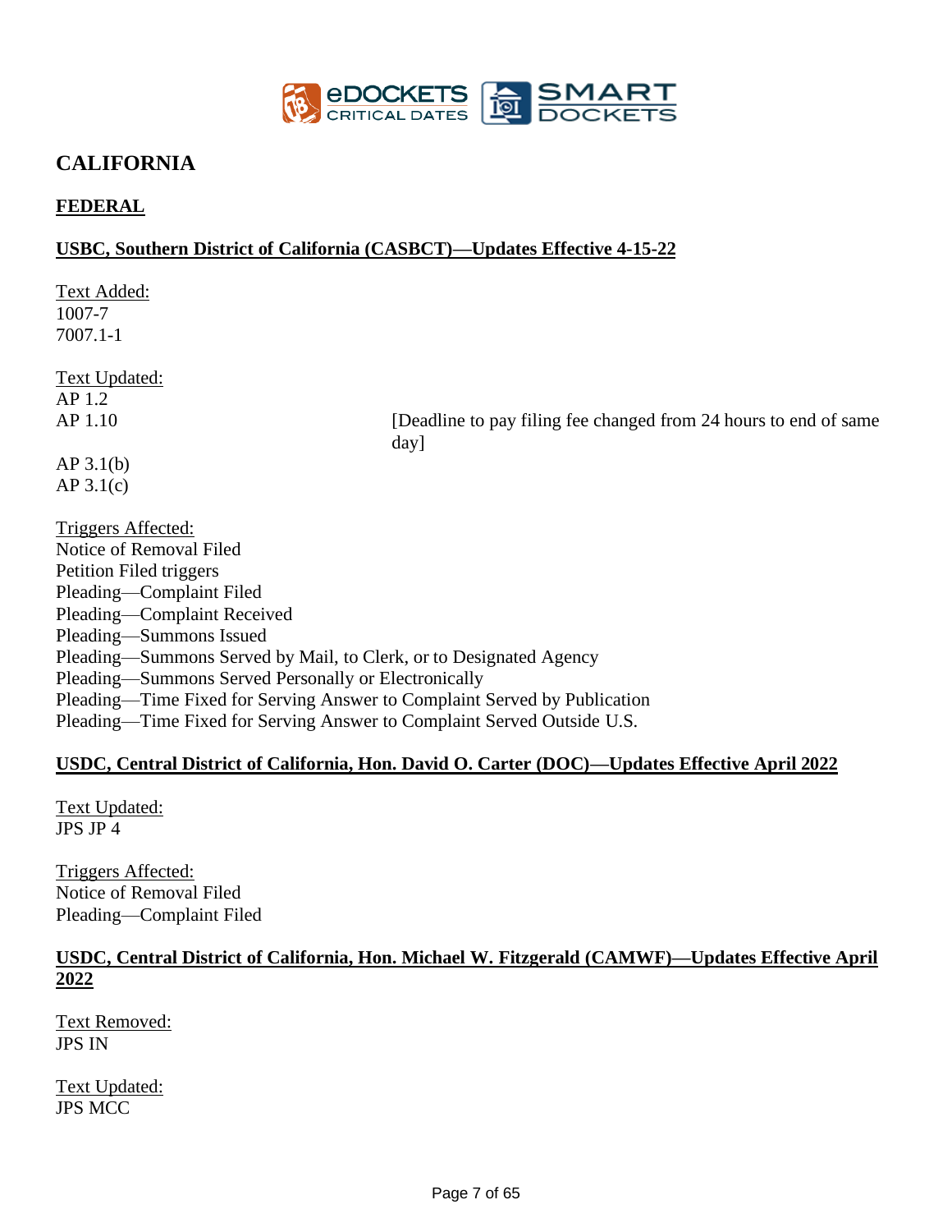# CALIFORNIA

## FEDERAL

### USBC, Southern District of California (CASBCT)—Updates Effective 4-15-22

Text Added:
1007-7
7007.1-1

Text Updated:
AP 1.2
AP 1.10 [Deadline to pay filing fee changed from 24 hours to end of same day]
AP 3.1(b)
AP 3.1(c)

Triggers Affected:
Notice of Removal Filed
Petition Filed triggers
Pleading—Complaint Filed
Pleading—Complaint Received
Pleading—Summons Issued
Pleading—Summons Served by Mail, to Clerk, or to Designated Agency
Pleading—Summons Served Personally or Electronically
Pleading—Time Fixed for Serving Answer to Complaint Served by Publication
Pleading—Time Fixed for Serving Answer to Complaint Served Outside U.S.

### USDC, Central District of California, Hon. David O. Carter (DOC)—Updates Effective April 2022

Text Updated:
JPS JP 4

Triggers Affected:
Notice of Removal Filed
Pleading—Complaint Filed

### USDC, Central District of California, Hon. Michael W. Fitzgerald (CAMWF)—Updates Effective April 2022

Text Removed:
JPS IN

Text Updated:
JPS MCC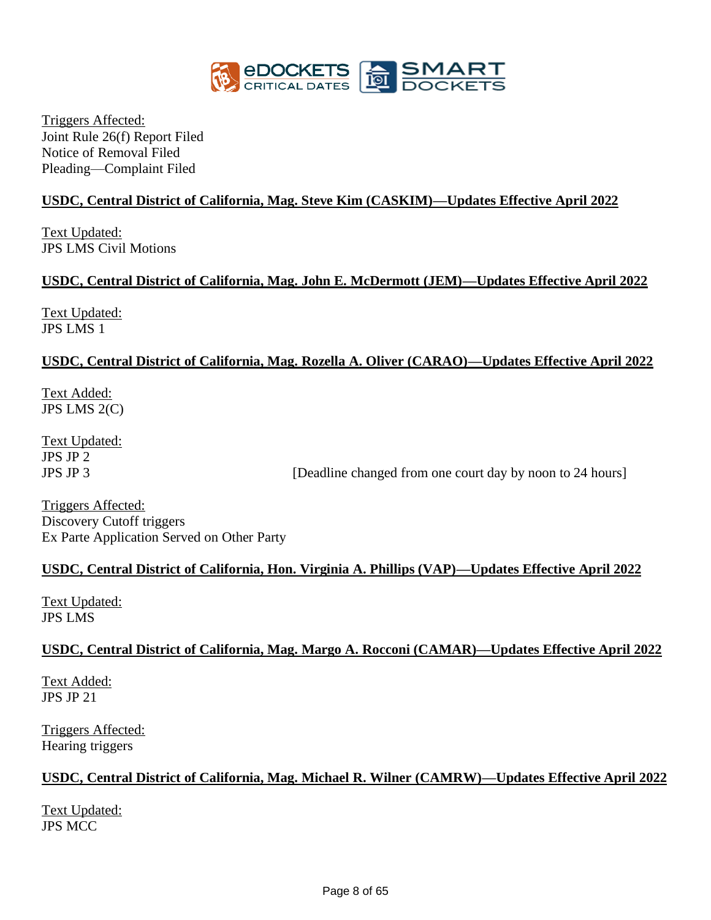Triggers Affected:
Joint Rule 26(f) Report Filed
Notice of Removal Filed
Pleading—Complaint Filed

**USDC, Central District of California, Mag. Steve Kim (CASKIM)—Updates Effective April 2022**

Text Updated:
JPS LMS Civil Motions

**USDC, Central District of California, Mag. John E. McDermott (JEM)—Updates Effective April 2022**

Text Updated:
JPS LMS 1

**USDC, Central District of California, Mag. Rozella A. Oliver (CARAO)—Updates Effective April 2022**

Text Added:
JPS LMS 2(C)

Text Updated:
JPS JP 2
JPS JP 3 [Deadline changed from one court day by noon to 24 hours]

Triggers Affected:
Discovery Cutoff triggers
Ex Parte Application Served on Other Party

**USDC, Central District of California, Hon. Virginia A. Phillips (VAP)—Updates Effective April 2022**

Text Updated:
JPS LMS

**USDC, Central District of California, Mag. Margo A. Rocconi (CAMAR)—Updates Effective April 2022**

Text Added:
JPS JP 21

Triggers Affected:
Hearing triggers

**USDC, Central District of California, Mag. Michael R. Wilner (CAMRW)—Updates Effective April 2022**

Text Updated:
JPS MCC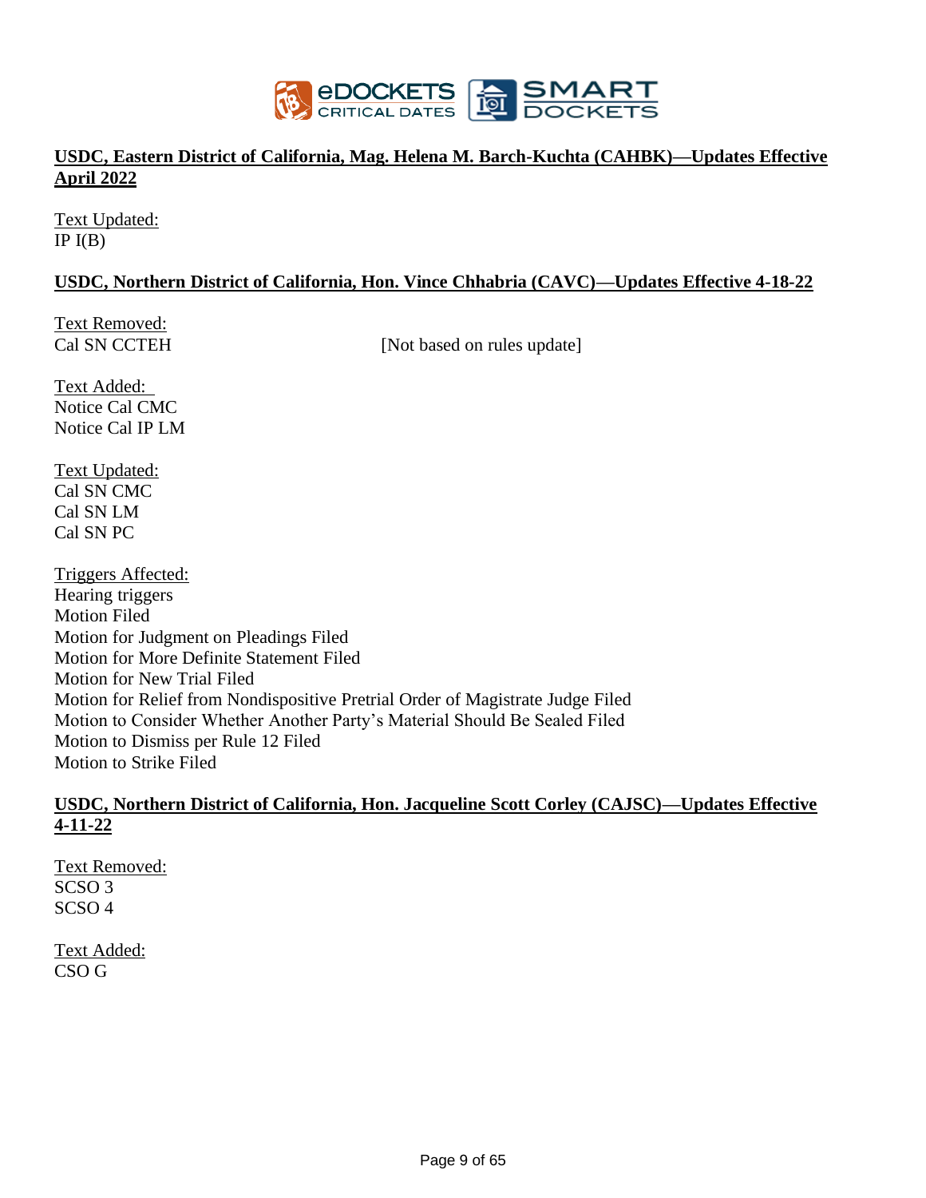**USDC, Eastern District of California, Mag. Helena M. Barch-Kuchta (CAHBK)—Updates Effective April 2022**

Text Updated:
IP I(B)

**USDC, Northern District of California, Hon. Vince Chhabria (CAVC)—Updates Effective 4-18-22**

Text Removed:
Cal SN CCTEH [Not based on rules update]

Text Added:
Notice Cal CMC
Notice Cal IP LM

Text Updated:
Cal SN CMC
Cal SN LM
Cal SN PC

Triggers Affected:
Hearing triggers
Motion Filed
Motion for Judgment on Pleadings Filed
Motion for More Definite Statement Filed
Motion for New Trial Filed
Motion for Relief from Nondispositive Pretrial Order of Magistrate Judge Filed
Motion to Consider Whether Another Party's Material Should Be Sealed Filed
Motion to Dismiss per Rule 12 Filed
Motion to Strike Filed

**USDC, Northern District of California, Hon. Jacqueline Scott Corley (CAJSC)—Updates Effective 4-11-22**

Text Removed:
SCSO 3
SCSO 4

Text Added:
CSO G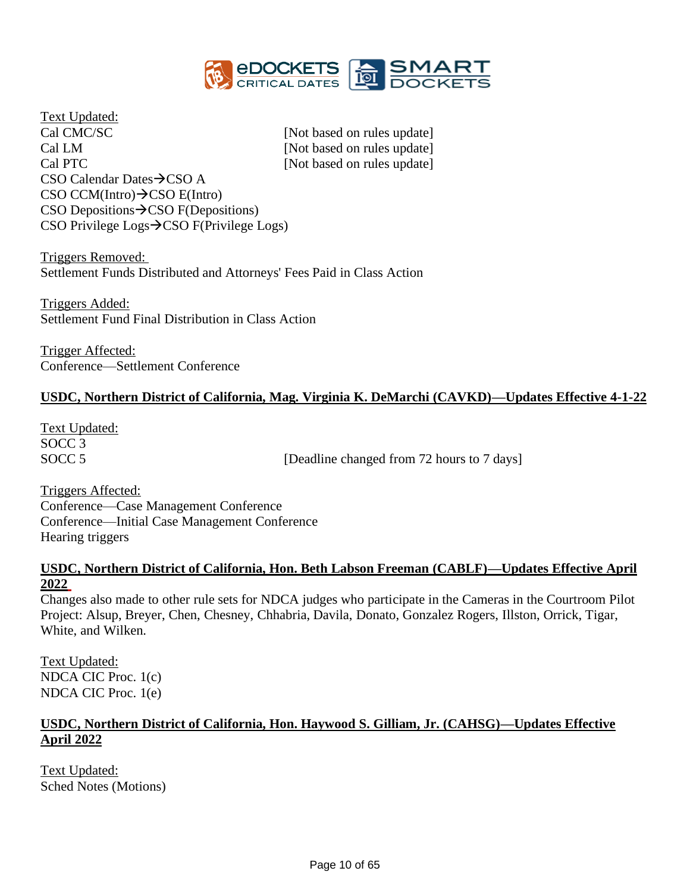Text Updated:
Cal CMC/SC [Not based on rules update]
Cal LM [Not based on rules update]
Cal PTC [Not based on rules update]
CSO Calendar Dates→CSO A
CSO CCM(Intro)→CSO E(Intro)
CSO Depositions→CSO F(Depositions)
CSO Privilege Logs→CSO F(Privilege Logs)

Triggers Removed:
Settlement Funds Distributed and Attorneys' Fees Paid in Class Action

Triggers Added:
Settlement Fund Final Distribution in Class Action

Trigger Affected:
Conference—Settlement Conference

## USDC, Northern District of California, Mag. Virginia K. DeMarchi (CAVKD)—Updates Effective 4-1-22

Text Updated:
SOCC 3
SOCC 5 [Deadline changed from 72 hours to 7 days]

Triggers Affected:
Conference—Case Management Conference
Conference—Initial Case Management Conference
Hearing triggers

## USDC, Northern District of California, Hon. Beth Labson Freeman (CABLF)—Updates Effective April 2022

Changes also made to other rule sets for NDCA judges who participate in the Cameras in the Courtroom Pilot Project: Alsup, Breyer, Chen, Chesney, Chhabria, Davila, Donato, Gonzalez Rogers, Illston, Orrick, Tigar, White, and Wilken.

Text Updated:
NDCA CIC Proc. 1(c)
NDCA CIC Proc. 1(e)

## USDC, Northern District of California, Hon. Haywood S. Gilliam, Jr. (CAHSG)—Updates Effective April 2022

Text Updated:
Sched Notes (Motions)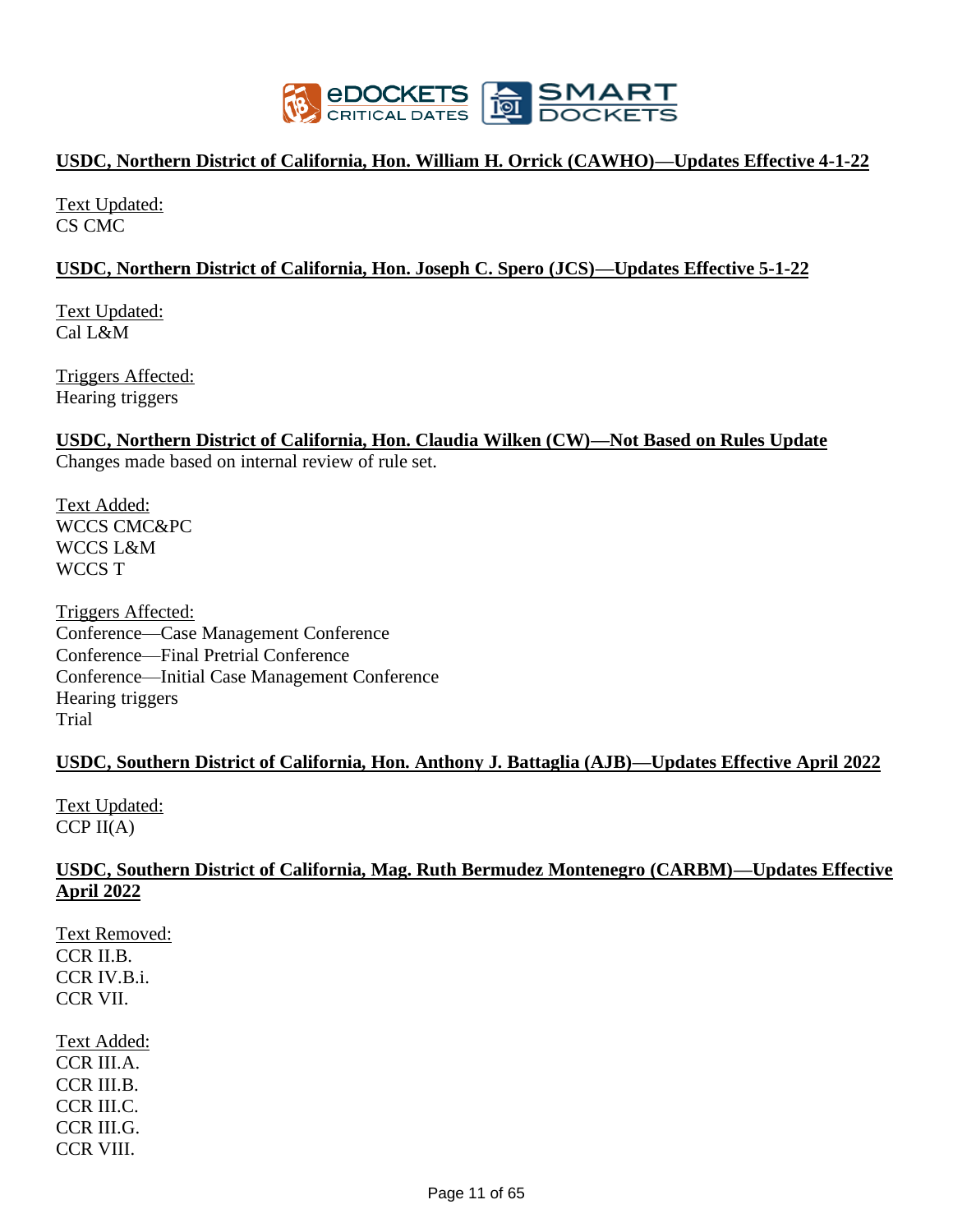**USDC, Northern District of California, Hon. William H. Orrick (CAWHO)—Updates Effective 4-1-22**

Text Updated:
CS CMC

**USDC, Northern District of California, Hon. Joseph C. Spero (JCS)—Updates Effective 5-1-22**

Text Updated:
Cal L&M

Triggers Affected:
Hearing triggers

**USDC, Northern District of California, Hon. Claudia Wilken (CW)—Not Based on Rules Update**
Changes made based on internal review of rule set.

Text Added:
WCCS CMC&PC
WCCS L&M
WCCS T

Triggers Affected:
Conference—Case Management Conference
Conference—Final Pretrial Conference
Conference—Initial Case Management Conference
Hearing triggers
Trial

**USDC, Southern District of California, Hon. Anthony J. Battaglia (AJB)—Updates Effective April 2022**

Text Updated:
CCP II(A)

**USDC, Southern District of California, Mag. Ruth Bermudez Montenegro (CARBM)—Updates Effective April 2022**

Text Removed:
CCR II.B.
CCR IV.B.i.
CCR VII.

Text Added:
CCR III.A.
CCR III.B.
CCR III.C.
CCR III.G.
CCR VIII.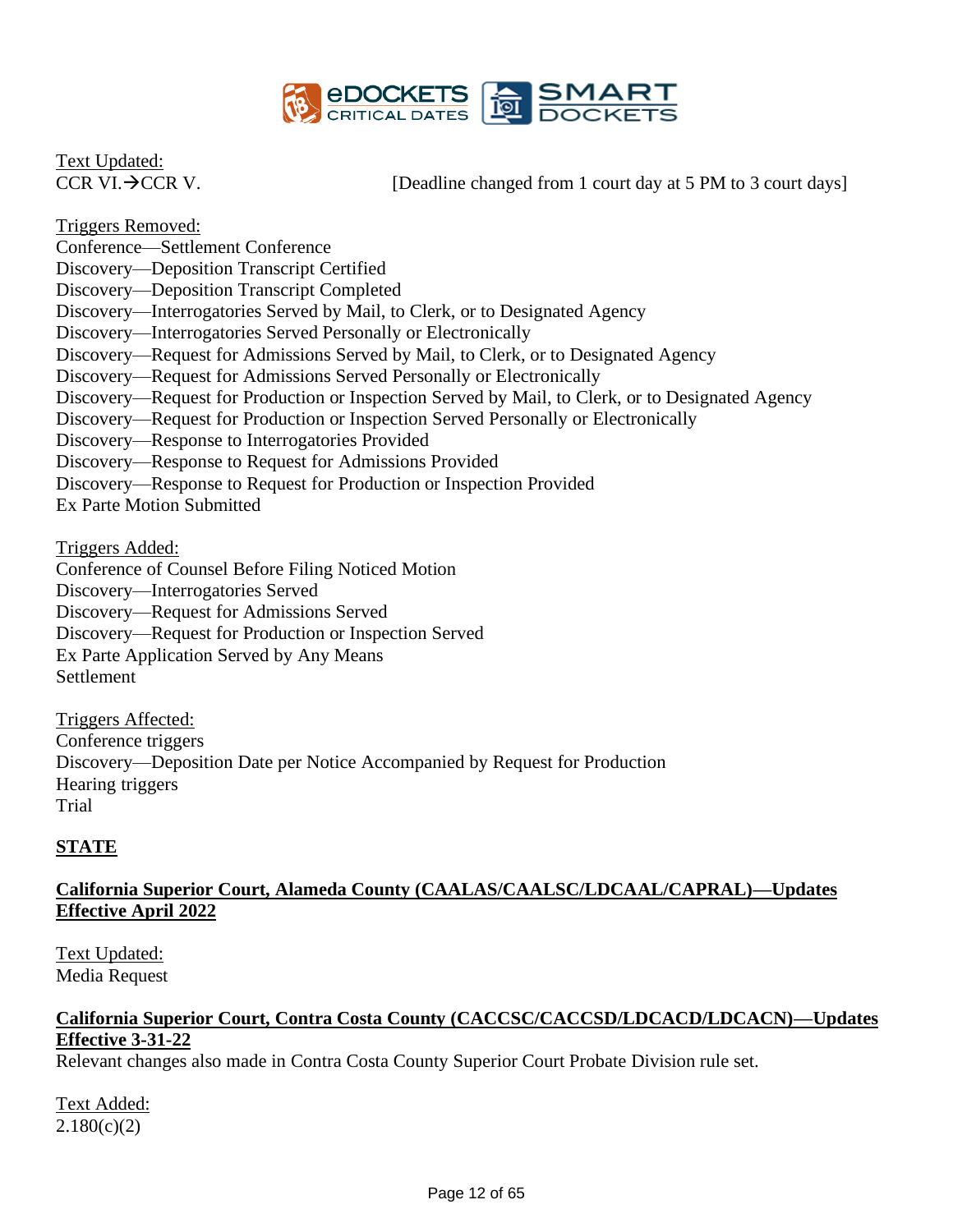Text Updated:

CCR VI.→CCR V. [Deadline changed from 1 court day at 5 PM to 3 court days]

Triggers Removed:

Conference—Settlement Conference
Discovery—Deposition Transcript Certified
Discovery—Deposition Transcript Completed
Discovery—Interrogatories Served by Mail, to Clerk, or to Designated Agency
Discovery—Interrogatories Served Personally or Electronically
Discovery—Request for Admissions Served by Mail, to Clerk, or to Designated Agency
Discovery—Request for Admissions Served Personally or Electronically
Discovery—Request for Production or Inspection Served by Mail, to Clerk, or to Designated Agency
Discovery—Request for Production or Inspection Served Personally or Electronically
Discovery—Response to Interrogatories Provided
Discovery—Response to Request for Admissions Provided
Discovery—Response to Request for Production or Inspection Provided
Ex Parte Motion Submitted

Triggers Added:

Conference of Counsel Before Filing Noticed Motion
Discovery—Interrogatories Served
Discovery—Request for Admissions Served
Discovery—Request for Production or Inspection Served
Ex Parte Application Served by Any Means
Settlement

Triggers Affected:

Conference triggers
Discovery—Deposition Date per Notice Accompanied by Request for Production
Hearing triggers
Trial

## STATE

### California Superior Court, Alameda County (CAALAS/CAALSC/LDCAAL/CAPRAL)—Updates Effective April 2022

Text Updated:

Media Request

### California Superior Court, Contra Costa County (CACCSC/CACCSD/LDCACD/LDCACN)—Updates Effective 3-31-22

Relevant changes also made in Contra Costa County Superior Court Probate Division rule set.

Text Added:

2.180(c)(2)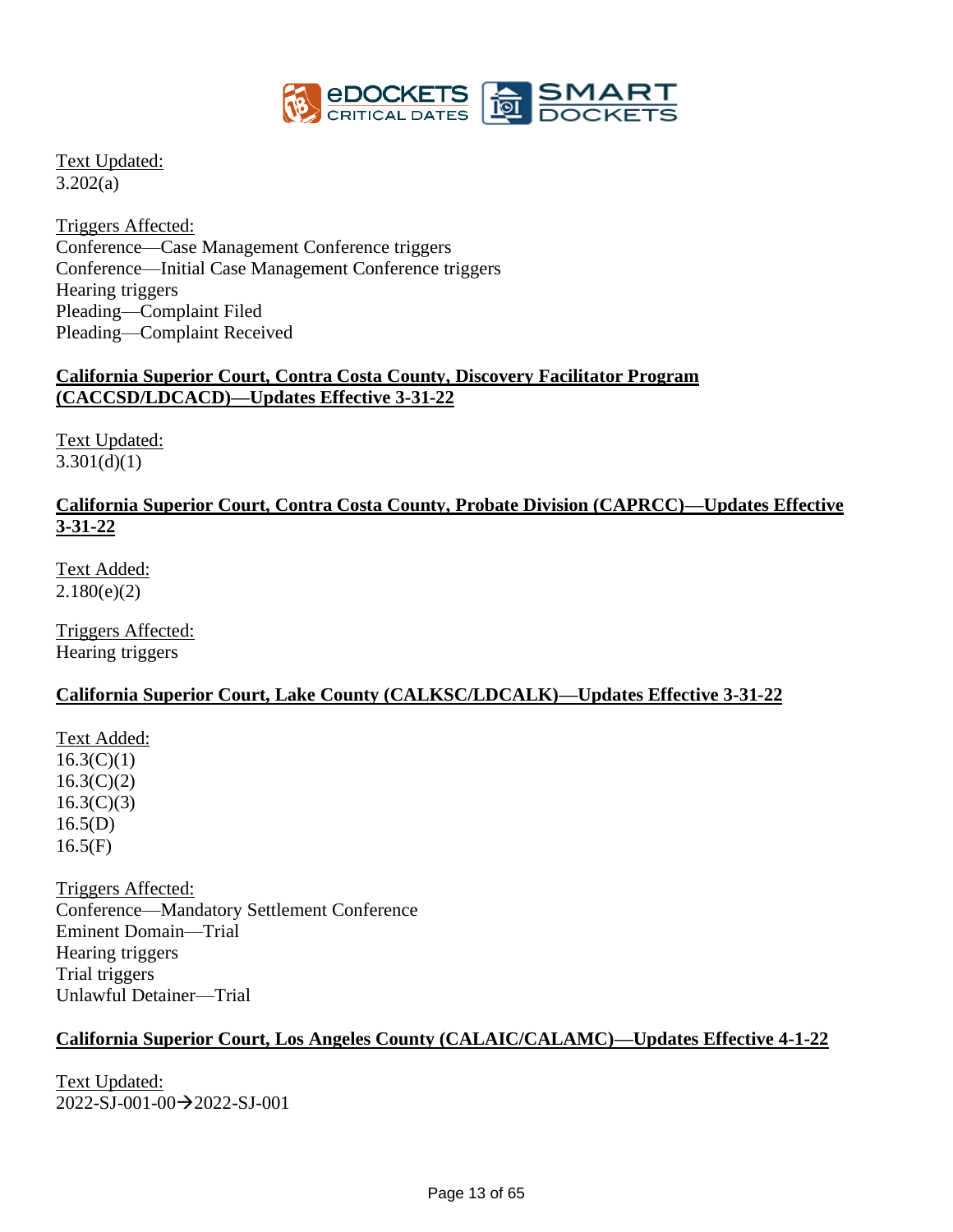Text Updated:
3.202(a)

Triggers Affected:
Conference—Case Management Conference triggers
Conference—Initial Case Management Conference triggers
Hearing triggers
Pleading—Complaint Filed
Pleading—Complaint Received

**California Superior Court, Contra Costa County, Discovery Facilitator Program (CACCSD/LDCACD)—Updates Effective 3-31-22**

Text Updated:
3.301(d)(1)

**California Superior Court, Contra Costa County, Probate Division (CAPRCC)—Updates Effective 3-31-22**

Text Added:
2.180(e)(2)

Triggers Affected:
Hearing triggers

**California Superior Court, Lake County (CALKSC/LDCALK)—Updates Effective 3-31-22**

Text Added:
16.3(C)(1)
16.3(C)(2)
16.3(C)(3)
16.5(D)
16.5(F)

Triggers Affected:
Conference—Mandatory Settlement Conference
Eminent Domain—Trial
Hearing triggers
Trial triggers
Unlawful Detainer—Trial

**California Superior Court, Los Angeles County (CALAIC/CALAMC)—Updates Effective 4-1-22**

Text Updated:
2022-SJ-001-00→2022-SJ-001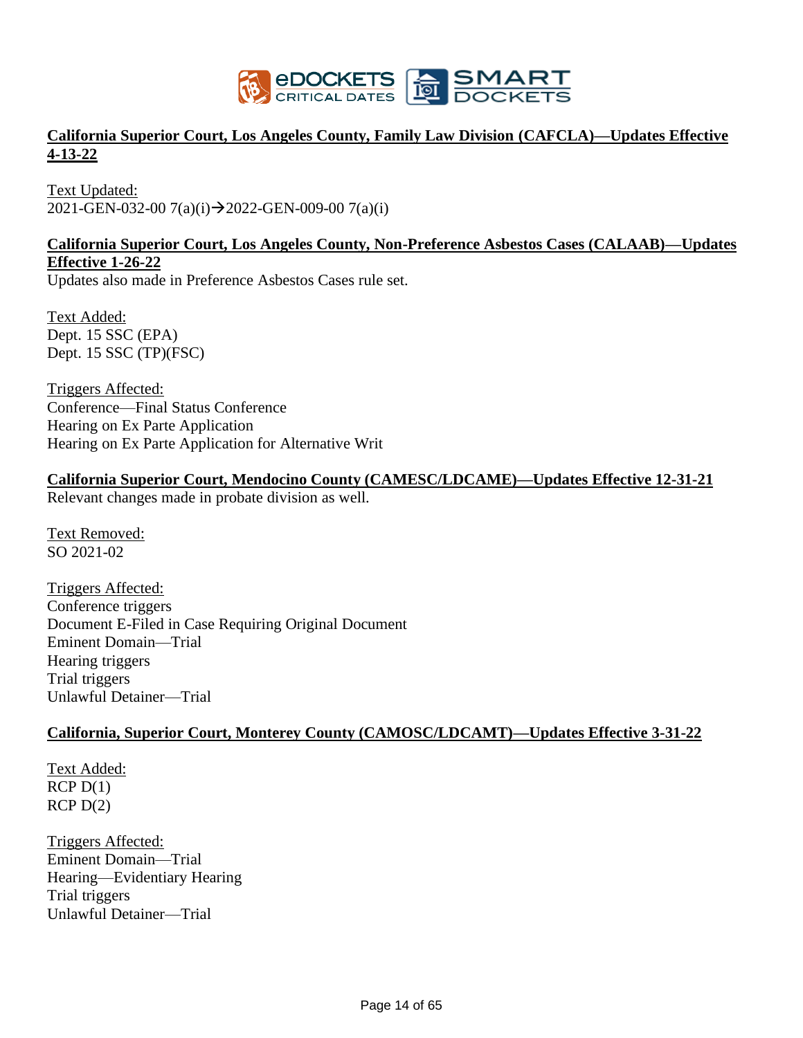## California Superior Court, Los Angeles County, Family Law Division (CAFCLA)—Updates Effective 4-13-22

Text Updated:
2021-GEN-032-00 7(a)(i)→2022-GEN-009-00 7(a)(i)

## California Superior Court, Los Angeles County, Non-Preference Asbestos Cases (CALAAB)—Updates Effective 1-26-22

Updates also made in Preference Asbestos Cases rule set.

Text Added:
Dept. 15 SSC (EPA)
Dept. 15 SSC (TP)(FSC)

Triggers Affected:
Conference—Final Status Conference
Hearing on Ex Parte Application
Hearing on Ex Parte Application for Alternative Writ

## California Superior Court, Mendocino County (CAMESC/LDCAME)—Updates Effective 12-31-21

Relevant changes made in probate division as well.

Text Removed:
SO 2021-02

Triggers Affected:
Conference triggers
Document E-Filed in Case Requiring Original Document
Eminent Domain—Trial
Hearing triggers
Trial triggers
Unlawful Detainer—Trial

## California, Superior Court, Monterey County (CAMOSC/LDCAMT)—Updates Effective 3-31-22

Text Added:
RCP D(1)
RCP D(2)

Triggers Affected:
Eminent Domain—Trial
Hearing—Evidentiary Hearing
Trial triggers
Unlawful Detainer—Trial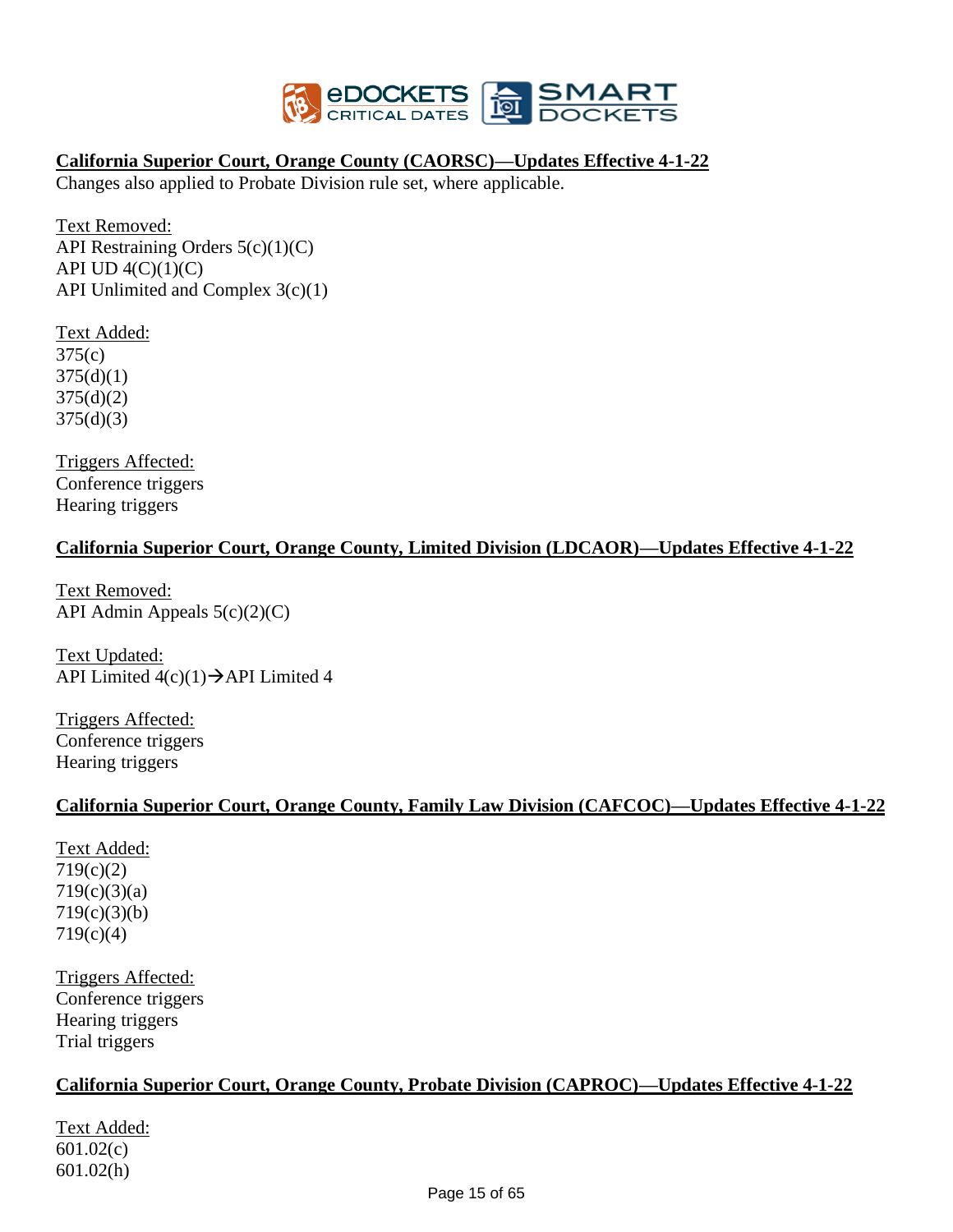## California Superior Court, Orange County (CAORSC)—Updates Effective 4-1-22

Changes also applied to Probate Division rule set, where applicable.

Text Removed:
API Restraining Orders 5(c)(1)(C)
API UD 4(C)(1)(C)
API Unlimited and Complex 3(c)(1)

Text Added:
375(c)
375(d)(1)
375(d)(2)
375(d)(3)

Triggers Affected:
Conference triggers
Hearing triggers

## California Superior Court, Orange County, Limited Division (LDCAOR)—Updates Effective 4-1-22

Text Removed:
API Admin Appeals 5(c)(2)(C)

Text Updated:
API Limited 4(c)(1)→API Limited 4

Triggers Affected:
Conference triggers
Hearing triggers

## California Superior Court, Orange County, Family Law Division (CAFCOC)—Updates Effective 4-1-22

Text Added:
719(c)(2)
719(c)(3)(a)
719(c)(3)(b)
719(c)(4)

Triggers Affected:
Conference triggers
Hearing triggers
Trial triggers

## California Superior Court, Orange County, Probate Division (CAPROC)—Updates Effective 4-1-22

Text Added:
601.02(c)
601.02(h)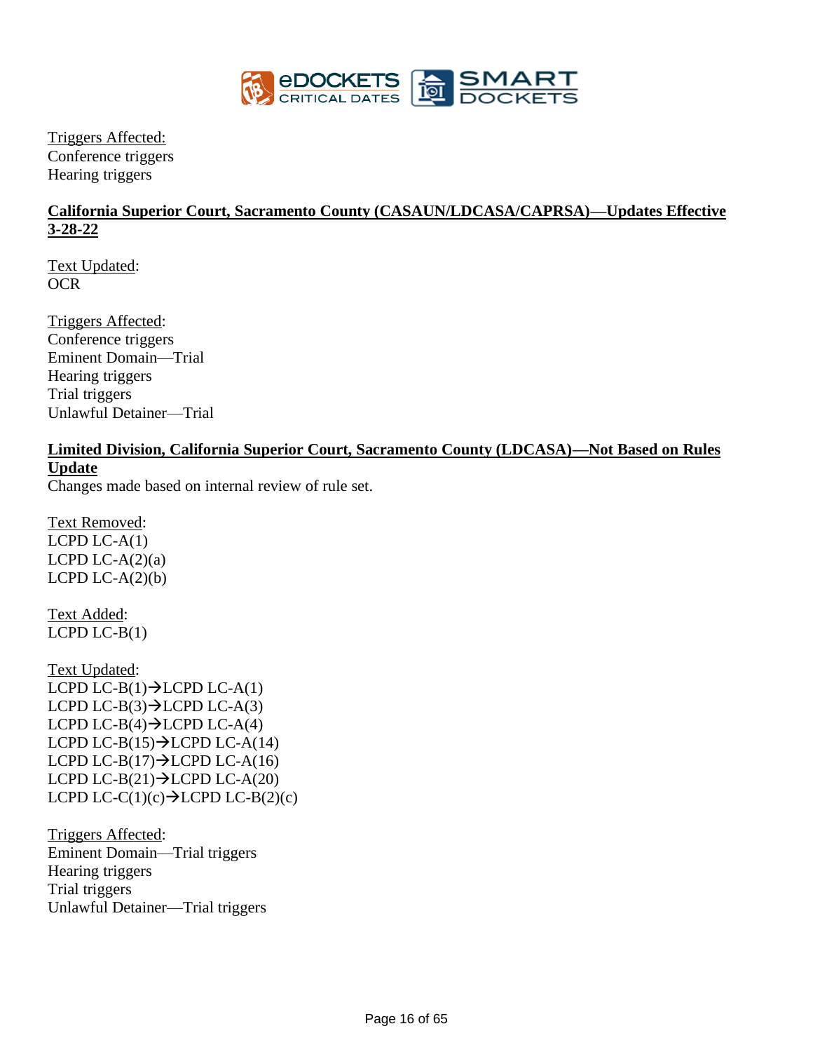Triggers Affected:
Conference triggers
Hearing triggers

**California Superior Court, Sacramento County (CASAUN/LDCASA/CAPRSA)—Updates Effective 3-28-22**

Text Updated:
OCR

Triggers Affected:
Conference triggers
Eminent Domain—Trial
Hearing triggers
Trial triggers
Unlawful Detainer—Trial

**Limited Division, California Superior Court, Sacramento County (LDCASA)—Not Based on Rules Update**

Changes made based on internal review of rule set.

Text Removed:
LCPD LC-A(1)
LCPD LC-A(2)(a)
LCPD LC-A(2)(b)

Text Added:
LCPD LC-B(1)

Text Updated:
LCPD LC-B(1)→LCPD LC-A(1)
LCPD LC-B(3)→LCPD LC-A(3)
LCPD LC-B(4)→LCPD LC-A(4)
LCPD LC-B(15)→LCPD LC-A(14)
LCPD LC-B(17)→LCPD LC-A(16)
LCPD LC-B(21)→LCPD LC-A(20)
LCPD LC-C(1)(c)→LCPD LC-B(2)(c)

Triggers Affected:
Eminent Domain—Trial triggers
Hearing triggers
Trial triggers
Unlawful Detainer—Trial triggers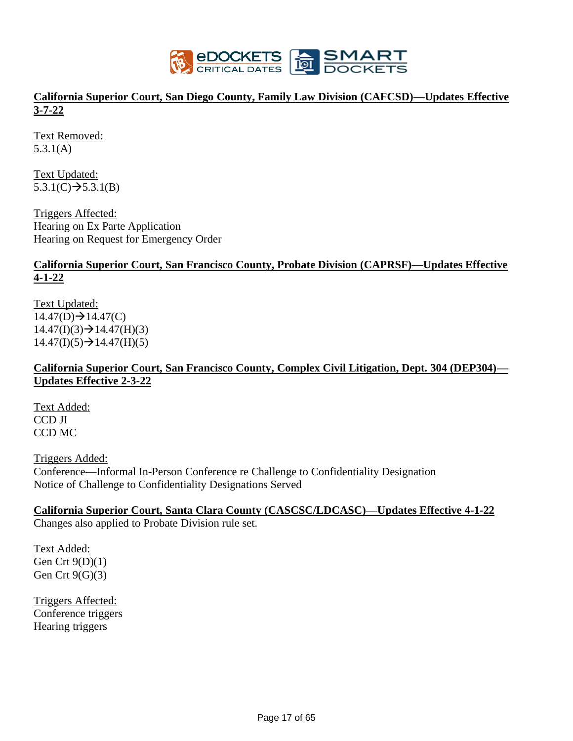**California Superior Court, San Diego County, Family Law Division (CAFCSD)—Updates Effective 3-7-22**

Text Removed:
5.3.1(A)

Text Updated:
5.3.1(C)→5.3.1(B)

Triggers Affected:
Hearing on Ex Parte Application
Hearing on Request for Emergency Order

**California Superior Court, San Francisco County, Probate Division (CAPRSF)—Updates Effective 4-1-22**

Text Updated:
14.47(D)→14.47(C)
14.47(I)(3)→14.47(H)(3)
14.47(I)(5)→14.47(H)(5)

**California Superior Court, San Francisco County, Complex Civil Litigation, Dept. 304 (DEP304)—Updates Effective 2-3-22**

Text Added:
CCD JI
CCD MC

Triggers Added:
Conference—Informal In-Person Conference re Challenge to Confidentiality Designation
Notice of Challenge to Confidentiality Designations Served

**California Superior Court, Santa Clara County (CASCSC/LDCASC)—Updates Effective 4-1-22**
Changes also applied to Probate Division rule set.

Text Added:
Gen Crt 9(D)(1)
Gen Crt 9(G)(3)

Triggers Affected:
Conference triggers
Hearing triggers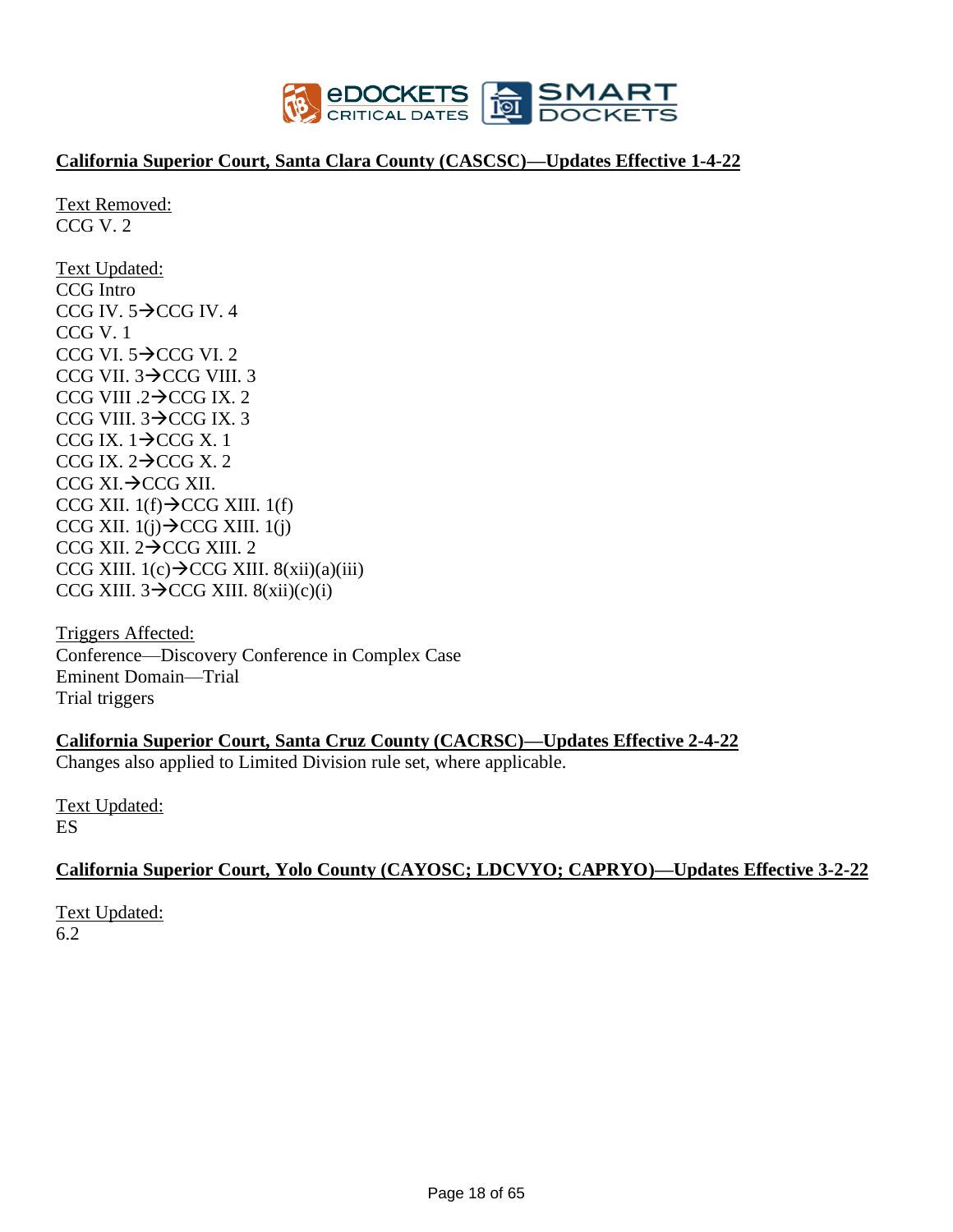**California Superior Court, Santa Clara County (CASCSC)—Updates Effective 1-4-22**

Text Removed:
CCG V. 2

Text Updated:
CCG Intro
CCG IV. 5→CCG IV. 4
CCG V. 1
CCG VI. 5→CCG VI. 2
CCG VII. 3→CCG VIII. 3
CCG VIII .2→CCG IX. 2
CCG VIII. 3→CCG IX. 3
CCG IX. 1→CCG X. 1
CCG IX. 2→CCG X. 2
CCG XI.→CCG XII.
CCG XII. 1(f)→CCG XIII. 1(f)
CCG XII. 1(j)→CCG XIII. 1(j)
CCG XII. 2→CCG XIII. 2
CCG XIII. 1(c)→CCG XIII. 8(xii)(a)(iii)
CCG XIII. 3→CCG XIII. 8(xii)(c)(i)

Triggers Affected:
Conference—Discovery Conference in Complex Case
Eminent Domain—Trial
Trial triggers

**California Superior Court, Santa Cruz County (CACRSC)—Updates Effective 2-4-22**

Changes also applied to Limited Division rule set, where applicable.

Text Updated:
ES

**California Superior Court, Yolo County (CAYOSC; LDCVYO; CAPRYO)—Updates Effective 3-2-22**

Text Updated:
6.2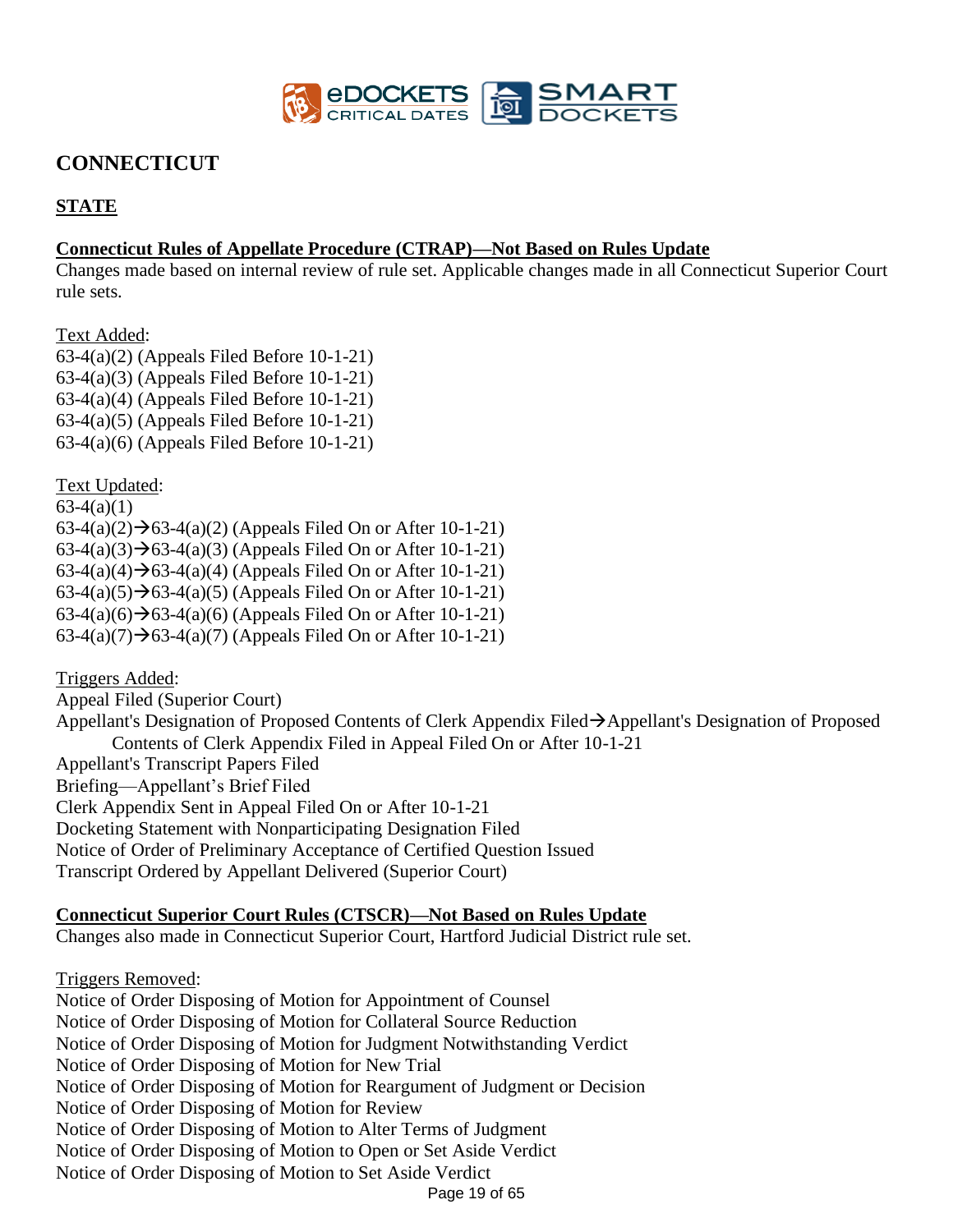# CONNECTICUT

## STATE

### Connecticut Rules of Appellate Procedure (CTRAP)—Not Based on Rules Update

Changes made based on internal review of rule set. Applicable changes made in all Connecticut Superior Court rule sets.

Text Added:

63-4(a)(2) (Appeals Filed Before 10-1-21)
63-4(a)(3) (Appeals Filed Before 10-1-21)
63-4(a)(4) (Appeals Filed Before 10-1-21)
63-4(a)(5) (Appeals Filed Before 10-1-21)
63-4(a)(6) (Appeals Filed Before 10-1-21)

Text Updated:

63-4(a)(1)
63-4(a)(2)→63-4(a)(2) (Appeals Filed On or After 10-1-21)
63-4(a)(3)→63-4(a)(3) (Appeals Filed On or After 10-1-21)
63-4(a)(4)→63-4(a)(4) (Appeals Filed On or After 10-1-21)
63-4(a)(5)→63-4(a)(5) (Appeals Filed On or After 10-1-21)
63-4(a)(6)→63-4(a)(6) (Appeals Filed On or After 10-1-21)
63-4(a)(7)→63-4(a)(7) (Appeals Filed On or After 10-1-21)

Triggers Added:

Appeal Filed (Superior Court)
Appellant's Designation of Proposed Contents of Clerk Appendix Filed→Appellant's Designation of Proposed Contents of Clerk Appendix Filed in Appeal Filed On or After 10-1-21
Appellant's Transcript Papers Filed
Briefing—Appellant's Brief Filed
Clerk Appendix Sent in Appeal Filed On or After 10-1-21
Docketing Statement with Nonparticipating Designation Filed
Notice of Order of Preliminary Acceptance of Certified Question Issued
Transcript Ordered by Appellant Delivered (Superior Court)

### Connecticut Superior Court Rules (CTSCR)—Not Based on Rules Update

Changes also made in Connecticut Superior Court, Hartford Judicial District rule set.

Triggers Removed:

Notice of Order Disposing of Motion for Appointment of Counsel
Notice of Order Disposing of Motion for Collateral Source Reduction
Notice of Order Disposing of Motion for Judgment Notwithstanding Verdict
Notice of Order Disposing of Motion for New Trial
Notice of Order Disposing of Motion for Reargument of Judgment or Decision
Notice of Order Disposing of Motion for Review
Notice of Order Disposing of Motion to Alter Terms of Judgment
Notice of Order Disposing of Motion to Open or Set Aside Verdict
Notice of Order Disposing of Motion to Set Aside Verdict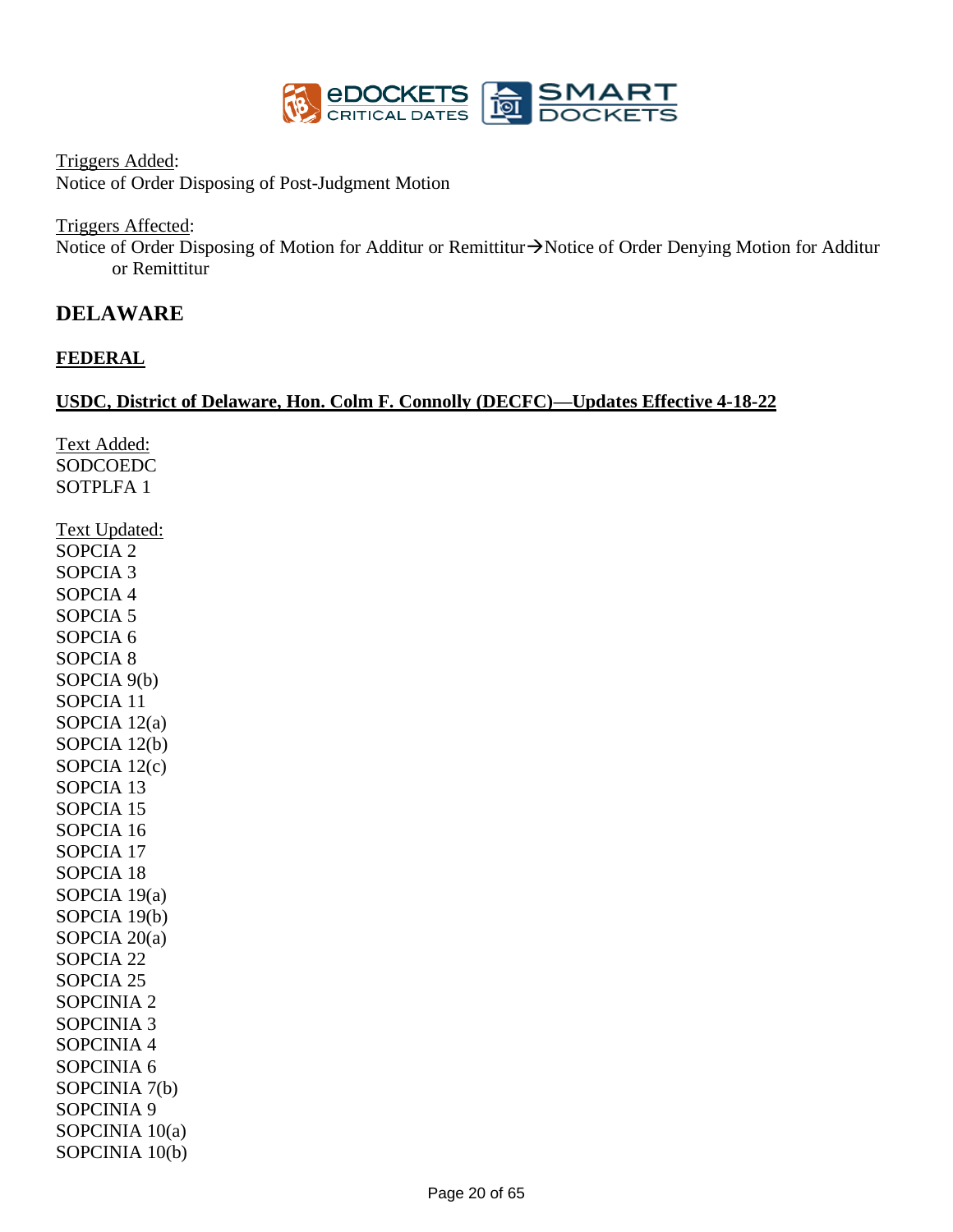Triggers Added:
Notice of Order Disposing of Post-Judgment Motion

Triggers Affected:
Notice of Order Disposing of Motion for Additur or Remittitur→Notice of Order Denying Motion for Additur or Remittitur

## DELAWARE

### FEDERAL

#### USDC, District of Delaware, Hon. Colm F. Connolly (DECFC)—Updates Effective 4-18-22

Text Added:
SODCOEDC
SOTPLFA 1

Text Updated:
SOPCIA 2
SOPCIA 3
SOPCIA 4
SOPCIA 5
SOPCIA 6
SOPCIA 8
SOPCIA 9(b)
SOPCIA 11
SOPCIA 12(a)
SOPCIA 12(b)
SOPCIA 12(c)
SOPCIA 13
SOPCIA 15
SOPCIA 16
SOPCIA 17
SOPCIA 18
SOPCIA 19(a)
SOPCIA 19(b)
SOPCIA 20(a)
SOPCIA 22
SOPCIA 25
SOPCINIA 2
SOPCINIA 3
SOPCINIA 4
SOPCINIA 6
SOPCINIA 7(b)
SOPCINIA 9
SOPCINIA 10(a)
SOPCINIA 10(b)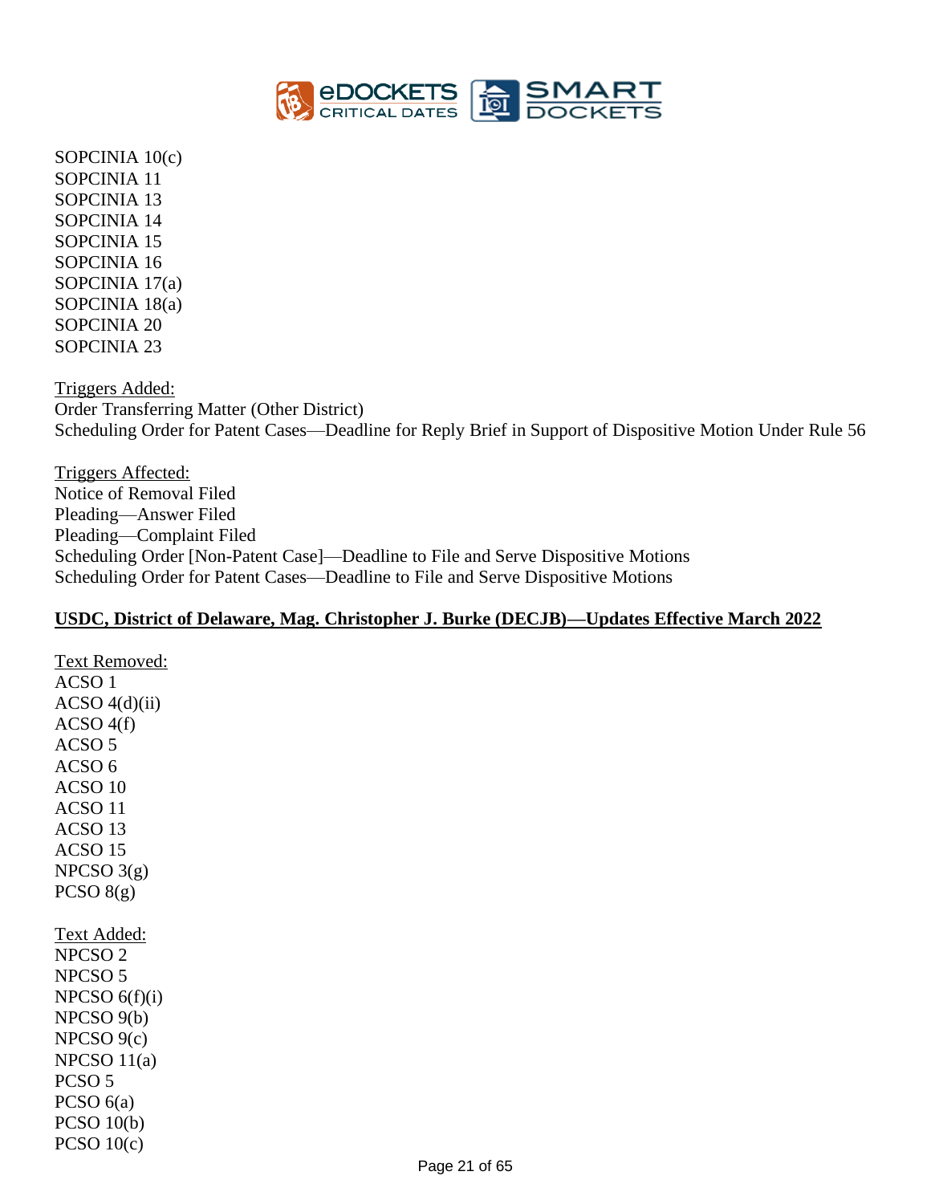SOPCINIA 10(c)
SOPCINIA 11
SOPCINIA 13
SOPCINIA 14
SOPCINIA 15
SOPCINIA 16
SOPCINIA 17(a)
SOPCINIA 18(a)
SOPCINIA 20
SOPCINIA 23

Triggers Added:
Order Transferring Matter (Other District)
Scheduling Order for Patent Cases—Deadline for Reply Brief in Support of Dispositive Motion Under Rule 56

Triggers Affected:
Notice of Removal Filed
Pleading—Answer Filed
Pleading—Complaint Filed
Scheduling Order [Non-Patent Case]—Deadline to File and Serve Dispositive Motions
Scheduling Order for Patent Cases—Deadline to File and Serve Dispositive Motions

**USDC, District of Delaware, Mag. Christopher J. Burke (DECJB)—Updates Effective March 2022**

Text Removed:
ACSO 1
ACSO 4(d)(ii)
ACSO 4(f)
ACSO 5
ACSO 6
ACSO 10
ACSO 11
ACSO 13
ACSO 15
NPCSO 3(g)
PCSO 8(g)

Text Added:
NPCSO 2
NPCSO 5
NPCSO 6(f)(i)
NPCSO 9(b)
NPCSO 9(c)
NPCSO 11(a)
PCSO 5
PCSO 6(a)
PCSO 10(b)
PCSO 10(c)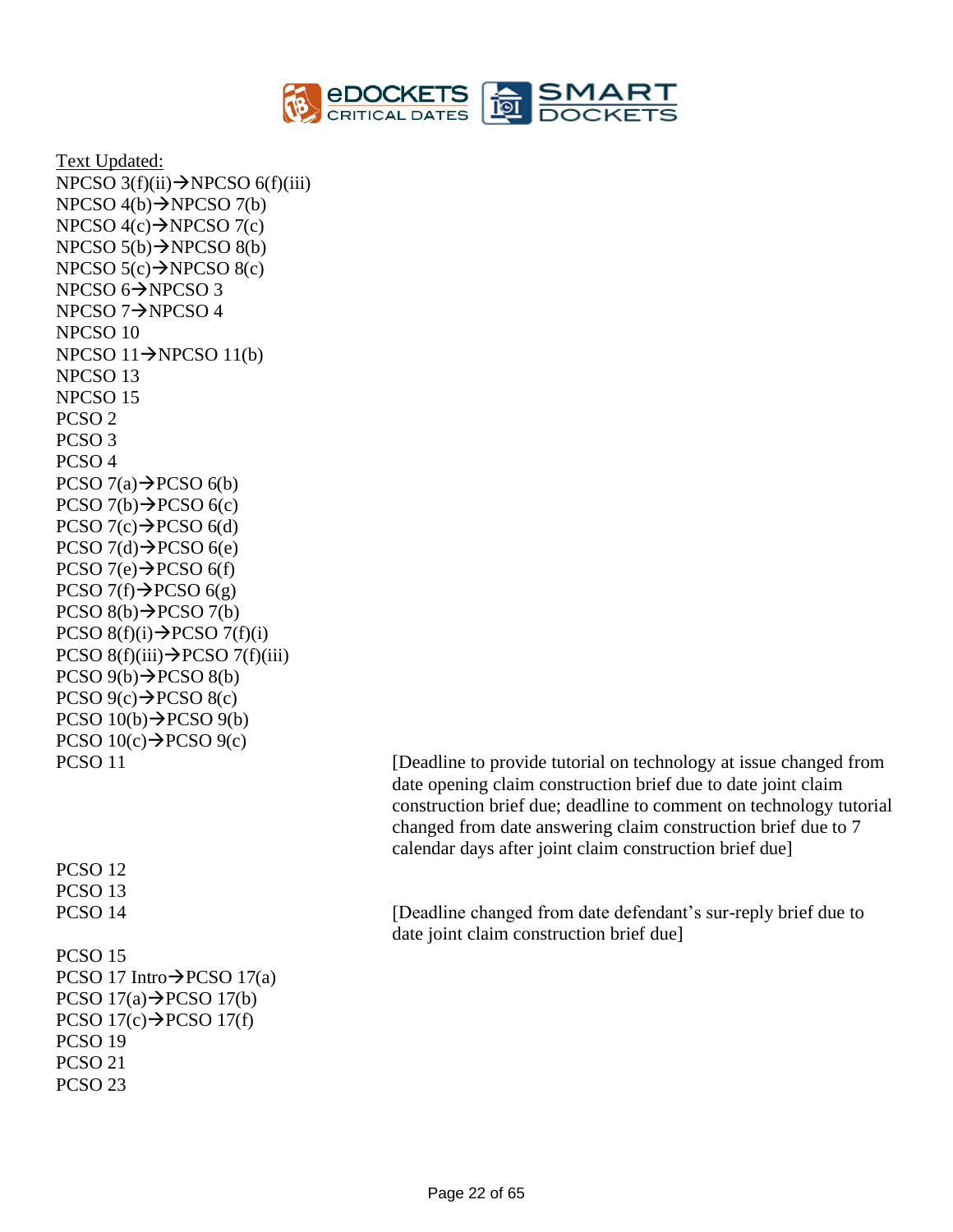<u>Text Updated:</u>

NPCSO 3(f)(ii)→NPCSO 6(f)(iii)
NPCSO 4(b)→NPCSO 7(b)
NPCSO 4(c)→NPCSO 7(c)
NPCSO 5(b)→NPCSO 8(b)
NPCSO 5(c)→NPCSO 8(c)
NPCSO 6→NPCSO 3
NPCSO 7→NPCSO 4
NPCSO 10
NPCSO 11→NPCSO 11(b)
NPCSO 13
NPCSO 15
PCSO 2
PCSO 3
PCSO 4
PCSO 7(a)→PCSO 6(b)
PCSO 7(b)→PCSO 6(c)
PCSO 7(c)→PCSO 6(d)
PCSO 7(d)→PCSO 6(e)
PCSO 7(e)→PCSO 6(f)
PCSO 7(f)→PCSO 6(g)
PCSO 8(b)→PCSO 7(b)
PCSO 8(f)(i)→PCSO 7(f)(i)
PCSO 8(f)(iii)→PCSO 7(f)(iii)
PCSO 9(b)→PCSO 8(b)
PCSO 9(c)→PCSO 8(c)
PCSO 10(b)→PCSO 9(b)
PCSO 10(c)→PCSO 9(c)
PCSO 11 [Deadline to provide tutorial on technology at issue changed from date opening claim construction brief due to date joint claim construction brief due; deadline to comment on technology tutorial changed from date answering claim construction brief due to 7 calendar days after joint claim construction brief due]
PCSO 12
PCSO 13
PCSO 14 [Deadline changed from date defendant's sur-reply brief due to date joint claim construction brief due]
PCSO 15
PCSO 17 Intro→PCSO 17(a)
PCSO 17(a)→PCSO 17(b)
PCSO 17(c)→PCSO 17(f)
PCSO 19
PCSO 21
PCSO 23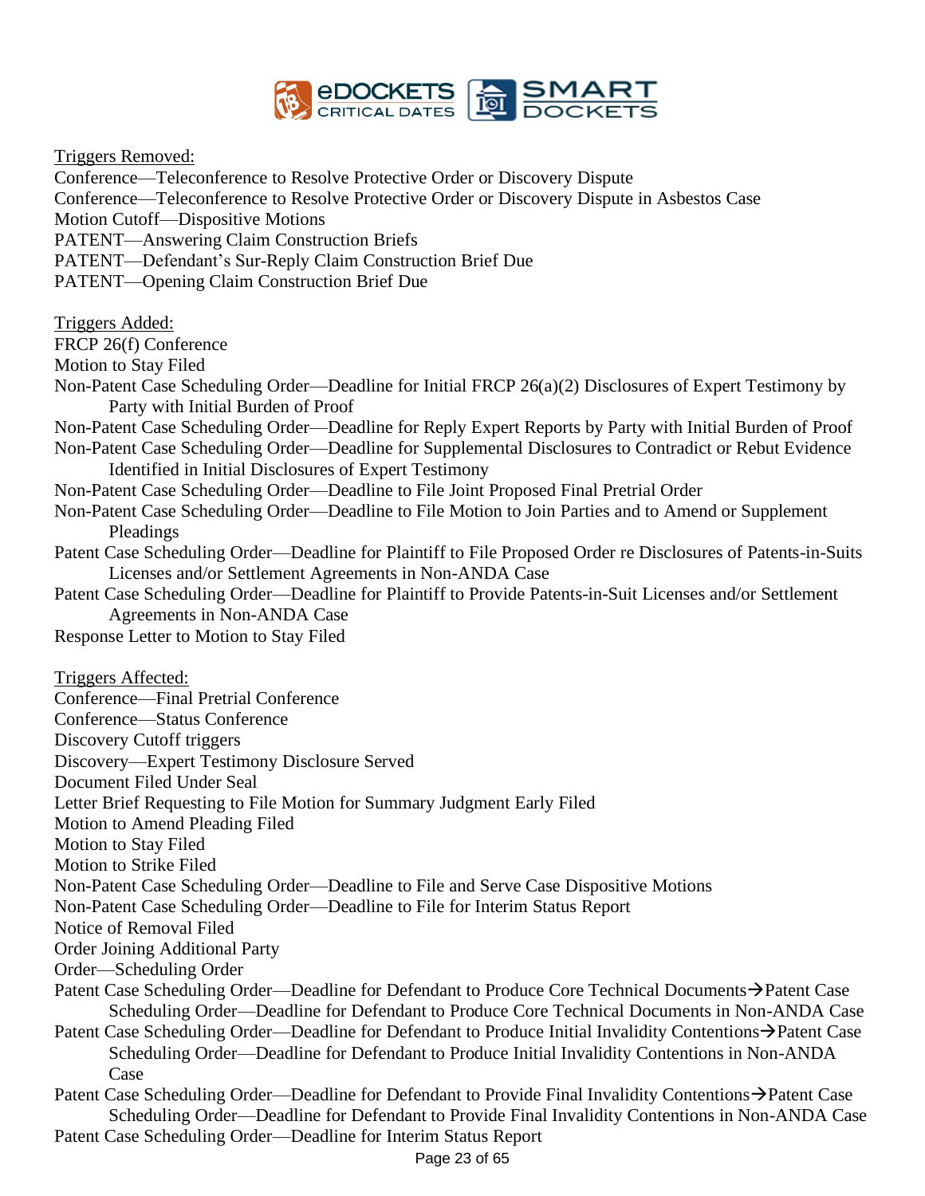Triggers Removed:

Conference—Teleconference to Resolve Protective Order or Discovery Dispute
Conference—Teleconference to Resolve Protective Order or Discovery Dispute in Asbestos Case
Motion Cutoff—Dispositive Motions
PATENT—Answering Claim Construction Briefs
PATENT—Defendant's Sur-Reply Claim Construction Brief Due
PATENT—Opening Claim Construction Brief Due

Triggers Added:

FRCP 26(f) Conference
Motion to Stay Filed
Non-Patent Case Scheduling Order—Deadline for Initial FRCP 26(a)(2) Disclosures of Expert Testimony by Party with Initial Burden of Proof
Non-Patent Case Scheduling Order—Deadline for Reply Expert Reports by Party with Initial Burden of Proof
Non-Patent Case Scheduling Order—Deadline for Supplemental Disclosures to Contradict or Rebut Evidence Identified in Initial Disclosures of Expert Testimony
Non-Patent Case Scheduling Order—Deadline to File Joint Proposed Final Pretrial Order
Non-Patent Case Scheduling Order—Deadline to File Motion to Join Parties and to Amend or Supplement Pleadings
Patent Case Scheduling Order—Deadline for Plaintiff to File Proposed Order re Disclosures of Patents-in-Suits Licenses and/or Settlement Agreements in Non-ANDA Case
Patent Case Scheduling Order—Deadline for Plaintiff to Provide Patents-in-Suit Licenses and/or Settlement Agreements in Non-ANDA Case
Response Letter to Motion to Stay Filed

Triggers Affected:

Conference—Final Pretrial Conference
Conference—Status Conference
Discovery Cutoff triggers
Discovery—Expert Testimony Disclosure Served
Document Filed Under Seal
Letter Brief Requesting to File Motion for Summary Judgment Early Filed
Motion to Amend Pleading Filed
Motion to Stay Filed
Motion to Strike Filed
Non-Patent Case Scheduling Order—Deadline to File and Serve Case Dispositive Motions
Non-Patent Case Scheduling Order—Deadline to File for Interim Status Report
Notice of Removal Filed
Order Joining Additional Party
Order—Scheduling Order
Patent Case Scheduling Order—Deadline for Defendant to Produce Core Technical Documents→Patent Case Scheduling Order—Deadline for Defendant to Produce Core Technical Documents in Non-ANDA Case
Patent Case Scheduling Order—Deadline for Defendant to Produce Initial Invalidity Contentions→Patent Case Scheduling Order—Deadline for Defendant to Produce Initial Invalidity Contentions in Non-ANDA Case
Patent Case Scheduling Order—Deadline for Defendant to Provide Final Invalidity Contentions→Patent Case Scheduling Order—Deadline for Defendant to Provide Final Invalidity Contentions in Non-ANDA Case
Patent Case Scheduling Order—Deadline for Interim Status Report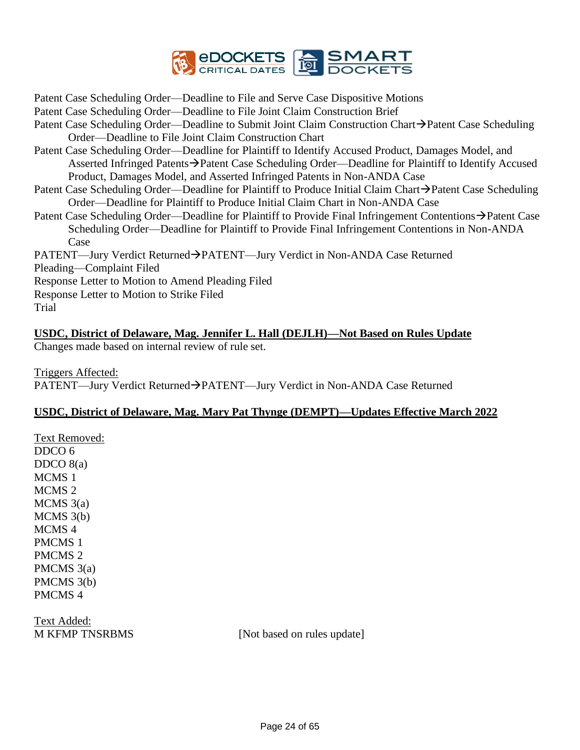Patent Case Scheduling Order—Deadline to File and Serve Case Dispositive Motions
Patent Case Scheduling Order—Deadline to File Joint Claim Construction Brief
Patent Case Scheduling Order—Deadline to Submit Joint Claim Construction Chart→Patent Case Scheduling Order—Deadline to File Joint Claim Construction Chart
Patent Case Scheduling Order—Deadline for Plaintiff to Identify Accused Product, Damages Model, and Asserted Infringed Patents→Patent Case Scheduling Order—Deadline for Plaintiff to Identify Accused Product, Damages Model, and Asserted Infringed Patents in Non-ANDA Case
Patent Case Scheduling Order—Deadline for Plaintiff to Produce Initial Claim Chart→Patent Case Scheduling Order—Deadline for Plaintiff to Produce Initial Claim Chart in Non-ANDA Case
Patent Case Scheduling Order—Deadline for Plaintiff to Provide Final Infringement Contentions→Patent Case Scheduling Order—Deadline for Plaintiff to Provide Final Infringement Contentions in Non-ANDA Case
PATENT—Jury Verdict Returned→PATENT—Jury Verdict in Non-ANDA Case Returned
Pleading—Complaint Filed
Response Letter to Motion to Amend Pleading Filed
Response Letter to Motion to Strike Filed
Trial

**<u>USDC, District of Delaware, Mag. Jennifer L. Hall (DEJLH)—Not Based on Rules Update</u>**

Changes made based on internal review of rule set.

<u>Triggers Affected:</u>
PATENT—Jury Verdict Returned→PATENT—Jury Verdict in Non-ANDA Case Returned

**<u>USDC, District of Delaware, Mag. Mary Pat Thynge (DEMPT)—Updates Effective March 2022</u>**

<u>Text Removed:</u>
DDCO 6
DDCO 8(a)
MCMS 1
MCMS 2
MCMS 3(a)
MCMS 3(b)
MCMS 4
PMCMS 1
PMCMS 2
PMCMS 3(a)
PMCMS 3(b)
PMCMS 4

<u>Text Added:</u>
M KFMP TNSRBMS [Not based on rules update]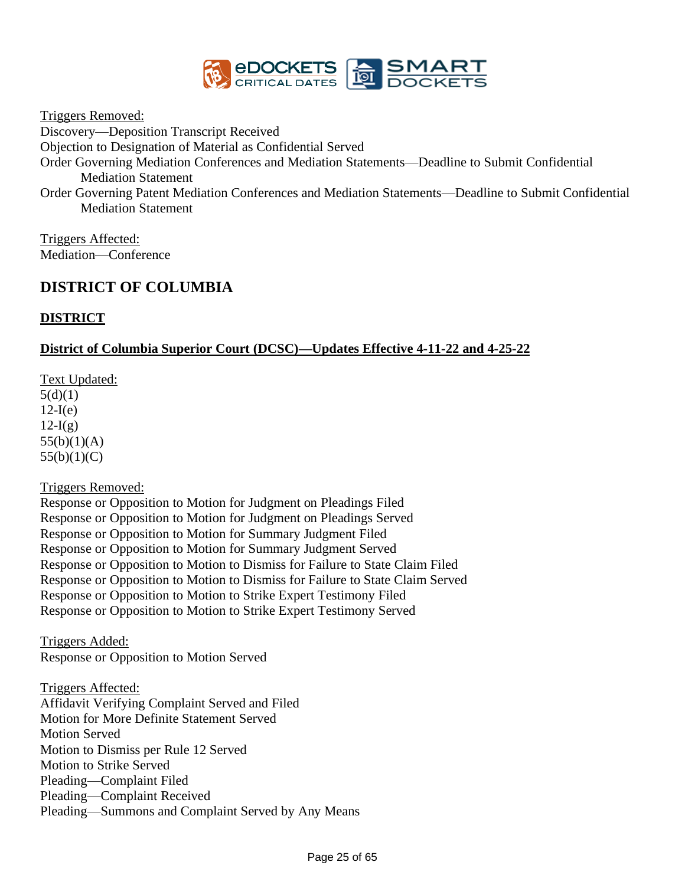Triggers Removed:
Discovery—Deposition Transcript Received
Objection to Designation of Material as Confidential Served
Order Governing Mediation Conferences and Mediation Statements—Deadline to Submit Confidential Mediation Statement
Order Governing Patent Mediation Conferences and Mediation Statements—Deadline to Submit Confidential Mediation Statement

Triggers Affected:
Mediation—Conference

## DISTRICT OF COLUMBIA

### DISTRICT

#### District of Columbia Superior Court (DCSC)—Updates Effective 4-11-22 and 4-25-22

Text Updated:
5(d)(1)
12-I(e)
12-I(g)
55(b)(1)(A)
55(b)(1)(C)

Triggers Removed:
Response or Opposition to Motion for Judgment on Pleadings Filed
Response or Opposition to Motion for Judgment on Pleadings Served
Response or Opposition to Motion for Summary Judgment Filed
Response or Opposition to Motion for Summary Judgment Served
Response or Opposition to Motion to Dismiss for Failure to State Claim Filed
Response or Opposition to Motion to Dismiss for Failure to State Claim Served
Response or Opposition to Motion to Strike Expert Testimony Filed
Response or Opposition to Motion to Strike Expert Testimony Served

Triggers Added:
Response or Opposition to Motion Served

Triggers Affected:
Affidavit Verifying Complaint Served and Filed
Motion for More Definite Statement Served
Motion Served
Motion to Dismiss per Rule 12 Served
Motion to Strike Served
Pleading—Complaint Filed
Pleading—Complaint Received
Pleading—Summons and Complaint Served by Any Means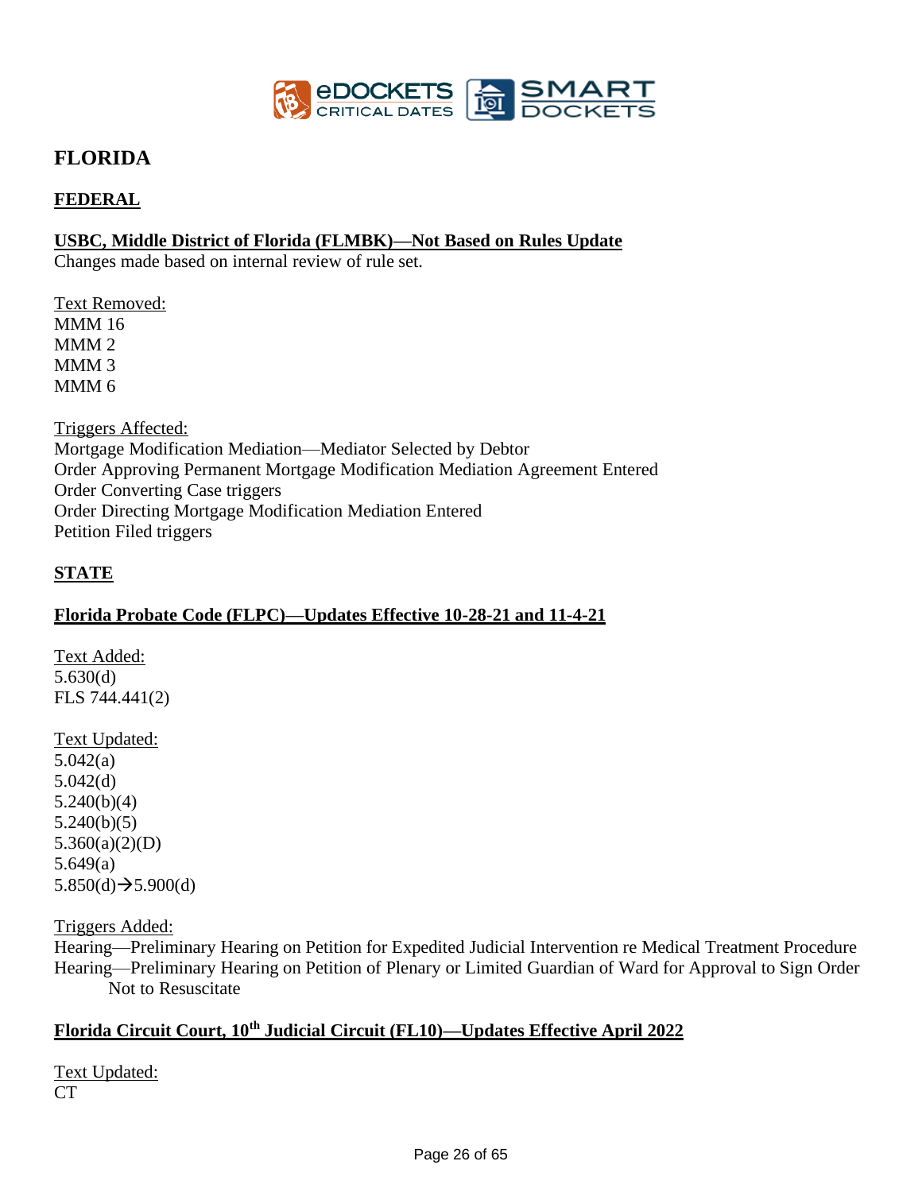# FLORIDA

## FEDERAL

### USBC, Middle District of Florida (FLMBK)—Not Based on Rules Update

Changes made based on internal review of rule set.

Text Removed:
MMM 16
MMM 2
MMM 3
MMM 6

Triggers Affected:
Mortgage Modification Mediation—Mediator Selected by Debtor
Order Approving Permanent Mortgage Modification Mediation Agreement Entered
Order Converting Case triggers
Order Directing Mortgage Modification Mediation Entered
Petition Filed triggers

## STATE

### Florida Probate Code (FLPC)—Updates Effective 10-28-21 and 11-4-21

Text Added:
5.630(d)
FLS 744.441(2)

Text Updated:
5.042(a)
5.042(d)
5.240(b)(4)
5.240(b)(5)
5.360(a)(2)(D)
5.649(a)
5.850(d)→5.900(d)

Triggers Added:
Hearing—Preliminary Hearing on Petition for Expedited Judicial Intervention re Medical Treatment Procedure
Hearing—Preliminary Hearing on Petition of Plenary or Limited Guardian of Ward for Approval to Sign Order Not to Resuscitate

### Florida Circuit Court, 10th Judicial Circuit (FL10)—Updates Effective April 2022

Text Updated:
CT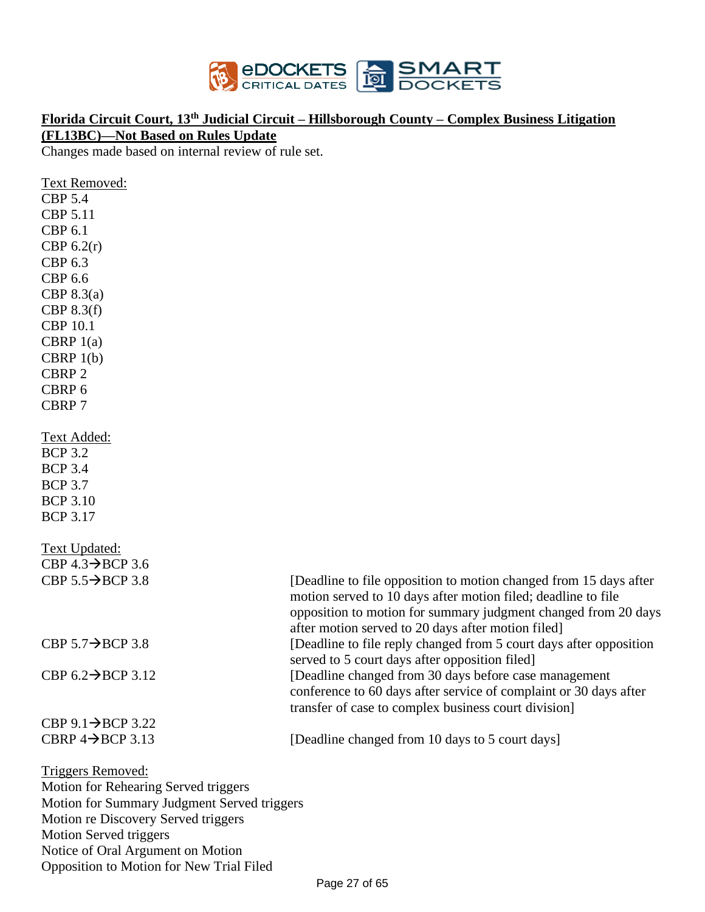**Florida Circuit Court, 13th Judicial Circuit – Hillsborough County – Complex Business Litigation (FL13BC)—Not Based on Rules Update**

Changes made based on internal review of rule set.

Text Removed:

CBP 5.4
CBP 5.11
CBP 6.1
CBP 6.2(r)
CBP 6.3
CBP 6.6
CBP 8.3(a)
CBP 8.3(f)
CBP 10.1
CBRP 1(a)
CBRP 1(b)
CBRP 2
CBRP 6
CBRP 7

Text Added:

BCP 3.2
BCP 3.4
BCP 3.7
BCP 3.10
BCP 3.17

Text Updated:

| | |
|---|---|
| CBP 4.3→BCP 3.6 | |
| CBP 5.5→BCP 3.8 | [Deadline to file opposition to motion changed from 15 days after motion served to 10 days after motion filed; deadline to file opposition to motion for summary judgment changed from 20 days after motion served to 20 days after motion filed] |
| CBP 5.7→BCP 3.8 | [Deadline to file reply changed from 5 court days after opposition served to 5 court days after opposition filed] |
| CBP 6.2→BCP 3.12 | [Deadline changed from 30 days before case management conference to 60 days after service of complaint or 30 days after transfer of case to complex business court division] |
| CBP 9.1→BCP 3.22 | |
| CBRP 4→BCP 3.13 | [Deadline changed from 10 days to 5 court days] |

Triggers Removed:

Motion for Rehearing Served triggers
Motion for Summary Judgment Served triggers
Motion re Discovery Served triggers
Motion Served triggers
Notice of Oral Argument on Motion
Opposition to Motion for New Trial Filed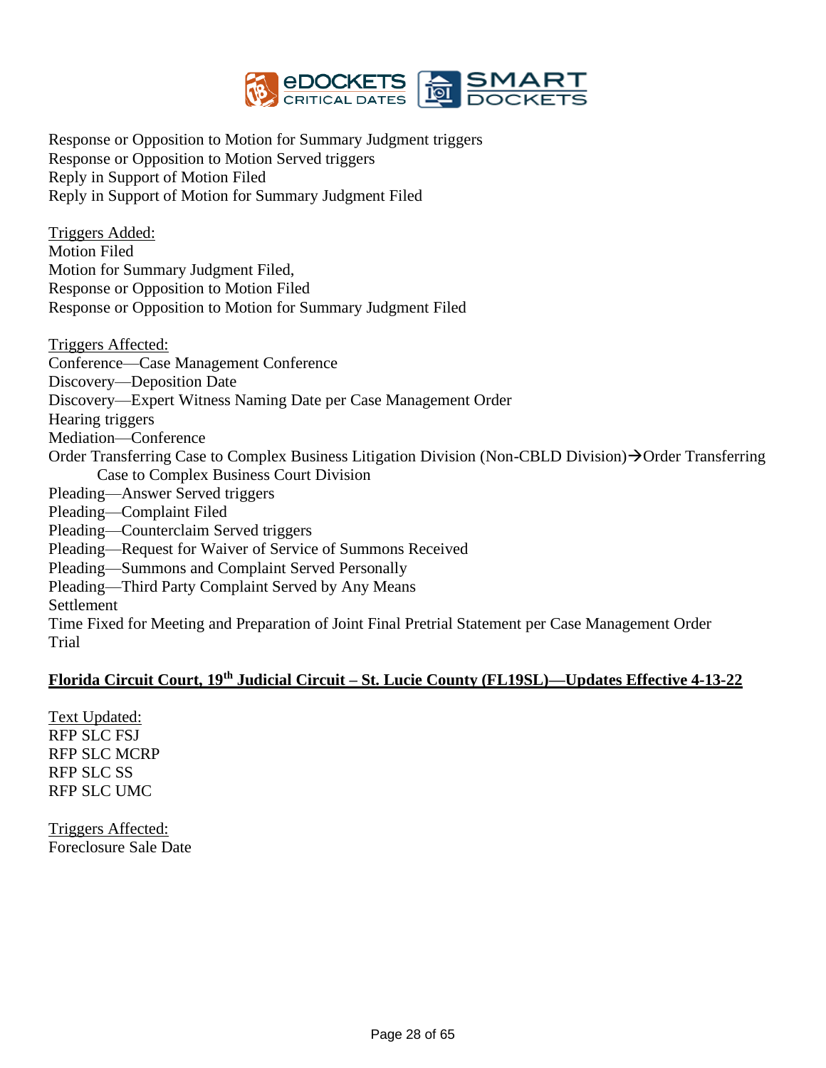Response or Opposition to Motion for Summary Judgment triggers
Response or Opposition to Motion Served triggers
Reply in Support of Motion Filed
Reply in Support of Motion for Summary Judgment Filed

<u>Triggers Added:</u>
Motion Filed
Motion for Summary Judgment Filed,
Response or Opposition to Motion Filed
Response or Opposition to Motion for Summary Judgment Filed

<u>Triggers Affected:</u>
Conference—Case Management Conference
Discovery—Deposition Date
Discovery—Expert Witness Naming Date per Case Management Order
Hearing triggers
Mediation—Conference
Order Transferring Case to Complex Business Litigation Division (Non-CBLD Division)→Order Transferring Case to Complex Business Court Division
Pleading—Answer Served triggers
Pleading—Complaint Filed
Pleading—Counterclaim Served triggers
Pleading—Request for Waiver of Service of Summons Received
Pleading—Summons and Complaint Served Personally
Pleading—Third Party Complaint Served by Any Means
Settlement
Time Fixed for Meeting and Preparation of Joint Final Pretrial Statement per Case Management Order
Trial

## Florida Circuit Court, 19th Judicial Circuit – St. Lucie County (FL19SL)—Updates Effective 4-13-22

<u>Text Updated:</u>
RFP SLC FSJ
RFP SLC MCRP
RFP SLC SS
RFP SLC UMC

<u>Triggers Affected:</u>
Foreclosure Sale Date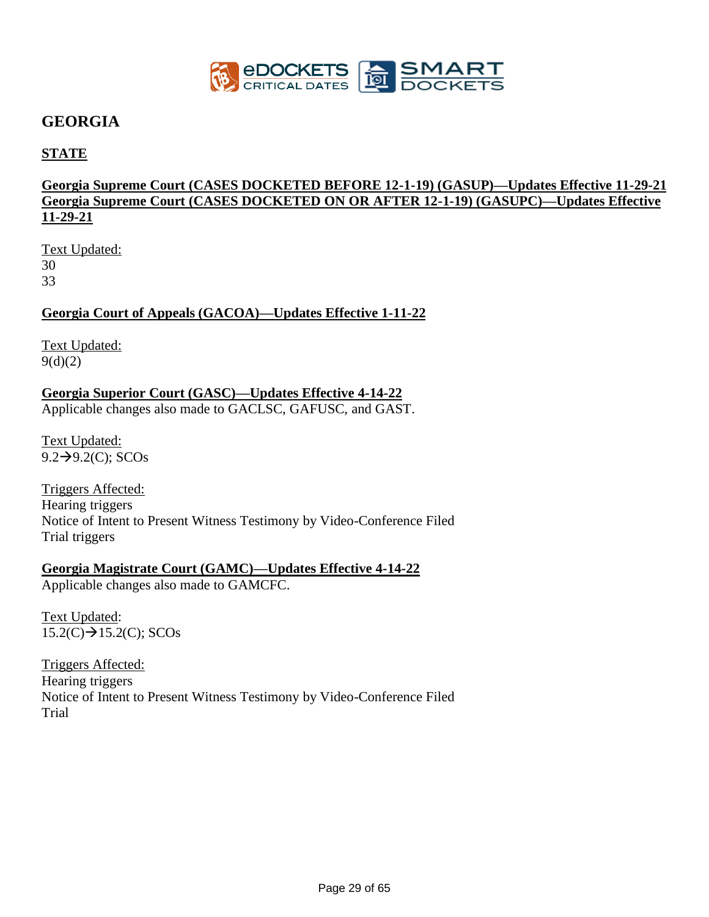## GEORGIA

### STATE

**Georgia Supreme Court (CASES DOCKETED BEFORE 12-1-19) (GASUP)—Updates Effective 11-29-21**
**Georgia Supreme Court (CASES DOCKETED ON OR AFTER 12-1-19) (GASUPC)—Updates Effective 11-29-21**

Text Updated:
30
33

**Georgia Court of Appeals (GACOA)—Updates Effective 1-11-22**

Text Updated:
9(d)(2)

**Georgia Superior Court (GASC)—Updates Effective 4-14-22**
Applicable changes also made to GACLSC, GAFUSC, and GAST.

Text Updated:
9.2→9.2(C); SCOs

Triggers Affected:
Hearing triggers
Notice of Intent to Present Witness Testimony by Video-Conference Filed
Trial triggers

**Georgia Magistrate Court (GAMC)—Updates Effective 4-14-22**
Applicable changes also made to GAMCFC.

Text Updated:
15.2(C)→15.2(C); SCOs

Triggers Affected:
Hearing triggers
Notice of Intent to Present Witness Testimony by Video-Conference Filed
Trial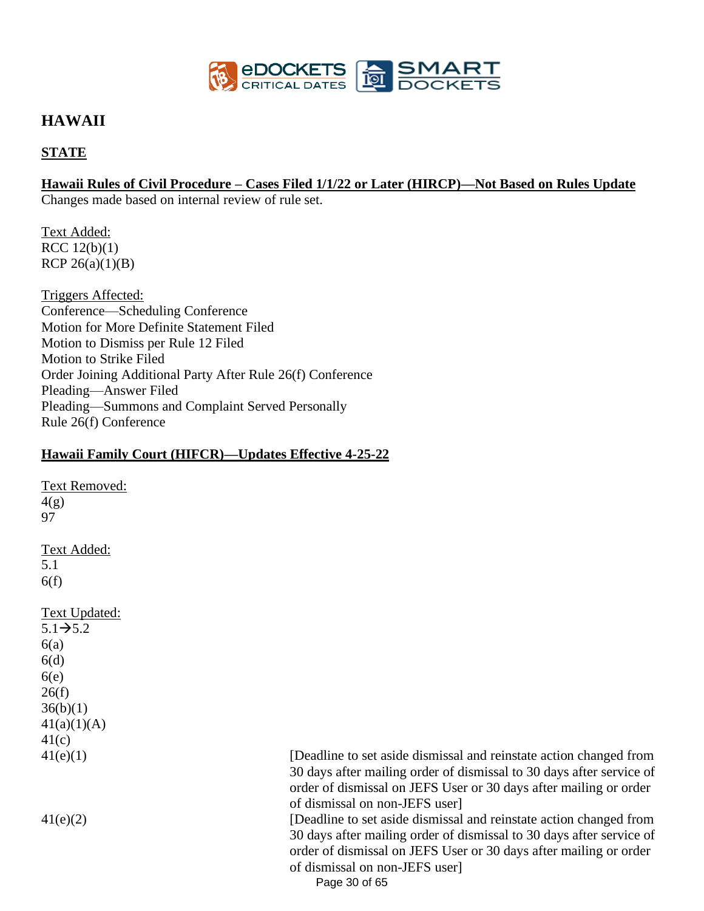# HAWAII

## STATE

**Hawaii Rules of Civil Procedure – Cases Filed 1/1/22 or Later (HIRCP)—Not Based on Rules Update**

Changes made based on internal review of rule set.

Text Added:
RCC 12(b)(1)
RCP 26(a)(1)(B)

Triggers Affected:
Conference—Scheduling Conference
Motion for More Definite Statement Filed
Motion to Dismiss per Rule 12 Filed
Motion to Strike Filed
Order Joining Additional Party After Rule 26(f) Conference
Pleading—Answer Filed
Pleading—Summons and Complaint Served Personally
Rule 26(f) Conference

**Hawaii Family Court (HIFCR)—Updates Effective 4-25-22**

Text Removed:
4(g)
97

Text Added:
5.1
6(f)

Text Updated:
5.1→5.2
6(a)
6(d)
6(e)
26(f)
36(b)(1)
41(a)(1)(A)
41(c)
41(e)(1) [Deadline to set aside dismissal and reinstate action changed from 30 days after mailing order of dismissal to 30 days after service of order of dismissal on JEFS User or 30 days after mailing or order of dismissal on non-JEFS user]
41(e)(2) [Deadline to set aside dismissal and reinstate action changed from 30 days after mailing order of dismissal to 30 days after service of order of dismissal on JEFS User or 30 days after mailing or order of dismissal on non-JEFS user]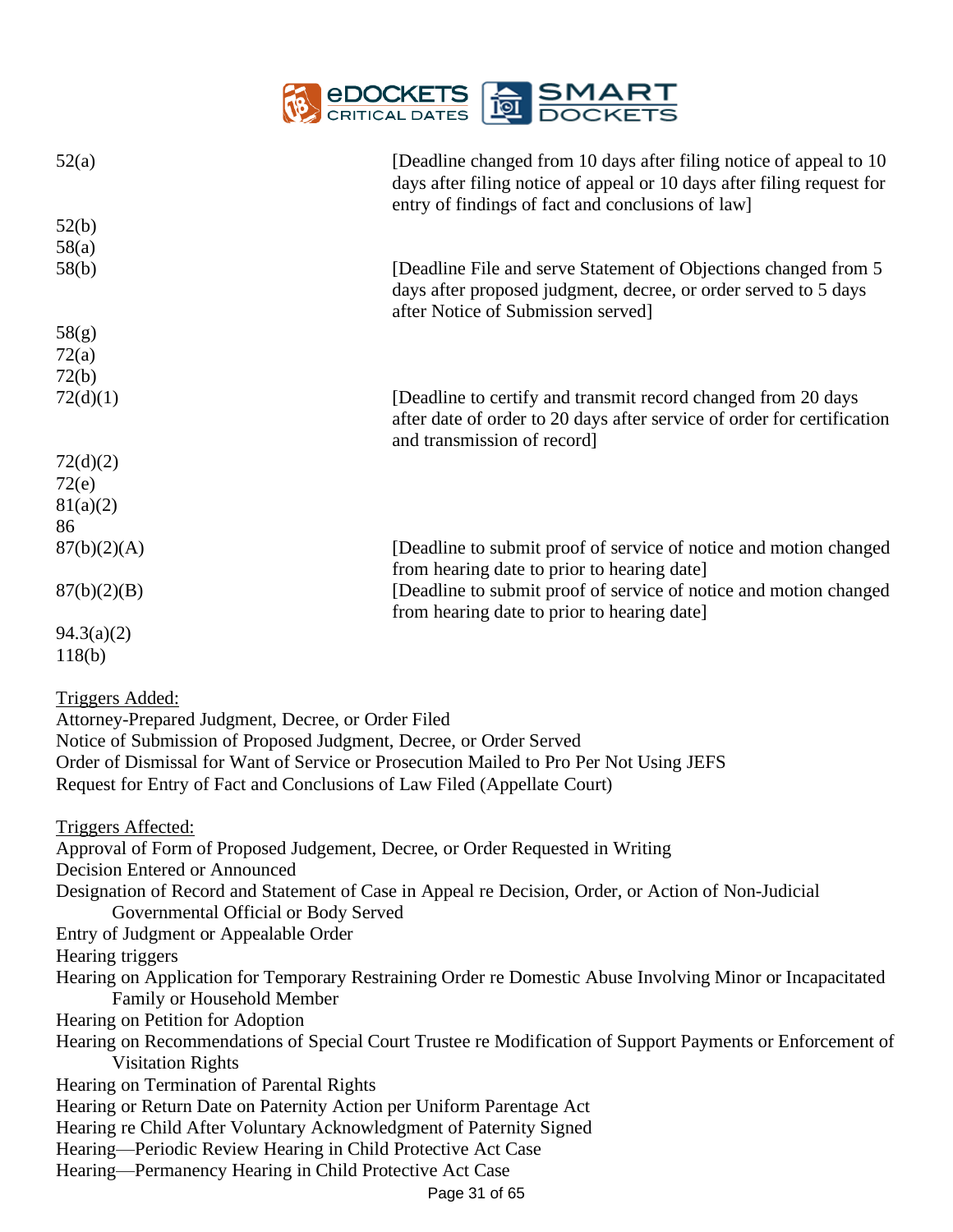| | |
|---|---|
| 52(a) | [Deadline changed from 10 days after filing notice of appeal to 10 days after filing notice of appeal or 10 days after filing request for entry of findings of fact and conclusions of law] |
| 52(b) | |
| 58(a) | |
| 58(b) | [Deadline File and serve Statement of Objections changed from 5 days after proposed judgment, decree, or order served to 5 days after Notice of Submission served] |
| 58(g) | |
| 72(a) | |
| 72(b) | |
| 72(d)(1) | [Deadline to certify and transmit record changed from 20 days after date of order to 20 days after service of order for certification and transmission of record] |
| 72(d)(2) | |
| 72(e) | |
| 81(a)(2) | |
| 86 | |
| 87(b)(2)(A) | [Deadline to submit proof of service of notice and motion changed from hearing date to prior to hearing date] |
| 87(b)(2)(B) | [Deadline to submit proof of service of notice and motion changed from hearing date to prior to hearing date] |
| 94.3(a)(2) | |
| 118(b) | |

Triggers Added:

Attorney-Prepared Judgment, Decree, or Order Filed
Notice of Submission of Proposed Judgment, Decree, or Order Served
Order of Dismissal for Want of Service or Prosecution Mailed to Pro Per Not Using JEFS
Request for Entry of Fact and Conclusions of Law Filed (Appellate Court)

Triggers Affected:

Approval of Form of Proposed Judgement, Decree, or Order Requested in Writing
Decision Entered or Announced
Designation of Record and Statement of Case in Appeal re Decision, Order, or Action of Non-Judicial Governmental Official or Body Served
Entry of Judgment or Appealable Order
Hearing triggers
Hearing on Application for Temporary Restraining Order re Domestic Abuse Involving Minor or Incapacitated Family or Household Member
Hearing on Petition for Adoption
Hearing on Recommendations of Special Court Trustee re Modification of Support Payments or Enforcement of Visitation Rights
Hearing on Termination of Parental Rights
Hearing or Return Date on Paternity Action per Uniform Parentage Act
Hearing re Child After Voluntary Acknowledgment of Paternity Signed
Hearing—Periodic Review Hearing in Child Protective Act Case
Hearing—Permanency Hearing in Child Protective Act Case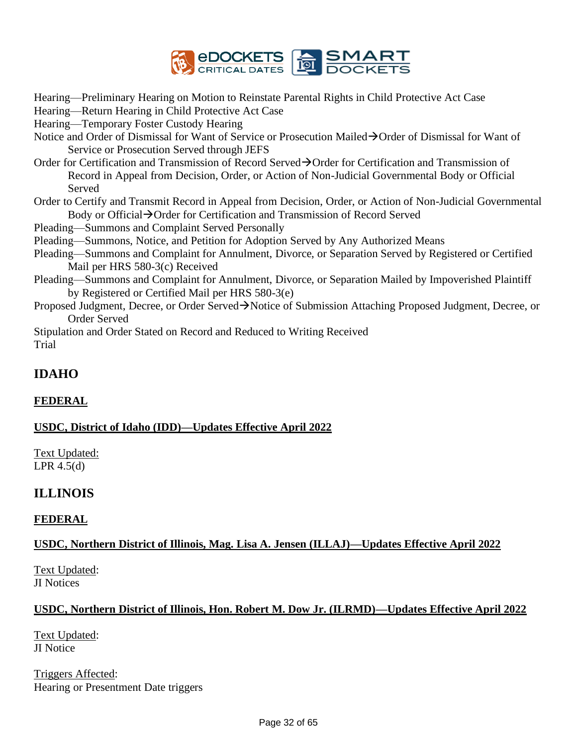Hearing—Preliminary Hearing on Motion to Reinstate Parental Rights in Child Protective Act Case
Hearing—Return Hearing in Child Protective Act Case
Hearing—Temporary Foster Custody Hearing
Notice and Order of Dismissal for Want of Service or Prosecution Mailed→Order of Dismissal for Want of Service or Prosecution Served through JEFS
Order for Certification and Transmission of Record Served→Order for Certification and Transmission of Record in Appeal from Decision, Order, or Action of Non-Judicial Governmental Body or Official Served
Order to Certify and Transmit Record in Appeal from Decision, Order, or Action of Non-Judicial Governmental Body or Official→Order for Certification and Transmission of Record Served
Pleading—Summons and Complaint Served Personally
Pleading—Summons, Notice, and Petition for Adoption Served by Any Authorized Means
Pleading—Summons and Complaint for Annulment, Divorce, or Separation Served by Registered or Certified Mail per HRS 580-3(c) Received
Pleading—Summons and Complaint for Annulment, Divorce, or Separation Mailed by Impoverished Plaintiff by Registered or Certified Mail per HRS 580-3(e)
Proposed Judgment, Decree, or Order Served→Notice of Submission Attaching Proposed Judgment, Decree, or Order Served
Stipulation and Order Stated on Record and Reduced to Writing Received
Trial

## IDAHO

### FEDERAL

#### USDC, District of Idaho (IDD)—Updates Effective April 2022

Text Updated:
LPR 4.5(d)

## ILLINOIS

### FEDERAL

#### USDC, Northern District of Illinois, Mag. Lisa A. Jensen (ILLAJ)—Updates Effective April 2022

Text Updated:
JI Notices

#### USDC, Northern District of Illinois, Hon. Robert M. Dow Jr. (ILRMD)—Updates Effective April 2022

Text Updated:
JI Notice

Triggers Affected:
Hearing or Presentment Date triggers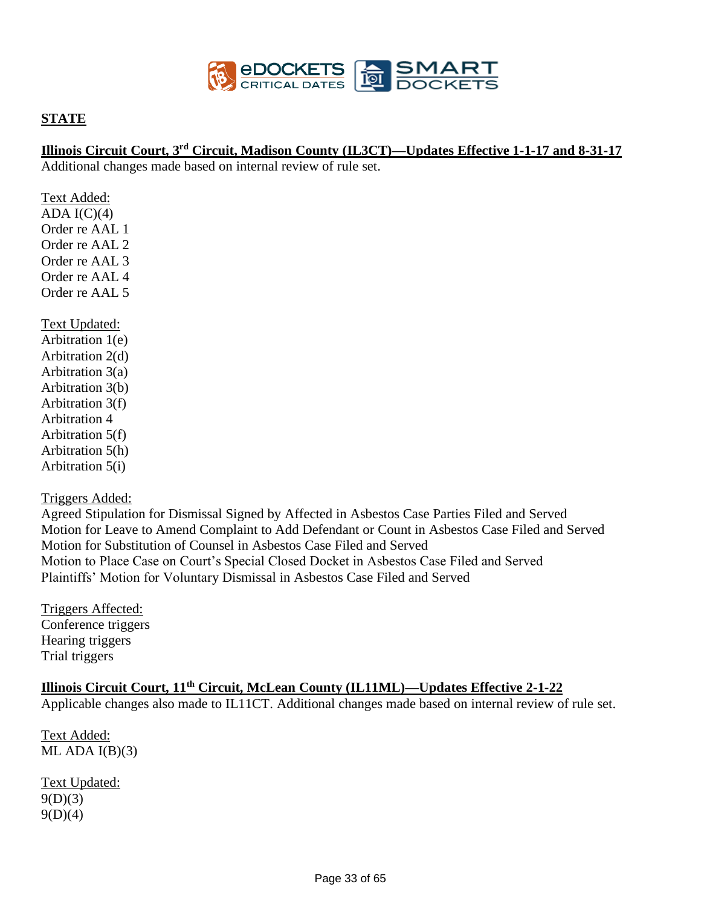## STATE

**Illinois Circuit Court, 3rd Circuit, Madison County (IL3CT)—Updates Effective 1-1-17 and 8-31-17**

Additional changes made based on internal review of rule set.

Text Added:
ADA I(C)(4)
Order re AAL 1
Order re AAL 2
Order re AAL 3
Order re AAL 4
Order re AAL 5

Text Updated:
Arbitration 1(e)
Arbitration 2(d)
Arbitration 3(a)
Arbitration 3(b)
Arbitration 3(f)
Arbitration 4
Arbitration 5(f)
Arbitration 5(h)
Arbitration 5(i)

Triggers Added:
Agreed Stipulation for Dismissal Signed by Affected in Asbestos Case Parties Filed and Served
Motion for Leave to Amend Complaint to Add Defendant or Count in Asbestos Case Filed and Served
Motion for Substitution of Counsel in Asbestos Case Filed and Served
Motion to Place Case on Court's Special Closed Docket in Asbestos Case Filed and Served
Plaintiffs' Motion for Voluntary Dismissal in Asbestos Case Filed and Served

Triggers Affected:
Conference triggers
Hearing triggers
Trial triggers

**Illinois Circuit Court, 11th Circuit, McLean County (IL11ML)—Updates Effective 2-1-22**

Applicable changes also made to IL11CT. Additional changes made based on internal review of rule set.

Text Added:
ML ADA I(B)(3)

Text Updated:
9(D)(3)
9(D)(4)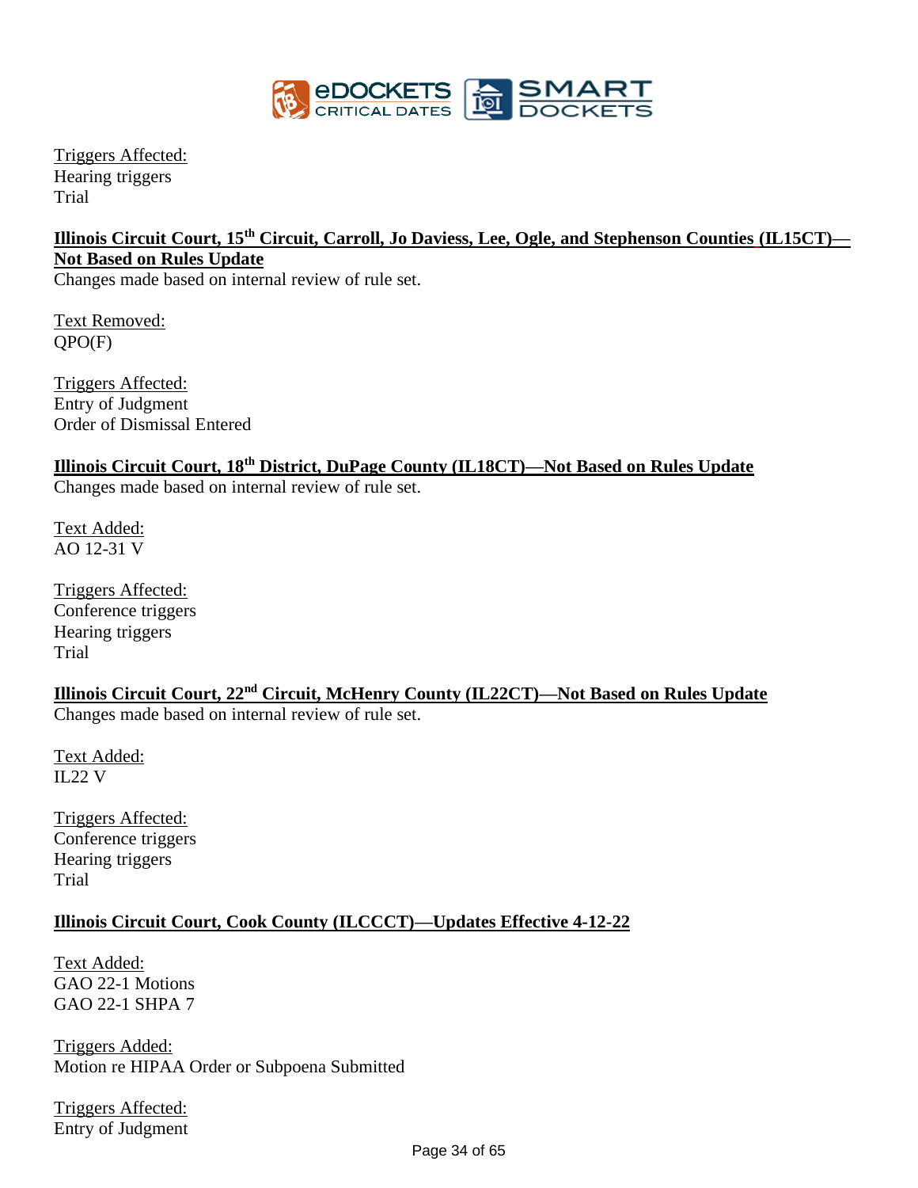Triggers Affected:
Hearing triggers
Trial

**Illinois Circuit Court, 15th Circuit, Carroll, Jo Daviess, Lee, Ogle, and Stephenson Counties (IL15CT)—Not Based on Rules Update**

Changes made based on internal review of rule set.

Text Removed:
QPO(F)

Triggers Affected:
Entry of Judgment
Order of Dismissal Entered

**Illinois Circuit Court, 18th District, DuPage County (IL18CT)—Not Based on Rules Update**

Changes made based on internal review of rule set.

Text Added:
AO 12-31 V

Triggers Affected:
Conference triggers
Hearing triggers
Trial

**Illinois Circuit Court, 22nd Circuit, McHenry County (IL22CT)—Not Based on Rules Update**

Changes made based on internal review of rule set.

Text Added:
IL22 V

Triggers Affected:
Conference triggers
Hearing triggers
Trial

**Illinois Circuit Court, Cook County (ILCCCT)—Updates Effective 4-12-22**

Text Added:
GAO 22-1 Motions
GAO 22-1 SHPA 7

Triggers Added:
Motion re HIPAA Order or Subpoena Submitted

Triggers Affected:
Entry of Judgment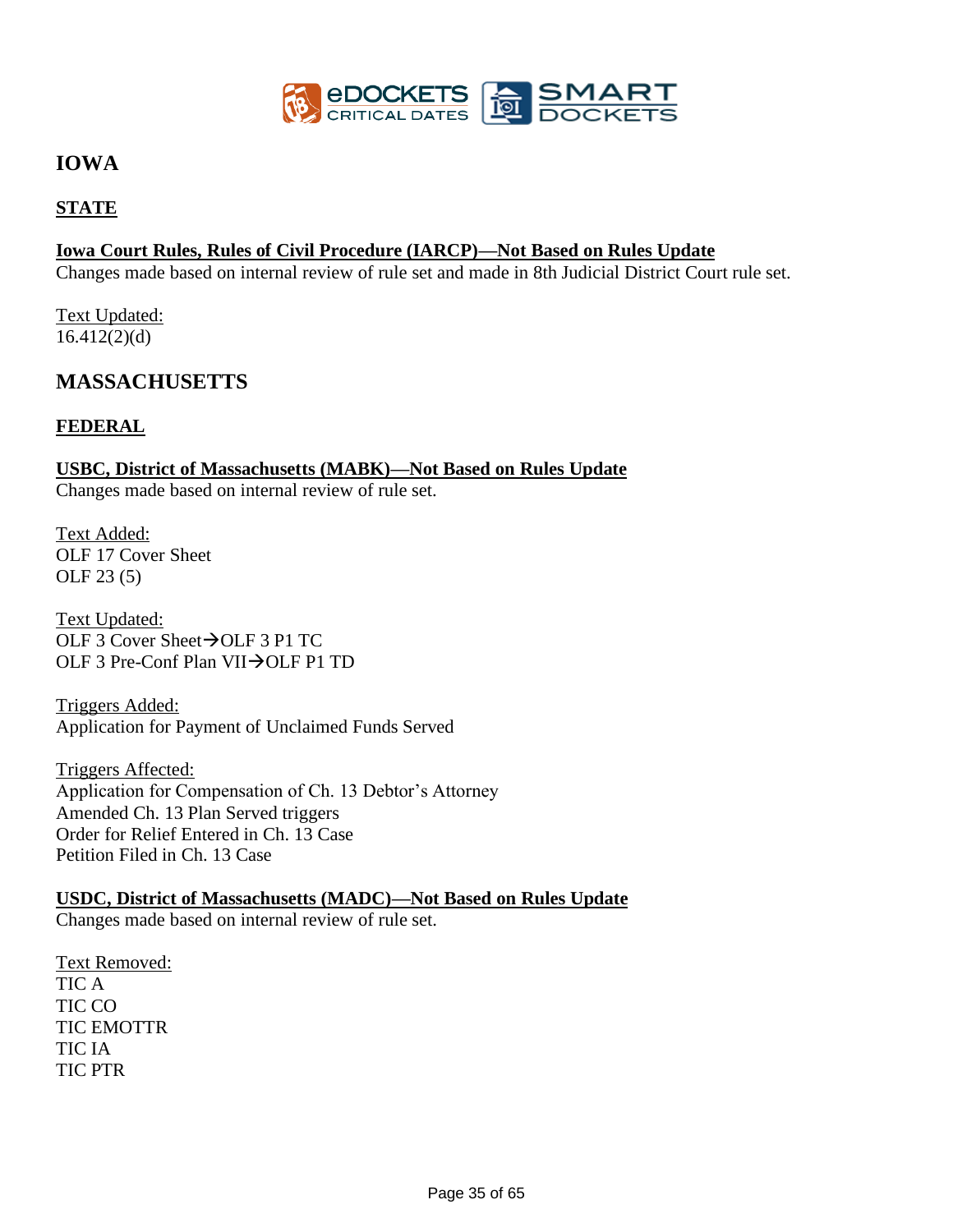# IOWA

## STATE

**Iowa Court Rules, Rules of Civil Procedure (IARCP)—Not Based on Rules Update**
Changes made based on internal review of rule set and made in 8th Judicial District Court rule set.

Text Updated:
16.412(2)(d)

# MASSACHUSETTS

## FEDERAL

**USBC, District of Massachusetts (MABK)—Not Based on Rules Update**
Changes made based on internal review of rule set.

Text Added:
OLF 17 Cover Sheet
OLF 23 (5)

Text Updated:
OLF 3 Cover Sheet→OLF 3 P1 TC
OLF 3 Pre-Conf Plan VII→OLF P1 TD

Triggers Added:
Application for Payment of Unclaimed Funds Served

Triggers Affected:
Application for Compensation of Ch. 13 Debtor's Attorney
Amended Ch. 13 Plan Served triggers
Order for Relief Entered in Ch. 13 Case
Petition Filed in Ch. 13 Case

**USDC, District of Massachusetts (MADC)—Not Based on Rules Update**
Changes made based on internal review of rule set.

Text Removed:
TIC A
TIC CO
TIC EMOTTR
TIC IA
TIC PTR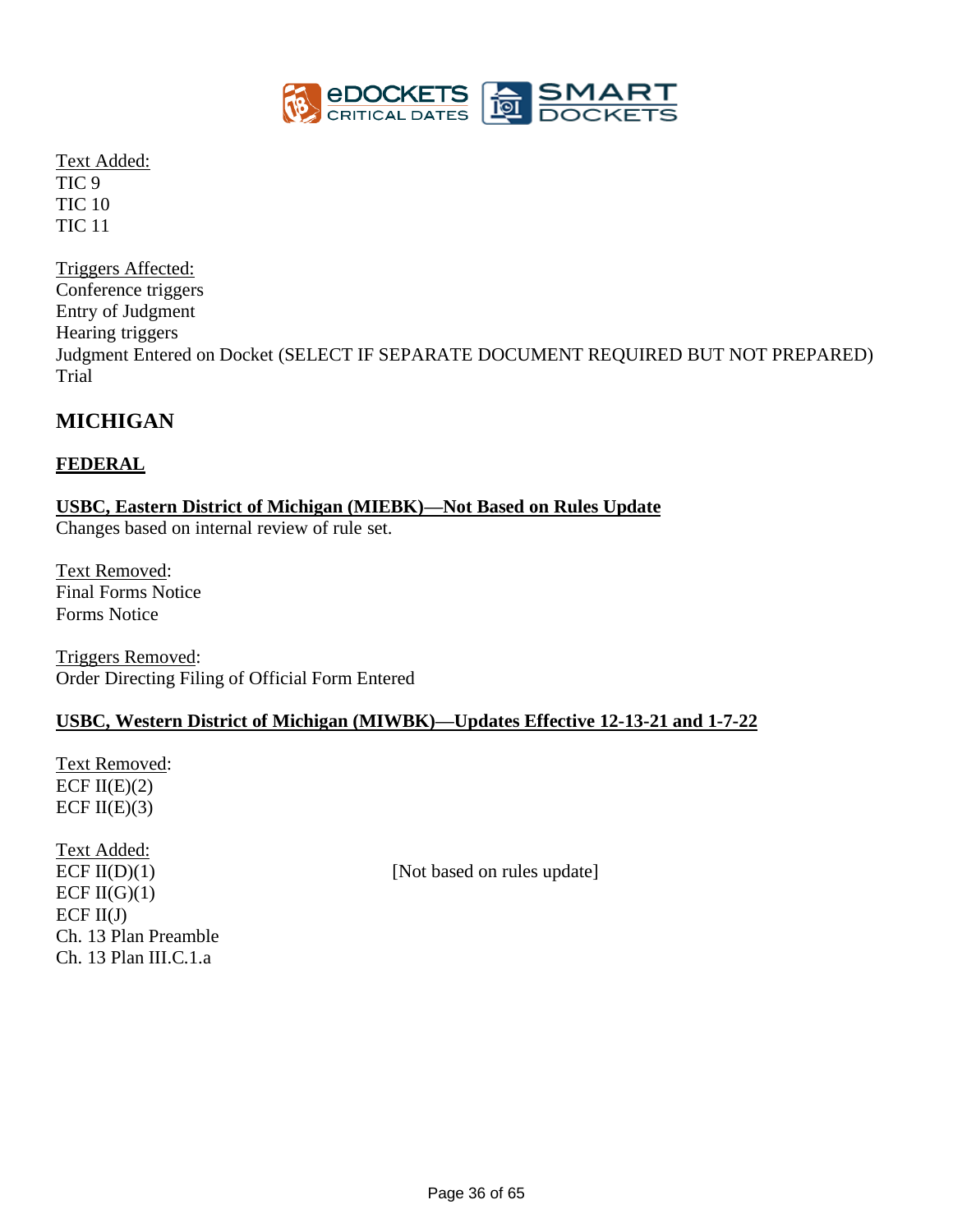Text Added:
TIC 9
TIC 10
TIC 11

Triggers Affected:
Conference triggers
Entry of Judgment
Hearing triggers
Judgment Entered on Docket (SELECT IF SEPARATE DOCUMENT REQUIRED BUT NOT PREPARED)
Trial

## MICHIGAN

### FEDERAL

**USBC, Eastern District of Michigan (MIEBK)—Not Based on Rules Update**
Changes based on internal review of rule set.

Text Removed:
Final Forms Notice
Forms Notice

Triggers Removed:
Order Directing Filing of Official Form Entered

**USBC, Western District of Michigan (MIWBK)—Updates Effective 12-13-21 and 1-7-22**

Text Removed:
ECF II(E)(2)
ECF II(E)(3)

Text Added:
ECF II(D)(1) [Not based on rules update]
ECF II(G)(1)
ECF II(J)
Ch. 13 Plan Preamble
Ch. 13 Plan III.C.1.a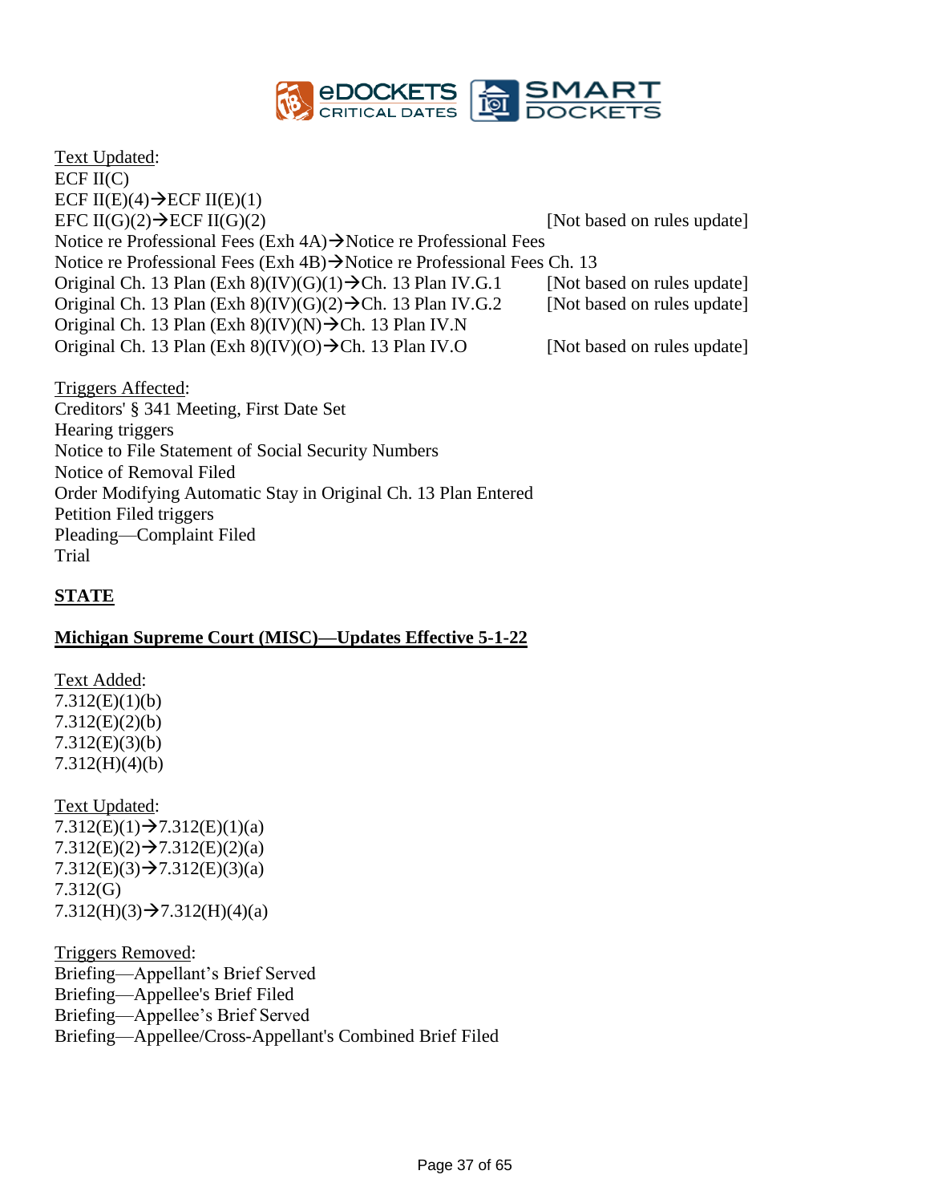Text Updated:
ECF II(C)
ECF II(E)(4)→ECF II(E)(1)
EFC II(G)(2)→ECF II(G)(2) [Not based on rules update]
Notice re Professional Fees (Exh 4A)→Notice re Professional Fees
Notice re Professional Fees (Exh 4B)→Notice re Professional Fees Ch. 13
Original Ch. 13 Plan (Exh 8)(IV)(G)(1)→Ch. 13 Plan IV.G.1 [Not based on rules update]
Original Ch. 13 Plan (Exh 8)(IV)(G)(2)→Ch. 13 Plan IV.G.2 [Not based on rules update]
Original Ch. 13 Plan (Exh 8)(IV)(N)→Ch. 13 Plan IV.N
Original Ch. 13 Plan (Exh 8)(IV)(O)→Ch. 13 Plan IV.O [Not based on rules update]

Triggers Affected:
Creditors' § 341 Meeting, First Date Set
Hearing triggers
Notice to File Statement of Social Security Numbers
Notice of Removal Filed
Order Modifying Automatic Stay in Original Ch. 13 Plan Entered
Petition Filed triggers
Pleading—Complaint Filed
Trial

## STATE

### Michigan Supreme Court (MISC)—Updates Effective 5-1-22

Text Added:
7.312(E)(1)(b)
7.312(E)(2)(b)
7.312(E)(3)(b)
7.312(H)(4)(b)

Text Updated:
7.312(E)(1)→7.312(E)(1)(a)
7.312(E)(2)→7.312(E)(2)(a)
7.312(E)(3)→7.312(E)(3)(a)
7.312(G)
7.312(H)(3)→7.312(H)(4)(a)

Triggers Removed:
Briefing—Appellant's Brief Served
Briefing—Appellee's Brief Filed
Briefing—Appellee's Brief Served
Briefing—Appellee/Cross-Appellant's Combined Brief Filed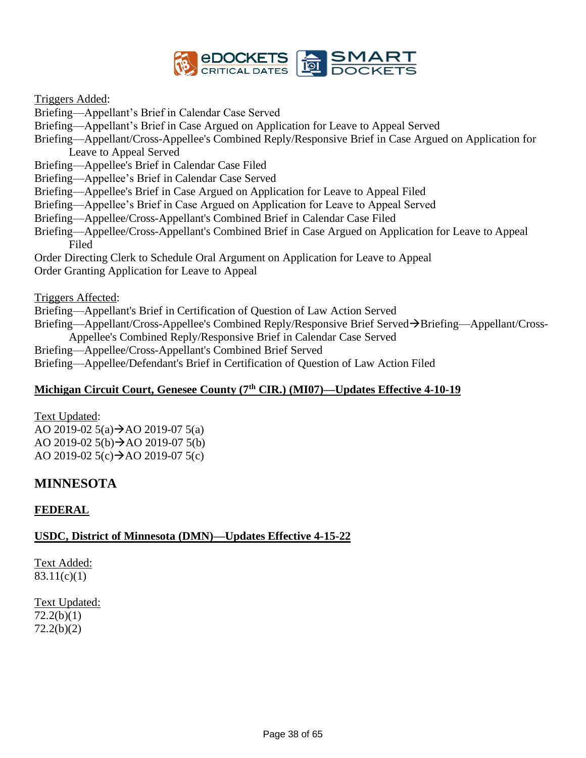Triggers Added:

Briefing—Appellant's Brief in Calendar Case Served

Briefing—Appellant's Brief in Case Argued on Application for Leave to Appeal Served

Briefing—Appellant/Cross-Appellee's Combined Reply/Responsive Brief in Case Argued on Application for Leave to Appeal Served

Briefing—Appellee's Brief in Calendar Case Filed

Briefing—Appellee's Brief in Calendar Case Served

Briefing—Appellee's Brief in Case Argued on Application for Leave to Appeal Filed

Briefing—Appellee's Brief in Case Argued on Application for Leave to Appeal Served

Briefing—Appellee/Cross-Appellant's Combined Brief in Calendar Case Filed

Briefing—Appellee/Cross-Appellant's Combined Brief in Case Argued on Application for Leave to Appeal Filed

Order Directing Clerk to Schedule Oral Argument on Application for Leave to Appeal

Order Granting Application for Leave to Appeal

Triggers Affected:

Briefing—Appellant's Brief in Certification of Question of Law Action Served

Briefing—Appellant/Cross-Appellee's Combined Reply/Responsive Brief Served→Briefing—Appellant/Cross-Appellee's Combined Reply/Responsive Brief in Calendar Case Served

Briefing—Appellee/Cross-Appellant's Combined Brief Served

Briefing—Appellee/Defendant's Brief in Certification of Question of Law Action Filed

**Michigan Circuit Court, Genesee County (7th CIR.) (MI07)—Updates Effective 4-10-19**

Text Updated:

AO 2019-02 5(a)→AO 2019-07 5(a)

AO 2019-02 5(b)→AO 2019-07 5(b)

AO 2019-02 5(c)→AO 2019-07 5(c)

## MINNESOTA

**FEDERAL**

**USDC, District of Minnesota (DMN)—Updates Effective 4-15-22**

Text Added:

83.11(c)(1)

Text Updated:

72.2(b)(1)

72.2(b)(2)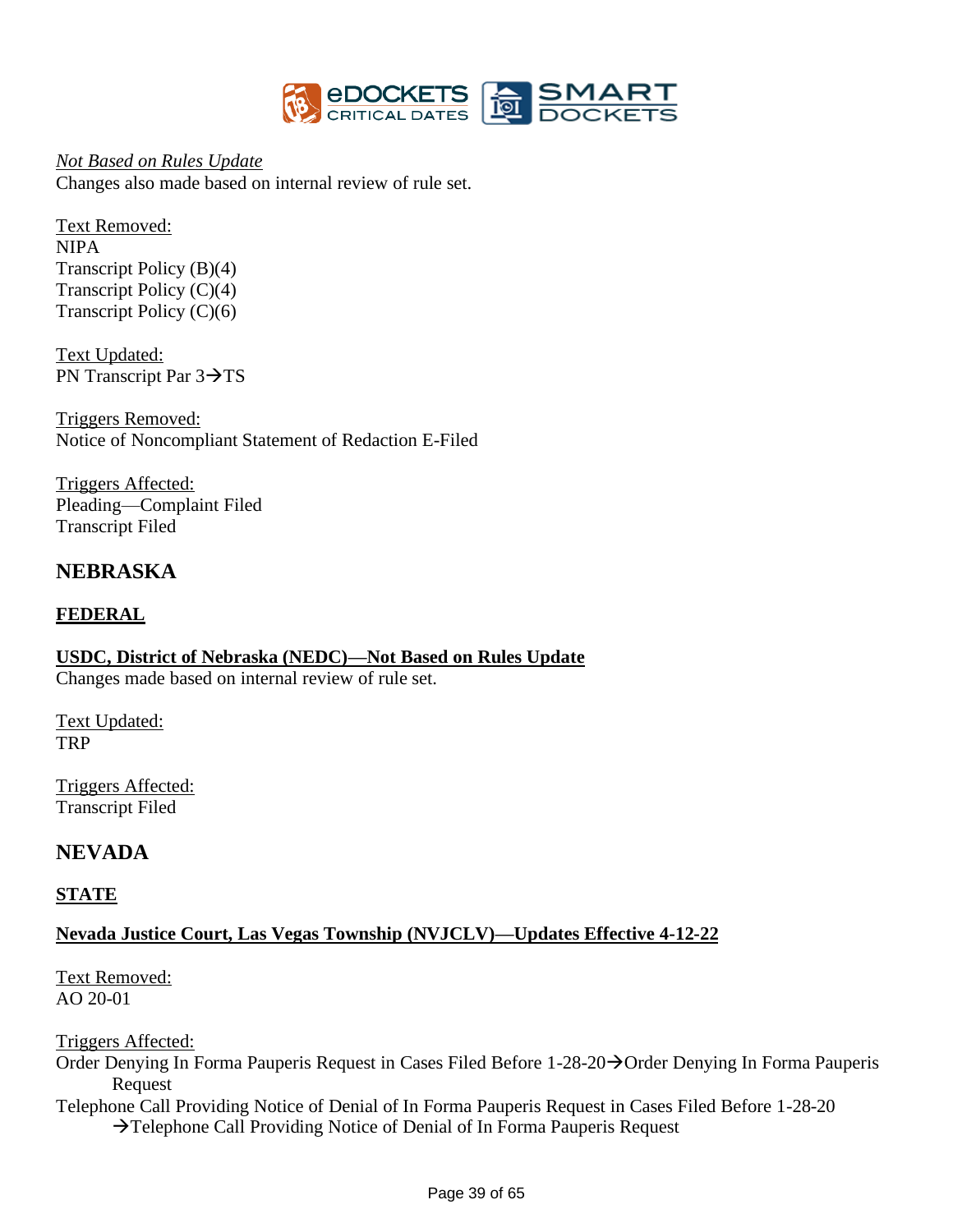*Not Based on Rules Update*
Changes also made based on internal review of rule set.

Text Removed:
NIPA
Transcript Policy (B)(4)
Transcript Policy (C)(4)
Transcript Policy (C)(6)

Text Updated:
PN Transcript Par 3→TS

Triggers Removed:
Notice of Noncompliant Statement of Redaction E-Filed

Triggers Affected:
Pleading—Complaint Filed
Transcript Filed

## NEBRASKA

### FEDERAL

**USDC, District of Nebraska (NEDC)—Not Based on Rules Update**
Changes made based on internal review of rule set.

Text Updated:
TRP

Triggers Affected:
Transcript Filed

## NEVADA

### STATE

**Nevada Justice Court, Las Vegas Township (NVJCLV)—Updates Effective 4-12-22**

Text Removed:
AO 20-01

Triggers Affected:
Order Denying In Forma Pauperis Request in Cases Filed Before 1-28-20→Order Denying In Forma Pauperis Request
Telephone Call Providing Notice of Denial of In Forma Pauperis Request in Cases Filed Before 1-28-20 →Telephone Call Providing Notice of Denial of In Forma Pauperis Request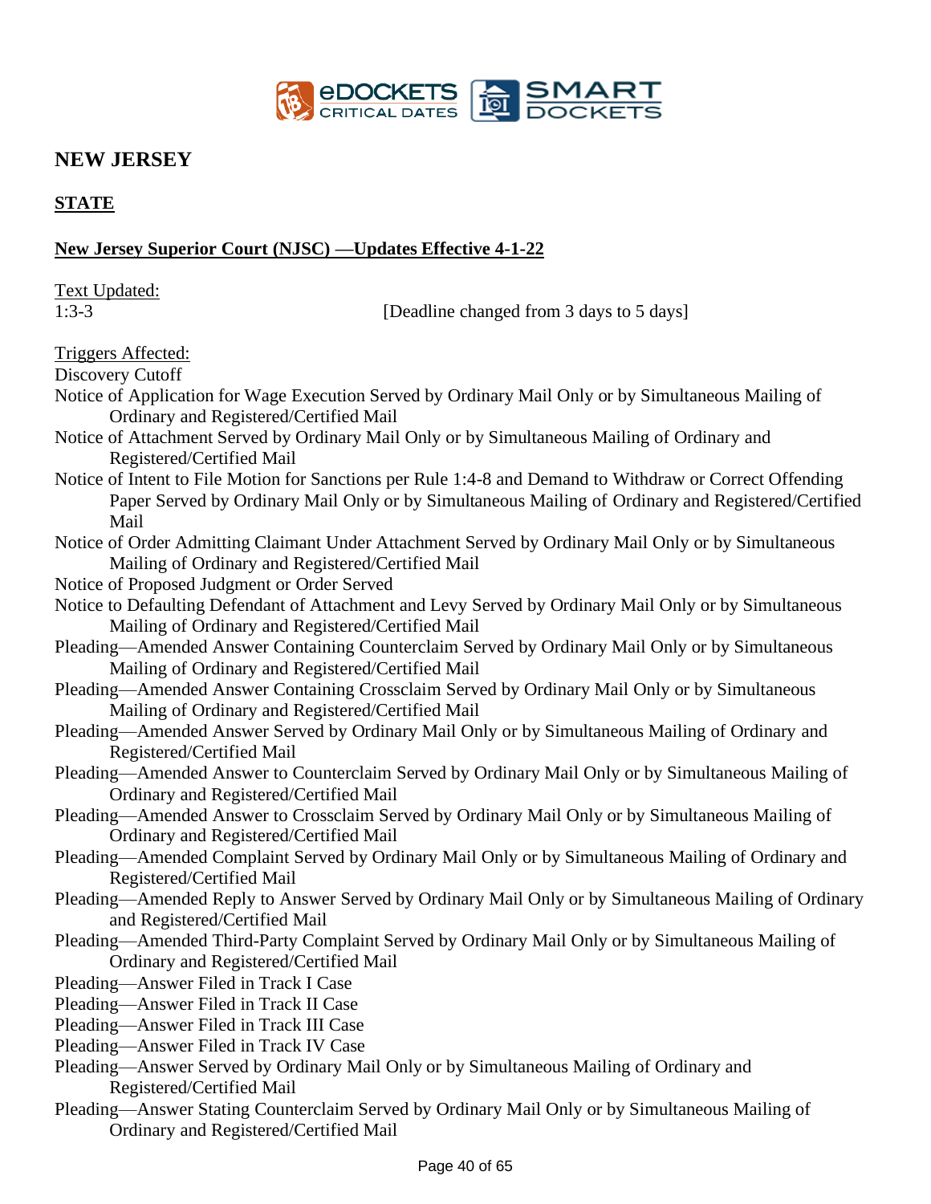## NEW JERSEY

### STATE

**New Jersey Superior Court (NJSC) —Updates Effective 4-1-22**

Text Updated:

1:3-3 [Deadline changed from 3 days to 5 days]

Triggers Affected:

Discovery Cutoff
Notice of Application for Wage Execution Served by Ordinary Mail Only or by Simultaneous Mailing of Ordinary and Registered/Certified Mail
Notice of Attachment Served by Ordinary Mail Only or by Simultaneous Mailing of Ordinary and Registered/Certified Mail
Notice of Intent to File Motion for Sanctions per Rule 1:4-8 and Demand to Withdraw or Correct Offending Paper Served by Ordinary Mail Only or by Simultaneous Mailing of Ordinary and Registered/Certified Mail
Notice of Order Admitting Claimant Under Attachment Served by Ordinary Mail Only or by Simultaneous Mailing of Ordinary and Registered/Certified Mail
Notice of Proposed Judgment or Order Served
Notice to Defaulting Defendant of Attachment and Levy Served by Ordinary Mail Only or by Simultaneous Mailing of Ordinary and Registered/Certified Mail
Pleading—Amended Answer Containing Counterclaim Served by Ordinary Mail Only or by Simultaneous Mailing of Ordinary and Registered/Certified Mail
Pleading—Amended Answer Containing Crossclaim Served by Ordinary Mail Only or by Simultaneous Mailing of Ordinary and Registered/Certified Mail
Pleading—Amended Answer Served by Ordinary Mail Only or by Simultaneous Mailing of Ordinary and Registered/Certified Mail
Pleading—Amended Answer to Counterclaim Served by Ordinary Mail Only or by Simultaneous Mailing of Ordinary and Registered/Certified Mail
Pleading—Amended Answer to Crossclaim Served by Ordinary Mail Only or by Simultaneous Mailing of Ordinary and Registered/Certified Mail
Pleading—Amended Complaint Served by Ordinary Mail Only or by Simultaneous Mailing of Ordinary and Registered/Certified Mail
Pleading—Amended Reply to Answer Served by Ordinary Mail Only or by Simultaneous Mailing of Ordinary and Registered/Certified Mail
Pleading—Amended Third-Party Complaint Served by Ordinary Mail Only or by Simultaneous Mailing of Ordinary and Registered/Certified Mail
Pleading—Answer Filed in Track I Case
Pleading—Answer Filed in Track II Case
Pleading—Answer Filed in Track III Case
Pleading—Answer Filed in Track IV Case
Pleading—Answer Served by Ordinary Mail Only or by Simultaneous Mailing of Ordinary and Registered/Certified Mail
Pleading—Answer Stating Counterclaim Served by Ordinary Mail Only or by Simultaneous Mailing of Ordinary and Registered/Certified Mail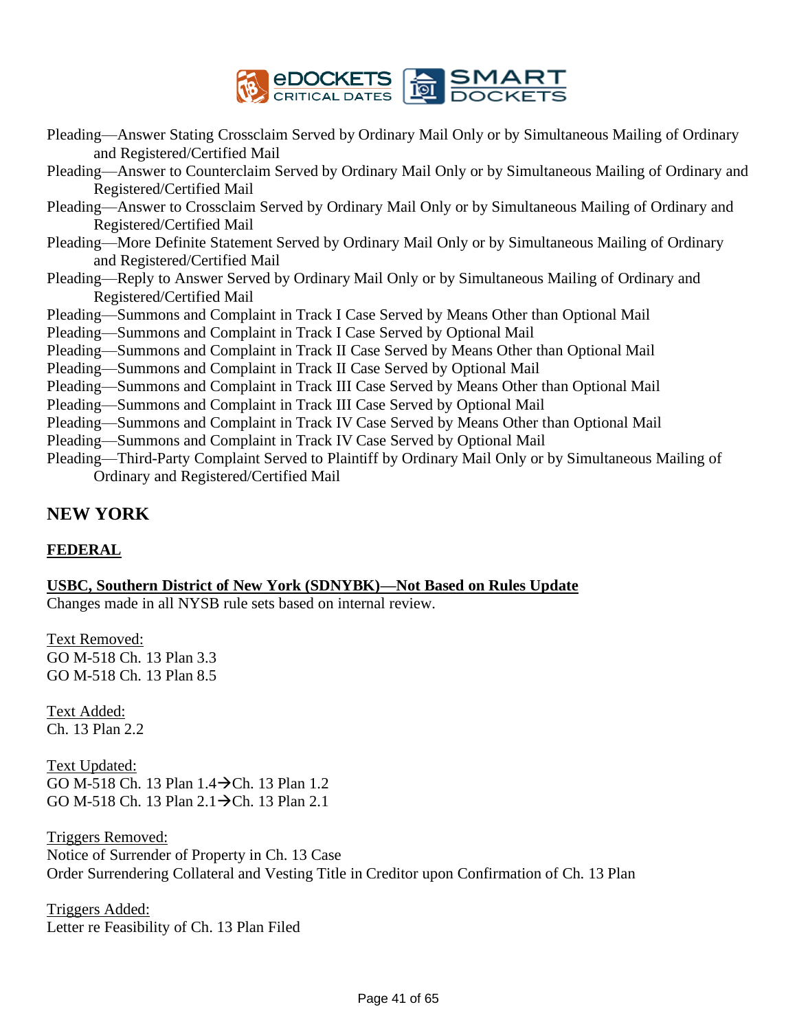Pleading—Answer Stating Crossclaim Served by Ordinary Mail Only or by Simultaneous Mailing of Ordinary and Registered/Certified Mail
Pleading—Answer to Counterclaim Served by Ordinary Mail Only or by Simultaneous Mailing of Ordinary and Registered/Certified Mail
Pleading—Answer to Crossclaim Served by Ordinary Mail Only or by Simultaneous Mailing of Ordinary and Registered/Certified Mail
Pleading—More Definite Statement Served by Ordinary Mail Only or by Simultaneous Mailing of Ordinary and Registered/Certified Mail
Pleading—Reply to Answer Served by Ordinary Mail Only or by Simultaneous Mailing of Ordinary and Registered/Certified Mail
Pleading—Summons and Complaint in Track I Case Served by Means Other than Optional Mail
Pleading—Summons and Complaint in Track I Case Served by Optional Mail
Pleading—Summons and Complaint in Track II Case Served by Means Other than Optional Mail
Pleading—Summons and Complaint in Track II Case Served by Optional Mail
Pleading—Summons and Complaint in Track III Case Served by Means Other than Optional Mail
Pleading—Summons and Complaint in Track III Case Served by Optional Mail
Pleading—Summons and Complaint in Track IV Case Served by Means Other than Optional Mail
Pleading—Summons and Complaint in Track IV Case Served by Optional Mail
Pleading—Third-Party Complaint Served to Plaintiff by Ordinary Mail Only or by Simultaneous Mailing of Ordinary and Registered/Certified Mail

## NEW YORK

### FEDERAL

**USBC, Southern District of New York (SDNYBK)—Not Based on Rules Update**
Changes made in all NYSB rule sets based on internal review.

Text Removed:
GO M-518 Ch. 13 Plan 3.3
GO M-518 Ch. 13 Plan 8.5

Text Added:
Ch. 13 Plan 2.2

Text Updated:
GO M-518 Ch. 13 Plan 1.4→Ch. 13 Plan 1.2
GO M-518 Ch. 13 Plan 2.1→Ch. 13 Plan 2.1

Triggers Removed:
Notice of Surrender of Property in Ch. 13 Case
Order Surrendering Collateral and Vesting Title in Creditor upon Confirmation of Ch. 13 Plan

Triggers Added:
Letter re Feasibility of Ch. 13 Plan Filed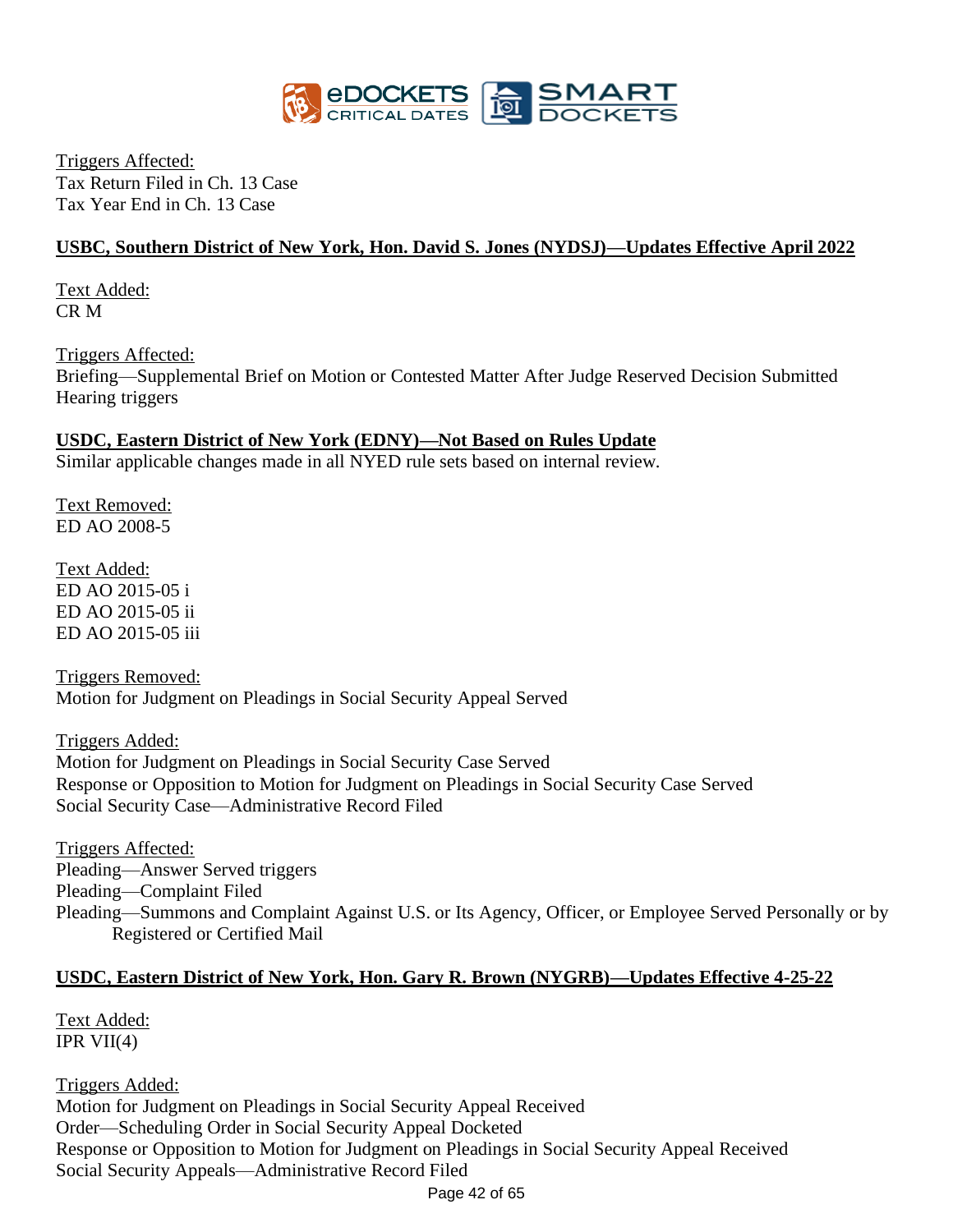Triggers Affected:
Tax Return Filed in Ch. 13 Case
Tax Year End in Ch. 13 Case

**USBC, Southern District of New York, Hon. David S. Jones (NYDSJ)—Updates Effective April 2022**

Text Added:
CR M

Triggers Affected:
Briefing—Supplemental Brief on Motion or Contested Matter After Judge Reserved Decision Submitted
Hearing triggers

**USDC, Eastern District of New York (EDNY)—Not Based on Rules Update**
Similar applicable changes made in all NYED rule sets based on internal review.

Text Removed:
ED AO 2008-5

Text Added:
ED AO 2015-05 i
ED AO 2015-05 ii
ED AO 2015-05 iii

Triggers Removed:
Motion for Judgment on Pleadings in Social Security Appeal Served

Triggers Added:
Motion for Judgment on Pleadings in Social Security Case Served
Response or Opposition to Motion for Judgment on Pleadings in Social Security Case Served
Social Security Case—Administrative Record Filed

Triggers Affected:
Pleading—Answer Served triggers
Pleading—Complaint Filed
Pleading—Summons and Complaint Against U.S. or Its Agency, Officer, or Employee Served Personally or by Registered or Certified Mail

**USDC, Eastern District of New York, Hon. Gary R. Brown (NYGRB)—Updates Effective 4-25-22**

Text Added:
IPR VII(4)

Triggers Added:
Motion for Judgment on Pleadings in Social Security Appeal Received
Order—Scheduling Order in Social Security Appeal Docketed
Response or Opposition to Motion for Judgment on Pleadings in Social Security Appeal Received
Social Security Appeals—Administrative Record Filed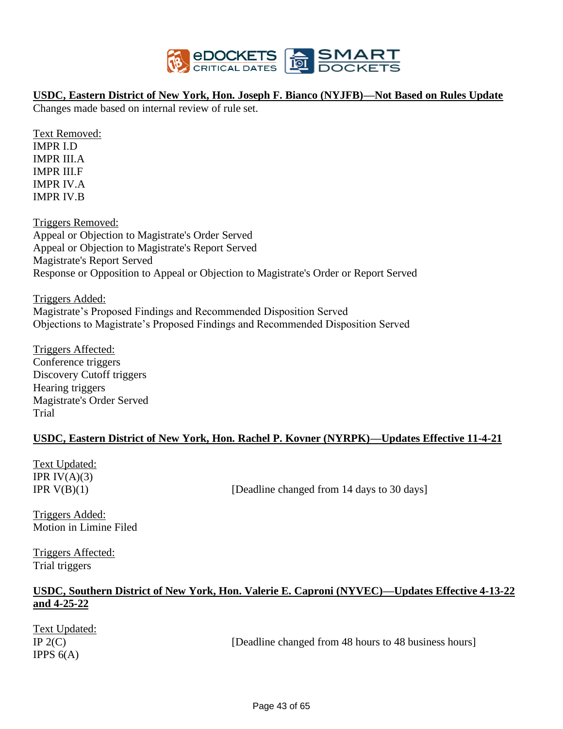**<u>USDC, Eastern District of New York, Hon. Joseph F. Bianco (NYJFB)—Not Based on Rules Update</u>**
Changes made based on internal review of rule set.

<u>Text Removed:</u>
IMPR I.D
IMPR III.A
IMPR III.F
IMPR IV.A
IMPR IV.B

<u>Triggers Removed:</u>
Appeal or Objection to Magistrate's Order Served
Appeal or Objection to Magistrate's Report Served
Magistrate's Report Served
Response or Opposition to Appeal or Objection to Magistrate's Order or Report Served

<u>Triggers Added:</u>
Magistrate's Proposed Findings and Recommended Disposition Served
Objections to Magistrate's Proposed Findings and Recommended Disposition Served

<u>Triggers Affected:</u>
Conference triggers
Discovery Cutoff triggers
Hearing triggers
Magistrate's Order Served
Trial

**<u>USDC, Eastern District of New York, Hon. Rachel P. Kovner (NYRPK)—Updates Effective 11-4-21</u>**

<u>Text Updated:</u>
IPR IV(A)(3)
IPR V(B)(1) [Deadline changed from 14 days to 30 days]

<u>Triggers Added:</u>
Motion in Limine Filed

<u>Triggers Affected:</u>
Trial triggers

**<u>USDC, Southern District of New York, Hon. Valerie E. Caproni (NYVEC)—Updates Effective 4-13-22 and 4-25-22</u>**

<u>Text Updated:</u>
IP 2(C) [Deadline changed from 48 hours to 48 business hours]
IPPS 6(A)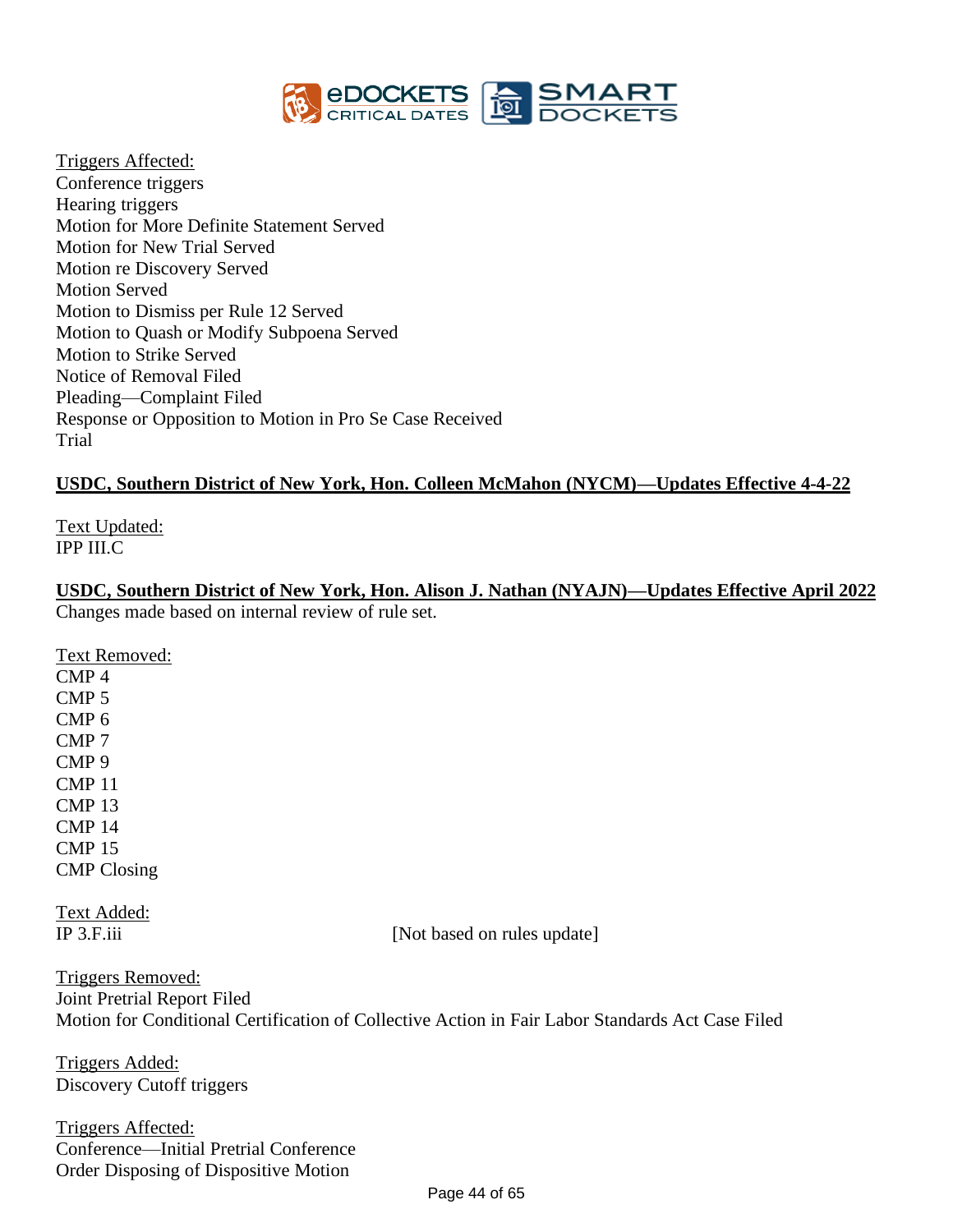Triggers Affected:
Conference triggers
Hearing triggers
Motion for More Definite Statement Served
Motion for New Trial Served
Motion re Discovery Served
Motion Served
Motion to Dismiss per Rule 12 Served
Motion to Quash or Modify Subpoena Served
Motion to Strike Served
Notice of Removal Filed
Pleading—Complaint Filed
Response or Opposition to Motion in Pro Se Case Received
Trial

**USDC, Southern District of New York, Hon. Colleen McMahon (NYCM)—Updates Effective 4-4-22**

Text Updated:
IPP III.C

**USDC, Southern District of New York, Hon. Alison J. Nathan (NYAJN)—Updates Effective April 2022**
Changes made based on internal review of rule set.

Text Removed:
CMP 4
CMP 5
CMP 6
CMP 7
CMP 9
CMP 11
CMP 13
CMP 14
CMP 15
CMP Closing

Text Added:
IP 3.F.iii [Not based on rules update]

Triggers Removed:
Joint Pretrial Report Filed
Motion for Conditional Certification of Collective Action in Fair Labor Standards Act Case Filed

Triggers Added:
Discovery Cutoff triggers

Triggers Affected:
Conference—Initial Pretrial Conference
Order Disposing of Dispositive Motion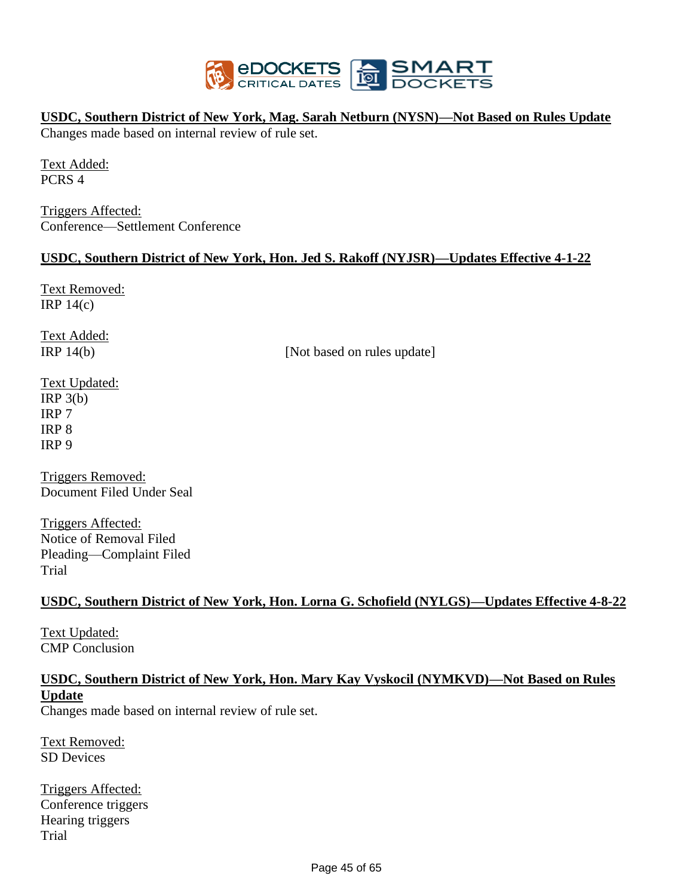**USDC, Southern District of New York, Mag. Sarah Netburn (NYSN)—Not Based on Rules Update**

Changes made based on internal review of rule set.

Text Added:
PCRS 4

Triggers Affected:
Conference—Settlement Conference

**USDC, Southern District of New York, Hon. Jed S. Rakoff (NYJSR)—Updates Effective 4-1-22**

Text Removed:
IRP 14(c)

Text Added:
IRP 14(b) [Not based on rules update]

Text Updated:
IRP 3(b)
IRP 7
IRP 8
IRP 9

Triggers Removed:
Document Filed Under Seal

Triggers Affected:
Notice of Removal Filed
Pleading—Complaint Filed
Trial

**USDC, Southern District of New York, Hon. Lorna G. Schofield (NYLGS)—Updates Effective 4-8-22**

Text Updated:
CMP Conclusion

**USDC, Southern District of New York, Hon. Mary Kay Vyskocil (NYMKVD)—Not Based on Rules Update**

Changes made based on internal review of rule set.

Text Removed:
SD Devices

Triggers Affected:
Conference triggers
Hearing triggers
Trial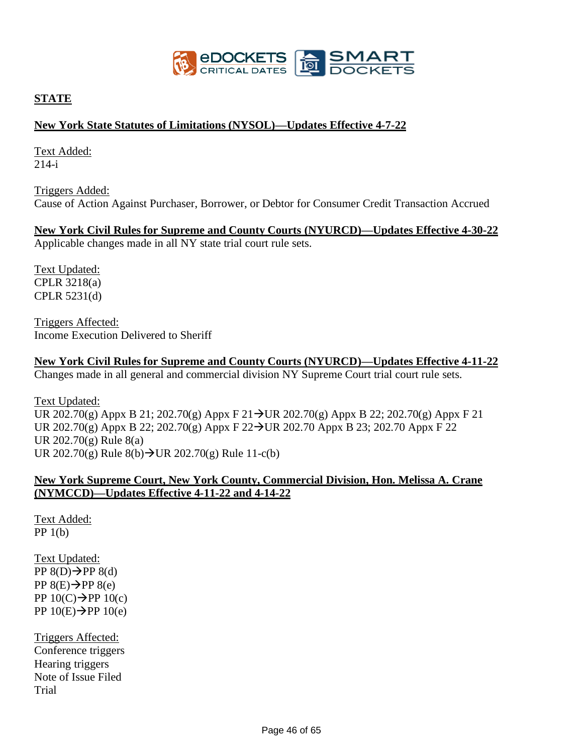## STATE

**New York State Statutes of Limitations (NYSOL)—Updates Effective 4-7-22**

Text Added:
214-i

Triggers Added:
Cause of Action Against Purchaser, Borrower, or Debtor for Consumer Credit Transaction Accrued

**New York Civil Rules for Supreme and County Courts (NYURCD)—Updates Effective 4-30-22**
Applicable changes made in all NY state trial court rule sets.

Text Updated:
CPLR 3218(a)
CPLR 5231(d)

Triggers Affected:
Income Execution Delivered to Sheriff

**New York Civil Rules for Supreme and County Courts (NYURCD)—Updates Effective 4-11-22**
Changes made in all general and commercial division NY Supreme Court trial court rule sets.

Text Updated:
UR 202.70(g) Appx B 21; 202.70(g) Appx F 21→UR 202.70(g) Appx B 22; 202.70(g) Appx F 21
UR 202.70(g) Appx B 22; 202.70(g) Appx F 22→UR 202.70 Appx B 23; 202.70 Appx F 22
UR 202.70(g) Rule 8(a)
UR 202.70(g) Rule 8(b)→UR 202.70(g) Rule 11-c(b)

**New York Supreme Court, New York County, Commercial Division, Hon. Melissa A. Crane (NYMCCD)—Updates Effective 4-11-22 and 4-14-22**

Text Added:
PP 1(b)

Text Updated:
PP 8(D)→PP 8(d)
PP 8(E)→PP 8(e)
PP 10(C)→PP 10(c)
PP 10(E)→PP 10(e)

Triggers Affected:
Conference triggers
Hearing triggers
Note of Issue Filed
Trial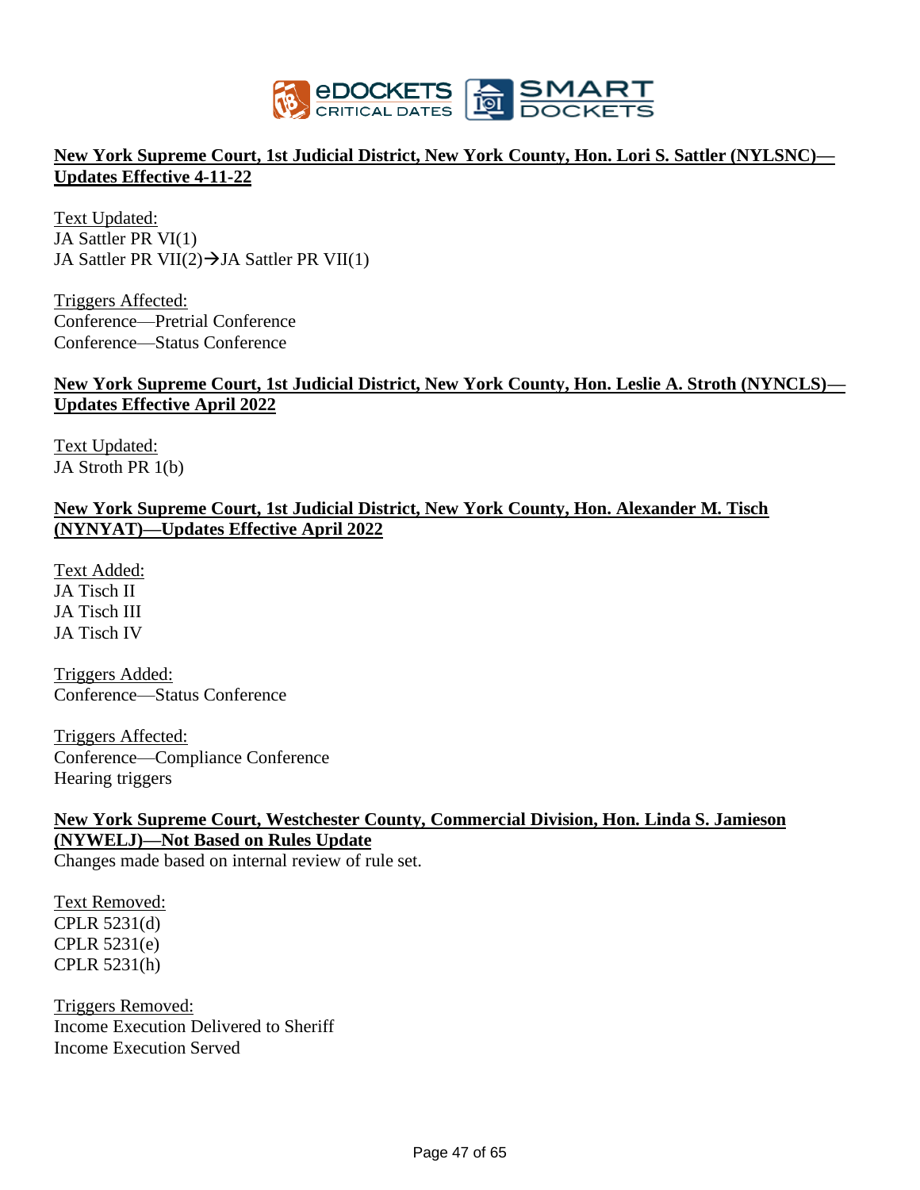**New York Supreme Court, 1st Judicial District, New York County, Hon. Lori S. Sattler (NYLSNC)—Updates Effective 4-11-22**

Text Updated:
JA Sattler PR VI(1)
JA Sattler PR VII(2)→JA Sattler PR VII(1)

Triggers Affected:
Conference—Pretrial Conference
Conference—Status Conference

**New York Supreme Court, 1st Judicial District, New York County, Hon. Leslie A. Stroth (NYNCLS)—Updates Effective April 2022**

Text Updated:
JA Stroth PR 1(b)

**New York Supreme Court, 1st Judicial District, New York County, Hon. Alexander M. Tisch (NYNYAT)—Updates Effective April 2022**

Text Added:
JA Tisch II
JA Tisch III
JA Tisch IV

Triggers Added:
Conference—Status Conference

Triggers Affected:
Conference—Compliance Conference
Hearing triggers

**New York Supreme Court, Westchester County, Commercial Division, Hon. Linda S. Jamieson (NYWELJ)—Not Based on Rules Update**

Changes made based on internal review of rule set.

Text Removed:
CPLR 5231(d)
CPLR 5231(e)
CPLR 5231(h)

Triggers Removed:
Income Execution Delivered to Sheriff
Income Execution Served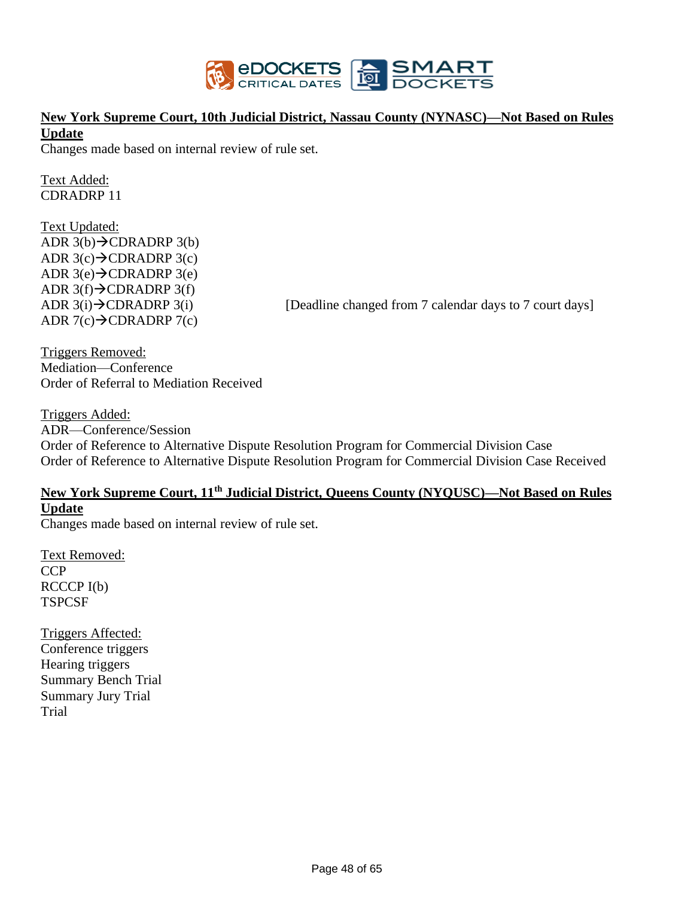**<u>New York Supreme Court, 10th Judicial District, Nassau County (NYNASC)—Not Based on Rules Update</u>**

Changes made based on internal review of rule set.

<u>Text Added:</u>
CDRADRP 11

<u>Text Updated:</u>
ADR 3(b)→CDRADRP 3(b)
ADR 3(c)→CDRADRP 3(c)
ADR 3(e)→CDRADRP 3(e)
ADR 3(f)→CDRADRP 3(f)
ADR 3(i)→CDRADRP 3(i) [Deadline changed from 7 calendar days to 7 court days]
ADR 7(c)→CDRADRP 7(c)

<u>Triggers Removed:</u>
Mediation—Conference
Order of Referral to Mediation Received

<u>Triggers Added:</u>
ADR—Conference/Session
Order of Reference to Alternative Dispute Resolution Program for Commercial Division Case
Order of Reference to Alternative Dispute Resolution Program for Commercial Division Case Received

**<u>New York Supreme Court, 11th Judicial District, Queens County (NYQUSC)—Not Based on Rules Update</u>**

Changes made based on internal review of rule set.

<u>Text Removed:</u>
CCP
RCCCP I(b)
TSPCSF

<u>Triggers Affected:</u>
Conference triggers
Hearing triggers
Summary Bench Trial
Summary Jury Trial
Trial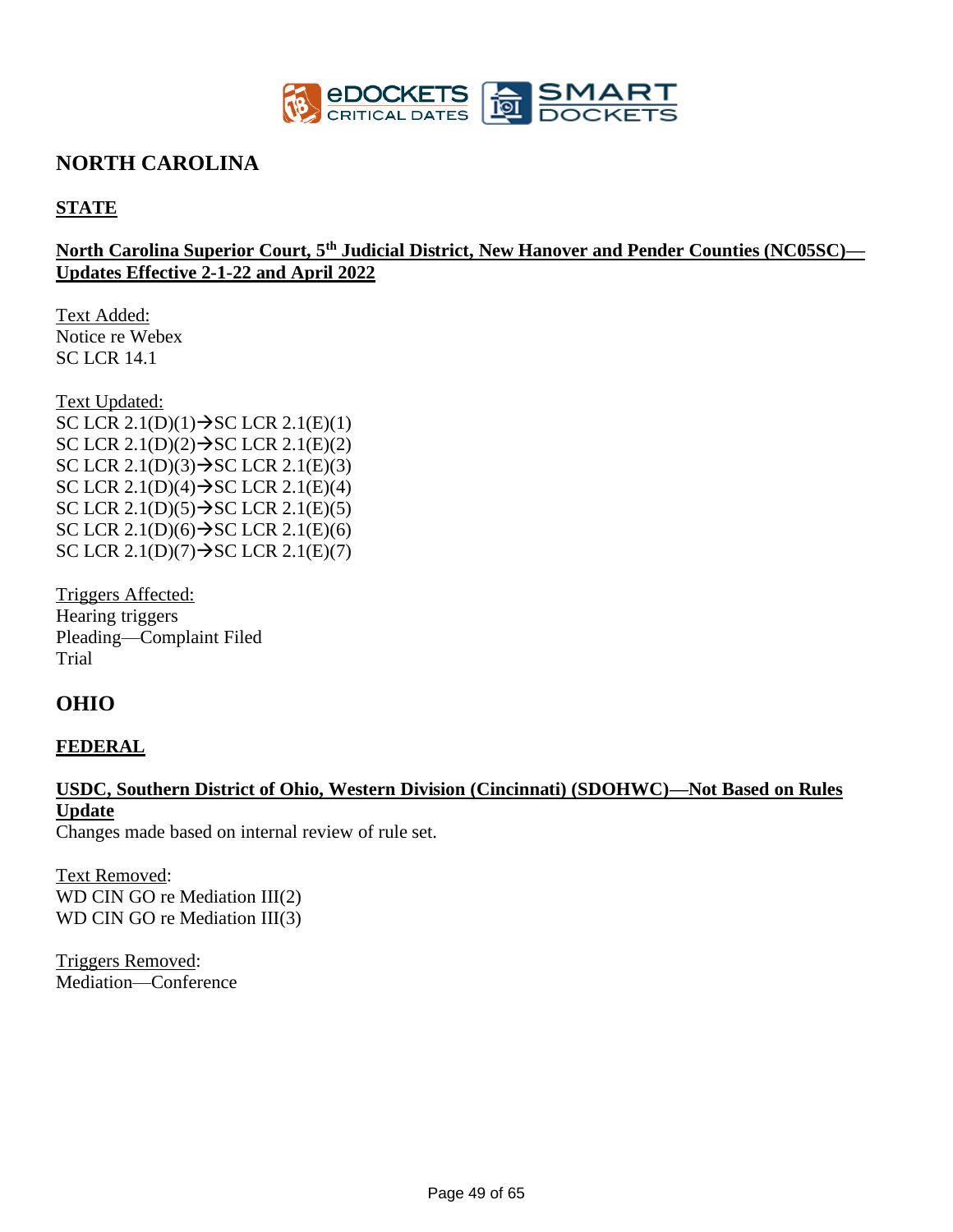# NORTH CAROLINA

## STATE

### North Carolina Superior Court, 5th Judicial District, New Hanover and Pender Counties (NC05SC)—Updates Effective 2-1-22 and April 2022

Text Added:
Notice re Webex
SC LCR 14.1

Text Updated:
SC LCR 2.1(D)(1)→SC LCR 2.1(E)(1)
SC LCR 2.1(D)(2)→SC LCR 2.1(E)(2)
SC LCR 2.1(D)(3)→SC LCR 2.1(E)(3)
SC LCR 2.1(D)(4)→SC LCR 2.1(E)(4)
SC LCR 2.1(D)(5)→SC LCR 2.1(E)(5)
SC LCR 2.1(D)(6)→SC LCR 2.1(E)(6)
SC LCR 2.1(D)(7)→SC LCR 2.1(E)(7)

Triggers Affected:
Hearing triggers
Pleading—Complaint Filed
Trial

# OHIO

## FEDERAL

### USDC, Southern District of Ohio, Western Division (Cincinnati) (SDOHWC)—Not Based on Rules Update

Changes made based on internal review of rule set.

Text Removed:
WD CIN GO re Mediation III(2)
WD CIN GO re Mediation III(3)

Triggers Removed:
Mediation—Conference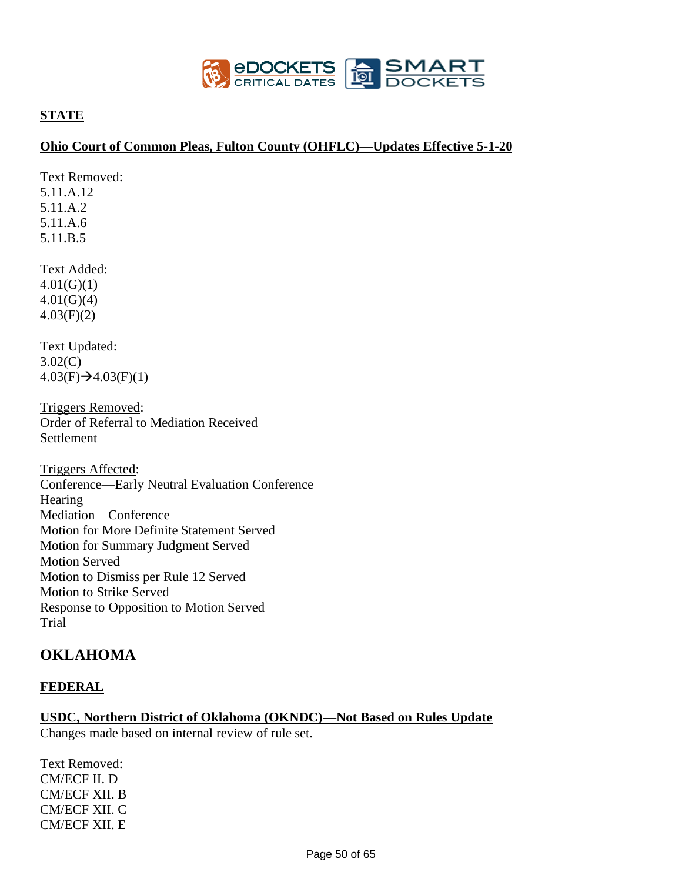**STATE**

**Ohio Court of Common Pleas, Fulton County (OHFLC)—Updates Effective 5-1-20**

Text Removed:
5.11.A.12
5.11.A.2
5.11.A.6
5.11.B.5

Text Added:
4.01(G)(1)
4.01(G)(4)
4.03(F)(2)

Text Updated:
3.02(C)
4.03(F)→4.03(F)(1)

Triggers Removed:
Order of Referral to Mediation Received
Settlement

Triggers Affected:
Conference—Early Neutral Evaluation Conference
Hearing
Mediation—Conference
Motion for More Definite Statement Served
Motion for Summary Judgment Served
Motion Served
Motion to Dismiss per Rule 12 Served
Motion to Strike Served
Response to Opposition to Motion Served
Trial

## OKLAHOMA

**FEDERAL**

**USDC, Northern District of Oklahoma (OKNDC)—Not Based on Rules Update**
Changes made based on internal review of rule set.

Text Removed:
CM/ECF II. D
CM/ECF XII. B
CM/ECF XII. C
CM/ECF XII. E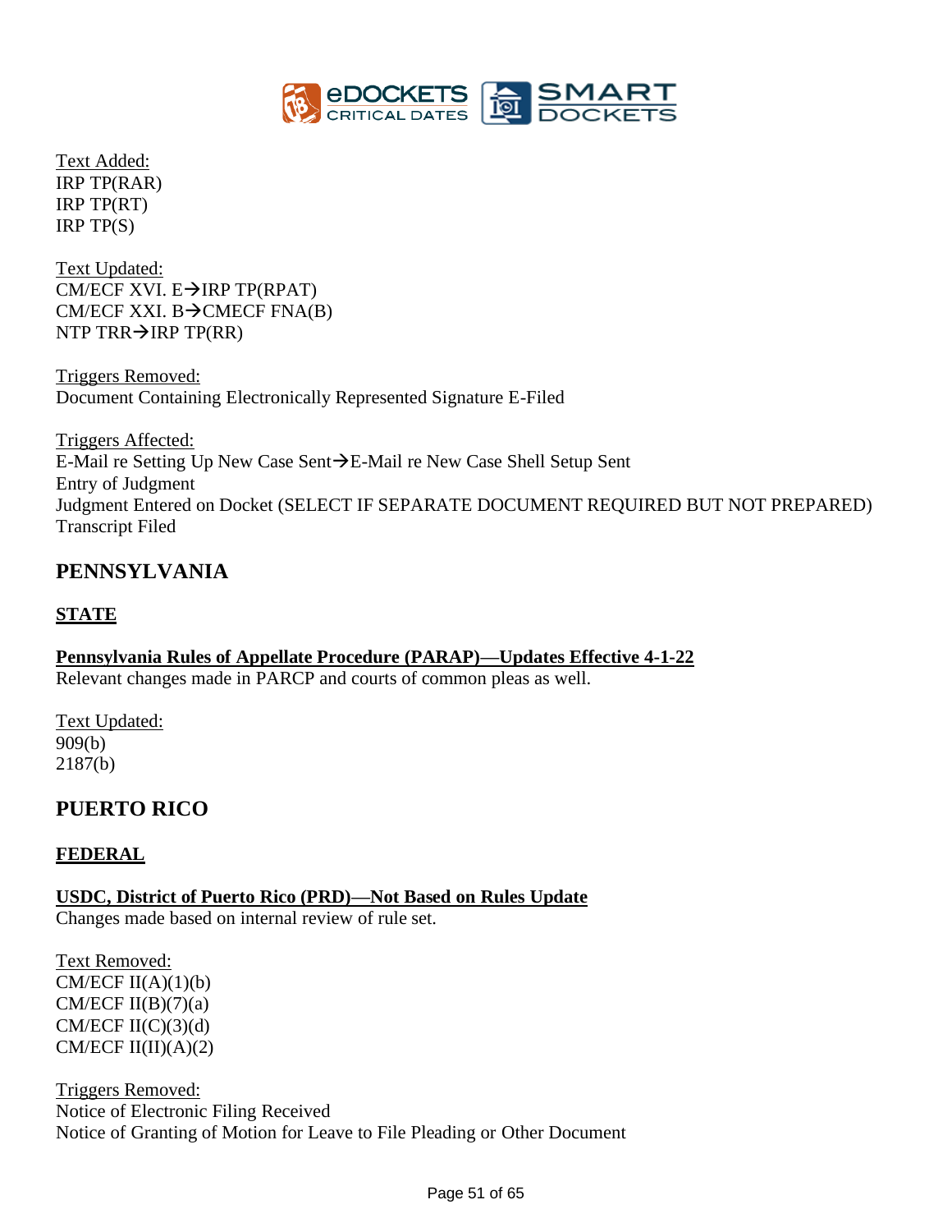Text Added:
IRP TP(RAR)
IRP TP(RT)
IRP TP(S)

Text Updated:
CM/ECF XVI. E→IRP TP(RPAT)
CM/ECF XXI. B→CMECF FNA(B)
NTP TRR→IRP TP(RR)

Triggers Removed:
Document Containing Electronically Represented Signature E-Filed

Triggers Affected:
E-Mail re Setting Up New Case Sent→E-Mail re New Case Shell Setup Sent
Entry of Judgment
Judgment Entered on Docket (SELECT IF SEPARATE DOCUMENT REQUIRED BUT NOT PREPARED)
Transcript Filed

## PENNSYLVANIA

### STATE

**Pennsylvania Rules of Appellate Procedure (PARAP)—Updates Effective 4-1-22**
Relevant changes made in PARCP and courts of common pleas as well.

Text Updated:
909(b)
2187(b)

## PUERTO RICO

### FEDERAL

**USDC, District of Puerto Rico (PRD)—Not Based on Rules Update**
Changes made based on internal review of rule set.

Text Removed:
CM/ECF II(A)(1)(b)
CM/ECF II(B)(7)(a)
CM/ECF II(C)(3)(d)
CM/ECF II(II)(A)(2)

Triggers Removed:
Notice of Electronic Filing Received
Notice of Granting of Motion for Leave to File Pleading or Other Document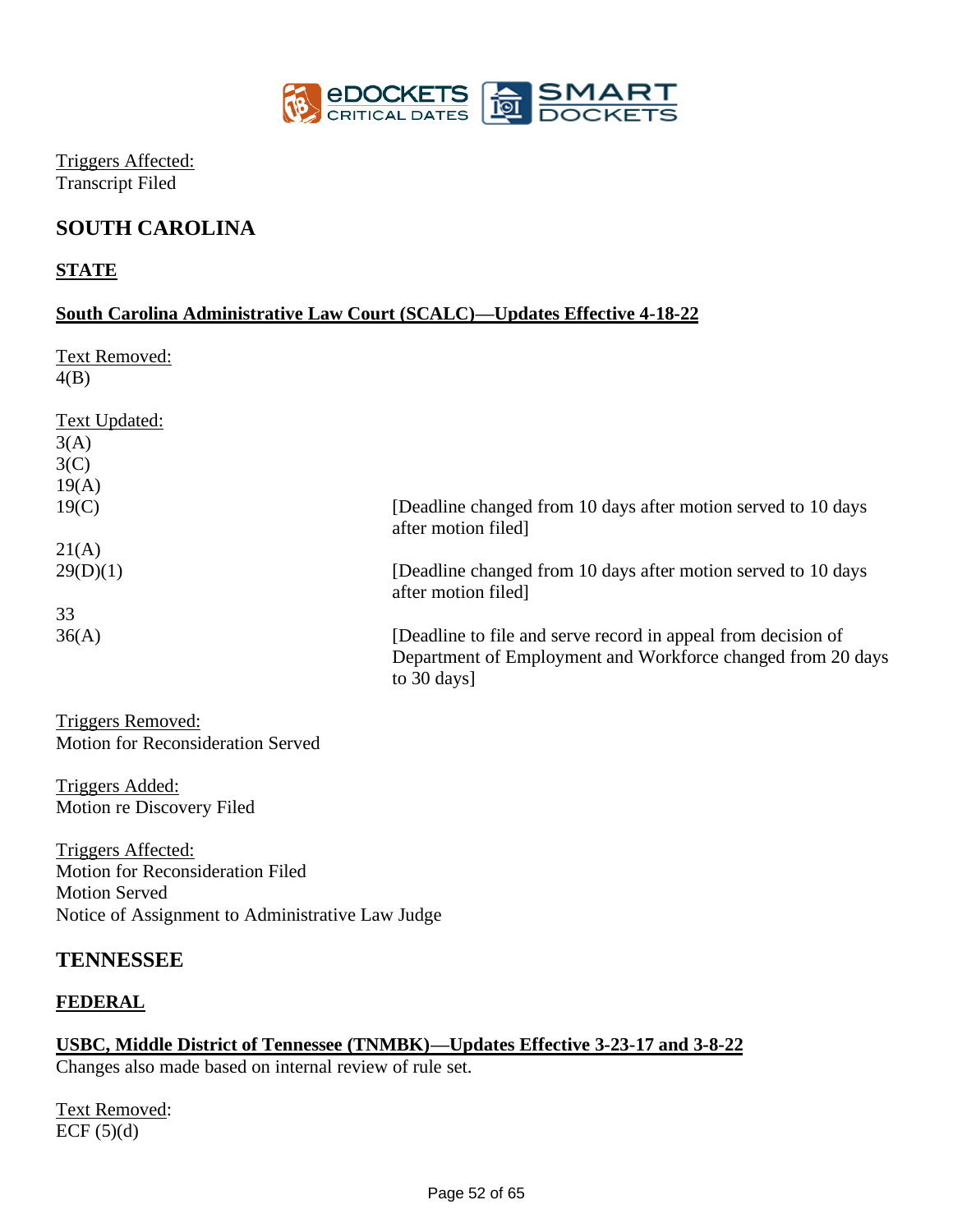Triggers Affected:
Transcript Filed

## SOUTH CAROLINA

### STATE

#### South Carolina Administrative Law Court (SCALC)—Updates Effective 4-18-22

Text Removed:
4(B)

Text Updated:
3(A)
3(C)
19(A)
19(C) [Deadline changed from 10 days after motion served to 10 days after motion filed]
21(A)
29(D)(1) [Deadline changed from 10 days after motion served to 10 days after motion filed]
33
36(A) [Deadline to file and serve record in appeal from decision of Department of Employment and Workforce changed from 20 days to 30 days]

Triggers Removed:
Motion for Reconsideration Served

Triggers Added:
Motion re Discovery Filed

Triggers Affected:
Motion for Reconsideration Filed
Motion Served
Notice of Assignment to Administrative Law Judge

## TENNESSEE

### FEDERAL

#### USBC, Middle District of Tennessee (TNMBK)—Updates Effective 3-23-17 and 3-8-22

Changes also made based on internal review of rule set.

Text Removed:
ECF (5)(d)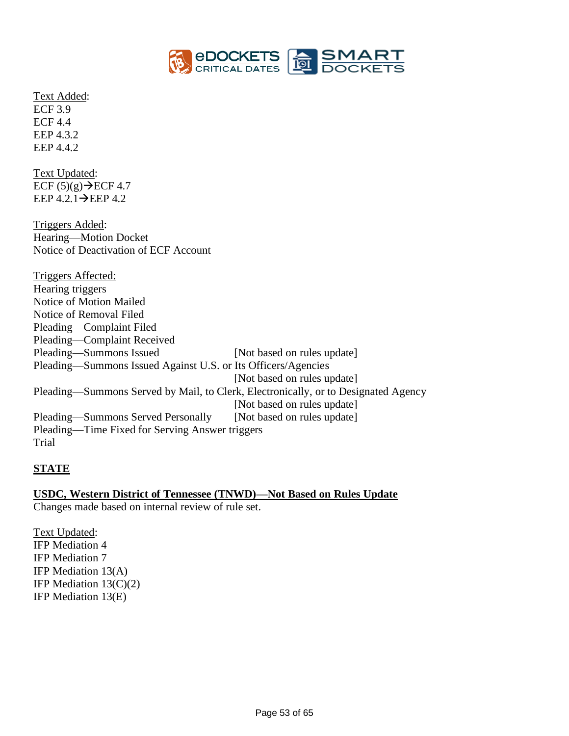Text Added:
ECF 3.9
ECF 4.4
EEP 4.3.2
EEP 4.4.2

Text Updated:
ECF (5)(g)→ECF 4.7
EEP 4.2.1→EEP 4.2

Triggers Added:
Hearing—Motion Docket
Notice of Deactivation of ECF Account

Triggers Affected:
Hearing triggers
Notice of Motion Mailed
Notice of Removal Filed
Pleading—Complaint Filed
Pleading—Complaint Received
Pleading—Summons Issued [Not based on rules update]
Pleading—Summons Issued Against U.S. or Its Officers/Agencies [Not based on rules update]
Pleading—Summons Served by Mail, to Clerk, Electronically, or to Designated Agency [Not based on rules update]
Pleading—Summons Served Personally [Not based on rules update]
Pleading—Time Fixed for Serving Answer triggers
Trial

## STATE

### USDC, Western District of Tennessee (TNWD)—Not Based on Rules Update

Changes made based on internal review of rule set.

Text Updated:
IFP Mediation 4
IFP Mediation 7
IFP Mediation 13(A)
IFP Mediation 13(C)(2)
IFP Mediation 13(E)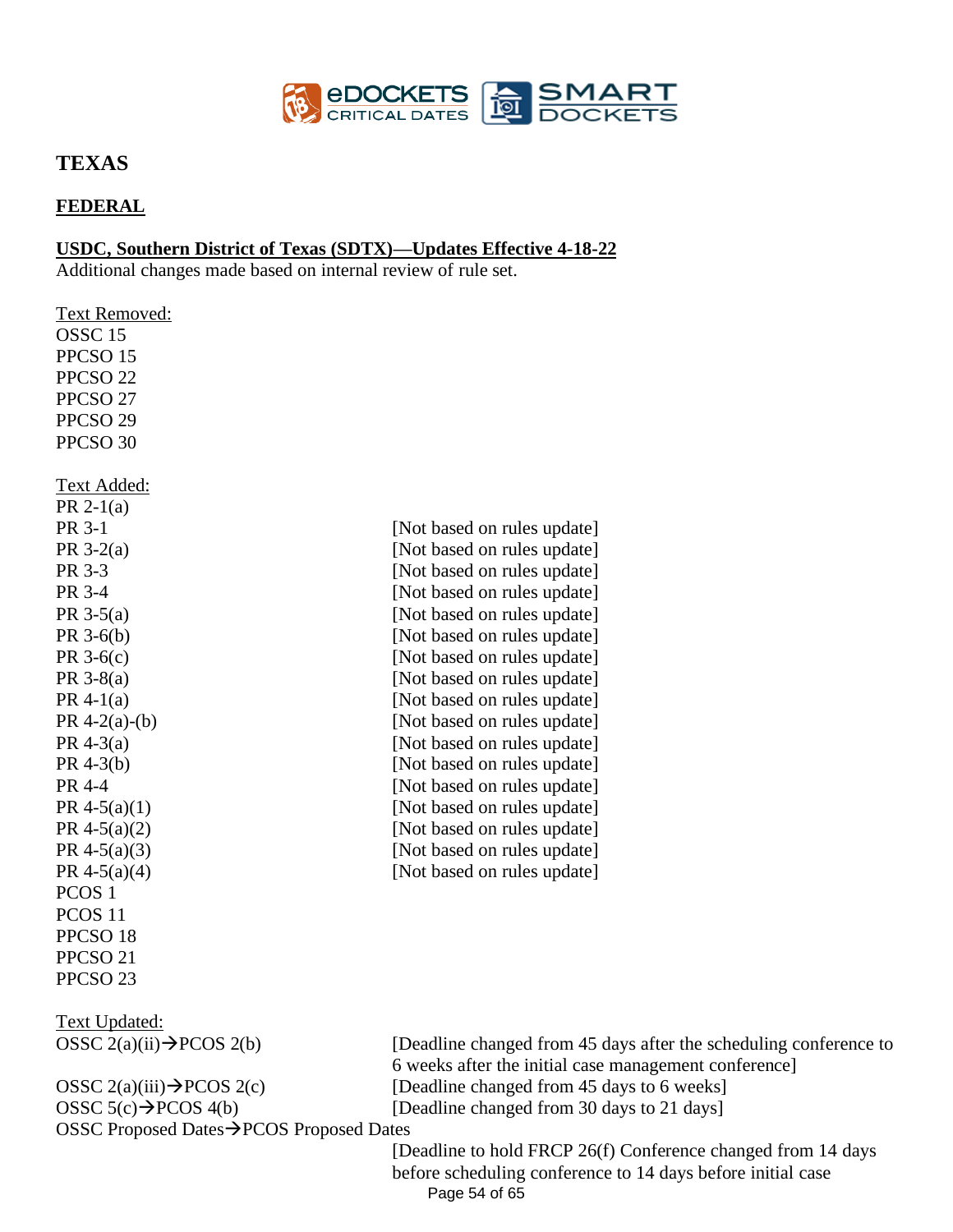# TEXAS

## FEDERAL

**USDC, Southern District of Texas (SDTX)—Updates Effective 4-18-22**

Additional changes made based on internal review of rule set.

Text Removed:

OSSC 15
PPCSO 15
PPCSO 22
PPCSO 27
PPCSO 29
PPCSO 30

Text Added:

| | |
|---|---|
| PR 2-1(a) | |
| PR 3-1 | [Not based on rules update] |
| PR 3-2(a) | [Not based on rules update] |
| PR 3-3 | [Not based on rules update] |
| PR 3-4 | [Not based on rules update] |
| PR 3-5(a) | [Not based on rules update] |
| PR 3-6(b) | [Not based on rules update] |
| PR 3-6(c) | [Not based on rules update] |
| PR 3-8(a) | [Not based on rules update] |
| PR 4-1(a) | [Not based on rules update] |
| PR 4-2(a)-(b) | [Not based on rules update] |
| PR 4-3(a) | [Not based on rules update] |
| PR 4-3(b) | [Not based on rules update] |
| PR 4-4 | [Not based on rules update] |
| PR 4-5(a)(1) | [Not based on rules update] |
| PR 4-5(a)(2) | [Not based on rules update] |
| PR 4-5(a)(3) | [Not based on rules update] |
| PR 4-5(a)(4) | [Not based on rules update] |
| PCOS 1 | |
| PCOS 11 | |
| PPCSO 18 | |
| PPCSO 21 | |
| PPCSO 23 | |

Text Updated:

| | |
|---|---|
| OSSC 2(a)(ii)→PCOS 2(b) | [Deadline changed from 45 days after the scheduling conference to 6 weeks after the initial case management conference] |
| OSSC 2(a)(iii)→PCOS 2(c) | [Deadline changed from 45 days to 6 weeks] |
| OSSC 5(c)→PCOS 4(b) | [Deadline changed from 30 days to 21 days] |
| OSSC Proposed Dates→PCOS Proposed Dates | [Deadline to hold FRCP 26(f) Conference changed from 14 days before scheduling conference to 14 days before initial case |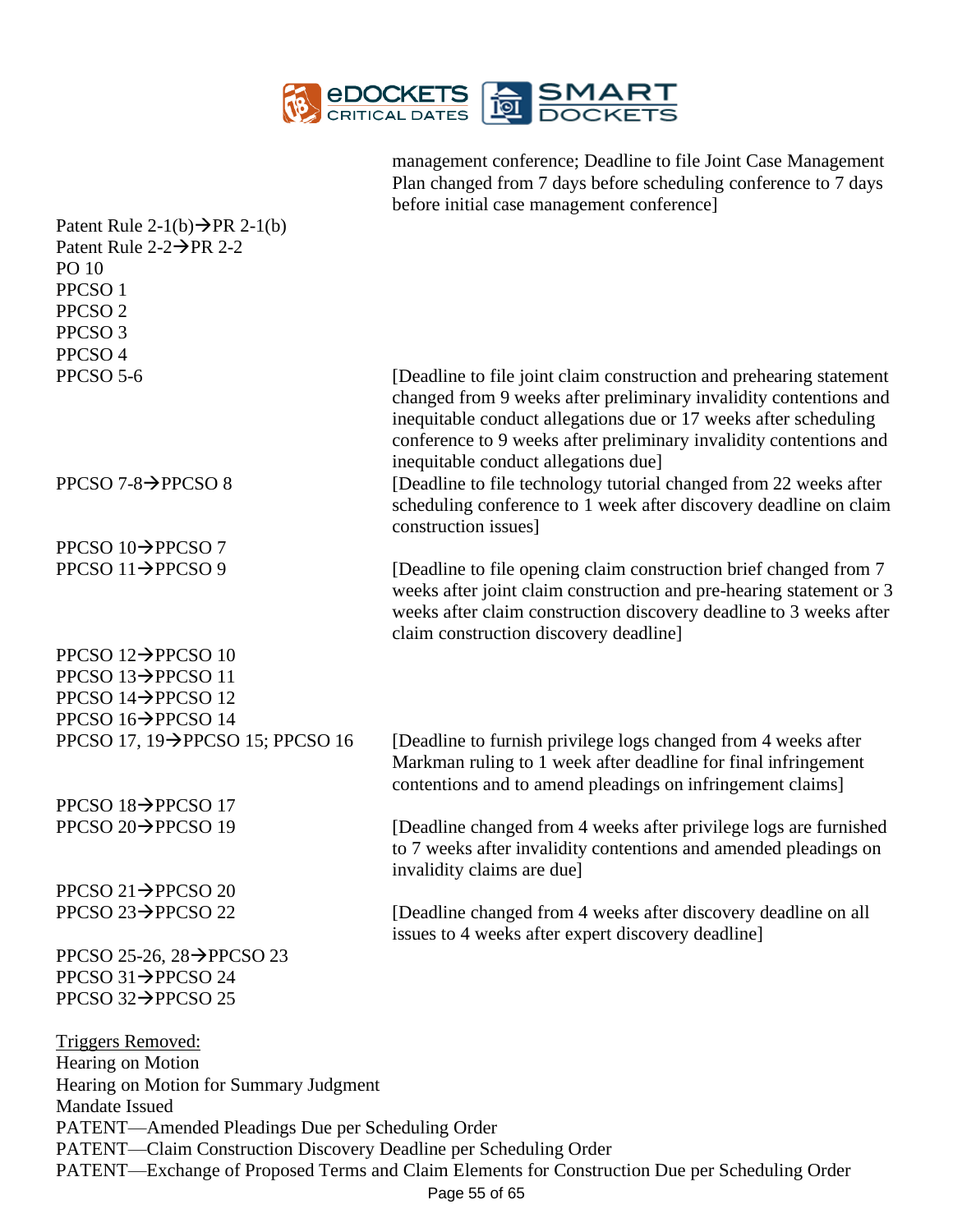| | |
|---|---|
| | management conference; Deadline to file Joint Case Management Plan changed from 7 days before scheduling conference to 7 days before initial case management conference] |
| Patent Rule 2-1(b)→PR 2-1(b) | |
| Patent Rule 2-2→PR 2-2 | |
| PO 10 | |
| PPCSO 1 | |
| PPCSO 2 | |
| PPCSO 3 | |
| PPCSO 4 | |
| PPCSO 5-6 | [Deadline to file joint claim construction and prehearing statement changed from 9 weeks after preliminary invalidity contentions and inequitable conduct allegations due or 17 weeks after scheduling conference to 9 weeks after preliminary invalidity contentions and inequitable conduct allegations due] |
| PPCSO 7-8→PPCSO 8 | [Deadline to file technology tutorial changed from 22 weeks after scheduling conference to 1 week after discovery deadline on claim construction issues] |
| PPCSO 10→PPCSO 7 | |
| PPCSO 11→PPCSO 9 | [Deadline to file opening claim construction brief changed from 7 weeks after joint claim construction and pre-hearing statement or 3 weeks after claim construction discovery deadline to 3 weeks after claim construction discovery deadline] |
| PPCSO 12→PPCSO 10 | |
| PPCSO 13→PPCSO 11 | |
| PPCSO 14→PPCSO 12 | |
| PPCSO 16→PPCSO 14 | |
| PPCSO 17, 19→PPCSO 15; PPCSO 16 | [Deadline to furnish privilege logs changed from 4 weeks after Markman ruling to 1 week after deadline for final infringement contentions and to amend pleadings on infringement claims] |
| PPCSO 18→PPCSO 17 | |
| PPCSO 20→PPCSO 19 | [Deadline changed from 4 weeks after privilege logs are furnished to 7 weeks after invalidity contentions and amended pleadings on invalidity claims are due] |
| PPCSO 21→PPCSO 20 | |
| PPCSO 23→PPCSO 22 | [Deadline changed from 4 weeks after discovery deadline on all issues to 4 weeks after expert discovery deadline] |
| PPCSO 25-26, 28→PPCSO 23 | |
| PPCSO 31→PPCSO 24 | |
| PPCSO 32→PPCSO 25 | |

<u>Triggers Removed:</u>
Hearing on Motion
Hearing on Motion for Summary Judgment
Mandate Issued
PATENT—Amended Pleadings Due per Scheduling Order
PATENT—Claim Construction Discovery Deadline per Scheduling Order
PATENT—Exchange of Proposed Terms and Claim Elements for Construction Due per Scheduling Order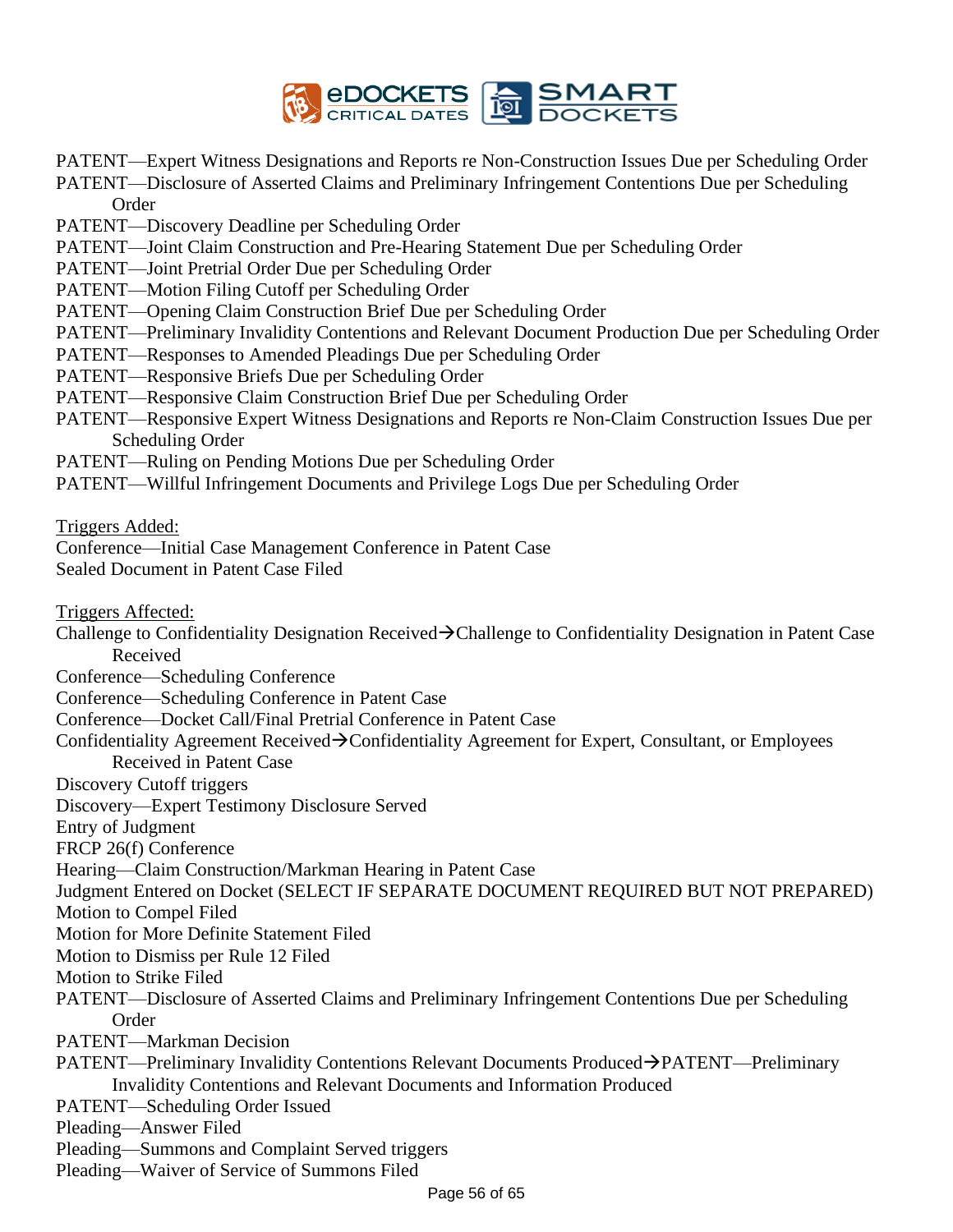PATENT—Expert Witness Designations and Reports re Non-Construction Issues Due per Scheduling Order
PATENT—Disclosure of Asserted Claims and Preliminary Infringement Contentions Due per Scheduling Order
PATENT—Discovery Deadline per Scheduling Order
PATENT—Joint Claim Construction and Pre-Hearing Statement Due per Scheduling Order
PATENT—Joint Pretrial Order Due per Scheduling Order
PATENT—Motion Filing Cutoff per Scheduling Order
PATENT—Opening Claim Construction Brief Due per Scheduling Order
PATENT—Preliminary Invalidity Contentions and Relevant Document Production Due per Scheduling Order
PATENT—Responses to Amended Pleadings Due per Scheduling Order
PATENT—Responsive Briefs Due per Scheduling Order
PATENT—Responsive Claim Construction Brief Due per Scheduling Order
PATENT—Responsive Expert Witness Designations and Reports re Non-Claim Construction Issues Due per Scheduling Order
PATENT—Ruling on Pending Motions Due per Scheduling Order
PATENT—Willful Infringement Documents and Privilege Logs Due per Scheduling Order

Triggers Added:
Conference—Initial Case Management Conference in Patent Case
Sealed Document in Patent Case Filed

Triggers Affected:
Challenge to Confidentiality Designation Received→Challenge to Confidentiality Designation in Patent Case Received
Conference—Scheduling Conference
Conference—Scheduling Conference in Patent Case
Conference—Docket Call/Final Pretrial Conference in Patent Case
Confidentiality Agreement Received→Confidentiality Agreement for Expert, Consultant, or Employees Received in Patent Case
Discovery Cutoff triggers
Discovery—Expert Testimony Disclosure Served
Entry of Judgment
FRCP 26(f) Conference
Hearing—Claim Construction/Markman Hearing in Patent Case
Judgment Entered on Docket (SELECT IF SEPARATE DOCUMENT REQUIRED BUT NOT PREPARED)
Motion to Compel Filed
Motion for More Definite Statement Filed
Motion to Dismiss per Rule 12 Filed
Motion to Strike Filed
PATENT—Disclosure of Asserted Claims and Preliminary Infringement Contentions Due per Scheduling Order
PATENT—Markman Decision
PATENT—Preliminary Invalidity Contentions Relevant Documents Produced→PATENT—Preliminary Invalidity Contentions and Relevant Documents and Information Produced
PATENT—Scheduling Order Issued
Pleading—Answer Filed
Pleading—Summons and Complaint Served triggers
Pleading—Waiver of Service of Summons Filed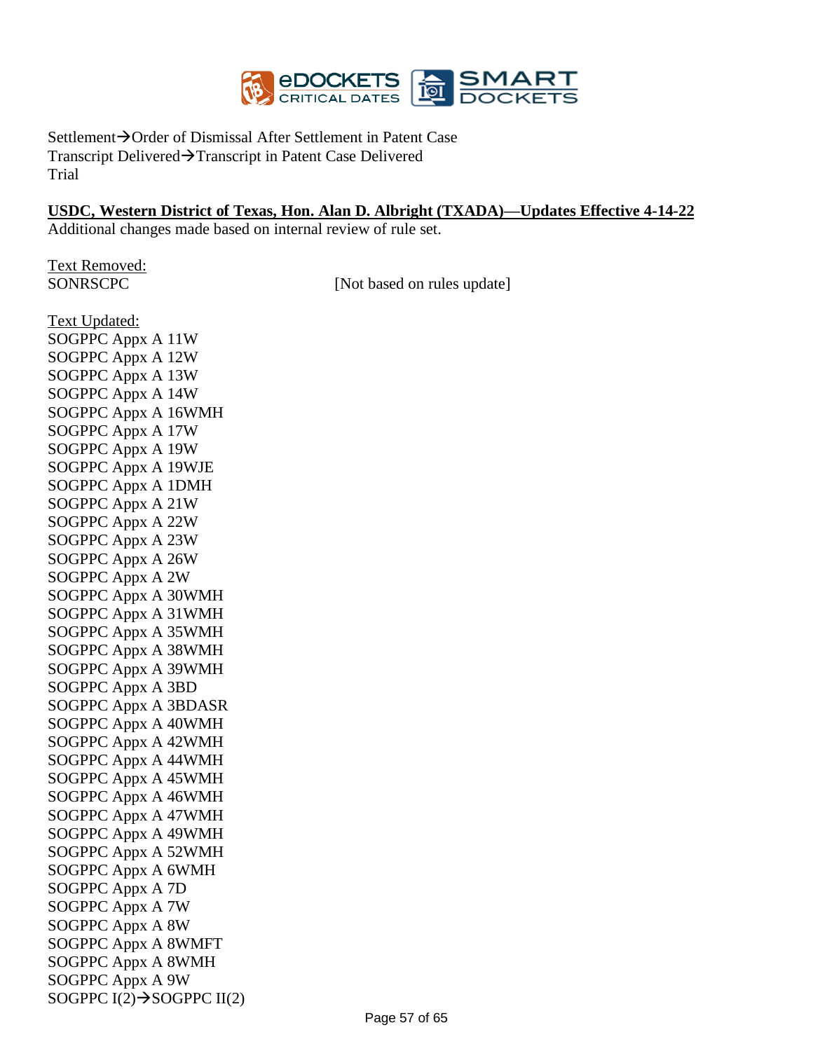Settlement→Order of Dismissal After Settlement in Patent Case
Transcript Delivered→Transcript in Patent Case Delivered
Trial

**USDC, Western District of Texas, Hon. Alan D. Albright (TXADA)—Updates Effective 4-14-22**
Additional changes made based on internal review of rule set.

Text Removed:
SONRSCPC [Not based on rules update]

Text Updated:
SOGPPC Appx A 11W
SOGPPC Appx A 12W
SOGPPC Appx A 13W
SOGPPC Appx A 14W
SOGPPC Appx A 16WMH
SOGPPC Appx A 17W
SOGPPC Appx A 19W
SOGPPC Appx A 19WJE
SOGPPC Appx A 1DMH
SOGPPC Appx A 21W
SOGPPC Appx A 22W
SOGPPC Appx A 23W
SOGPPC Appx A 26W
SOGPPC Appx A 2W
SOGPPC Appx A 30WMH
SOGPPC Appx A 31WMH
SOGPPC Appx A 35WMH
SOGPPC Appx A 38WMH
SOGPPC Appx A 39WMH
SOGPPC Appx A 3BD
SOGPPC Appx A 3BDASR
SOGPPC Appx A 40WMH
SOGPPC Appx A 42WMH
SOGPPC Appx A 44WMH
SOGPPC Appx A 45WMH
SOGPPC Appx A 46WMH
SOGPPC Appx A 47WMH
SOGPPC Appx A 49WMH
SOGPPC Appx A 52WMH
SOGPPC Appx A 6WMH
SOGPPC Appx A 7D
SOGPPC Appx A 7W
SOGPPC Appx A 8W
SOGPPC Appx A 8WMFT
SOGPPC Appx A 8WMH
SOGPPC Appx A 9W
SOGPPC I(2)→SOGPPC II(2)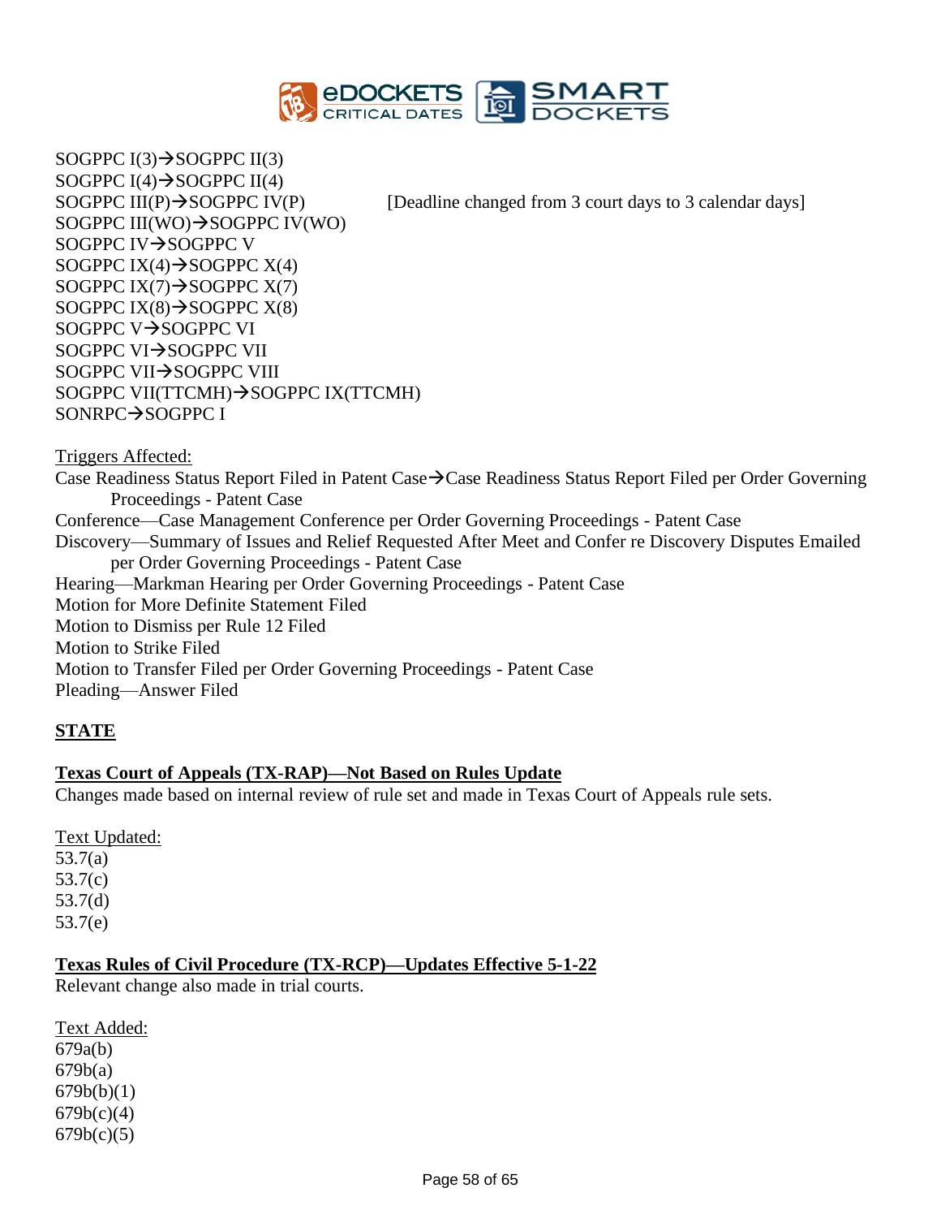SOGPPC I(3)→SOGPPC II(3)
SOGPPC I(4)→SOGPPC II(4)
SOGPPC III(P)→SOGPPC IV(P) [Deadline changed from 3 court days to 3 calendar days]
SOGPPC III(WO)→SOGPPC IV(WO)
SOGPPC IV→SOGPPC V
SOGPPC IX(4)→SOGPPC X(4)
SOGPPC IX(7)→SOGPPC X(7)
SOGPPC IX(8)→SOGPPC X(8)
SOGPPC V→SOGPPC VI
SOGPPC VI→SOGPPC VII
SOGPPC VII→SOGPPC VIII
SOGPPC VII(TTCMH)→SOGPPC IX(TTCMH)
SONRPC→SOGPPC I

Triggers Affected:
Case Readiness Status Report Filed in Patent Case→Case Readiness Status Report Filed per Order Governing Proceedings - Patent Case
Conference—Case Management Conference per Order Governing Proceedings - Patent Case
Discovery—Summary of Issues and Relief Requested After Meet and Confer re Discovery Disputes Emailed per Order Governing Proceedings - Patent Case
Hearing—Markman Hearing per Order Governing Proceedings - Patent Case
Motion for More Definite Statement Filed
Motion to Dismiss per Rule 12 Filed
Motion to Strike Filed
Motion to Transfer Filed per Order Governing Proceedings - Patent Case
Pleading—Answer Filed

## STATE

### Texas Court of Appeals (TX-RAP)—Not Based on Rules Update

Changes made based on internal review of rule set and made in Texas Court of Appeals rule sets.

Text Updated:
53.7(a)
53.7(c)
53.7(d)
53.7(e)

### Texas Rules of Civil Procedure (TX-RCP)—Updates Effective 5-1-22

Relevant change also made in trial courts.

Text Added:
679a(b)
679b(a)
679b(b)(1)
679b(c)(4)
679b(c)(5)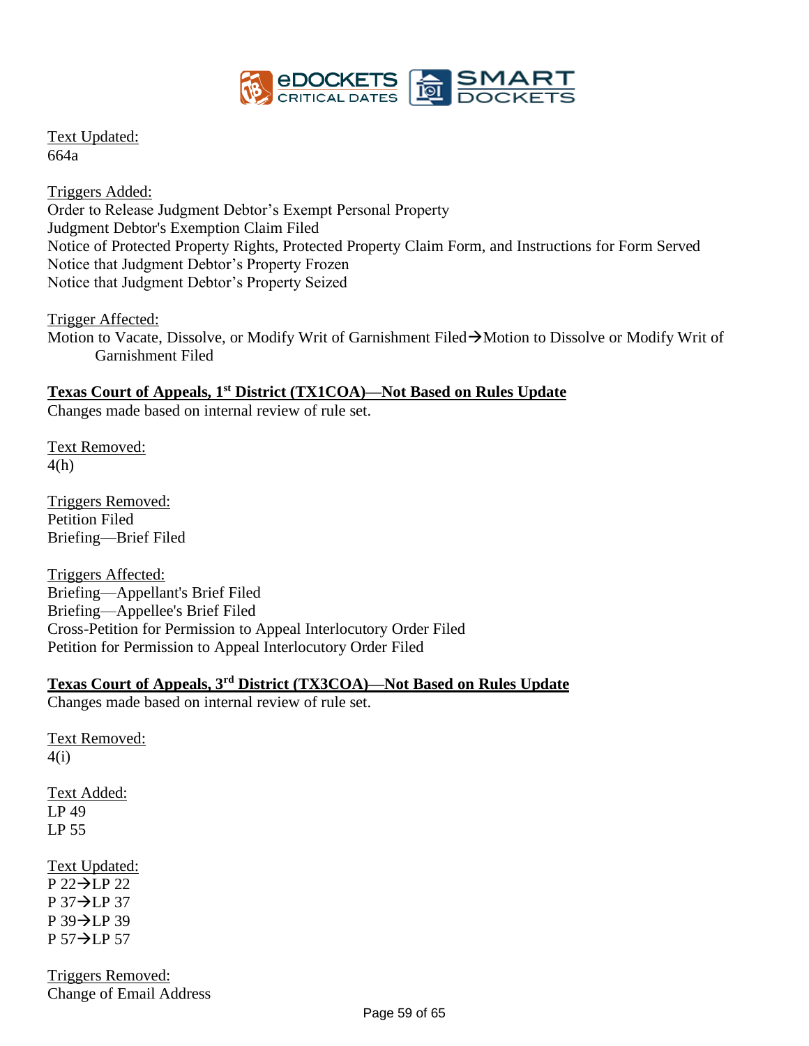Text Updated:
664a

Triggers Added:
Order to Release Judgment Debtor's Exempt Personal Property
Judgment Debtor's Exemption Claim Filed
Notice of Protected Property Rights, Protected Property Claim Form, and Instructions for Form Served
Notice that Judgment Debtor's Property Frozen
Notice that Judgment Debtor's Property Seized

Trigger Affected:
Motion to Vacate, Dissolve, or Modify Writ of Garnishment Filed→Motion to Dissolve or Modify Writ of Garnishment Filed

**Texas Court of Appeals, 1st District (TX1COA)—Not Based on Rules Update**
Changes made based on internal review of rule set.

Text Removed:
4(h)

Triggers Removed:
Petition Filed
Briefing—Brief Filed

Triggers Affected:
Briefing—Appellant's Brief Filed
Briefing—Appellee's Brief Filed
Cross-Petition for Permission to Appeal Interlocutory Order Filed
Petition for Permission to Appeal Interlocutory Order Filed

**Texas Court of Appeals, 3rd District (TX3COA)—Not Based on Rules Update**
Changes made based on internal review of rule set.

Text Removed:
4(i)

Text Added:
LP 49
LP 55

Text Updated:
P 22→LP 22
P 37→LP 37
P 39→LP 39
P 57→LP 57

Triggers Removed:
Change of Email Address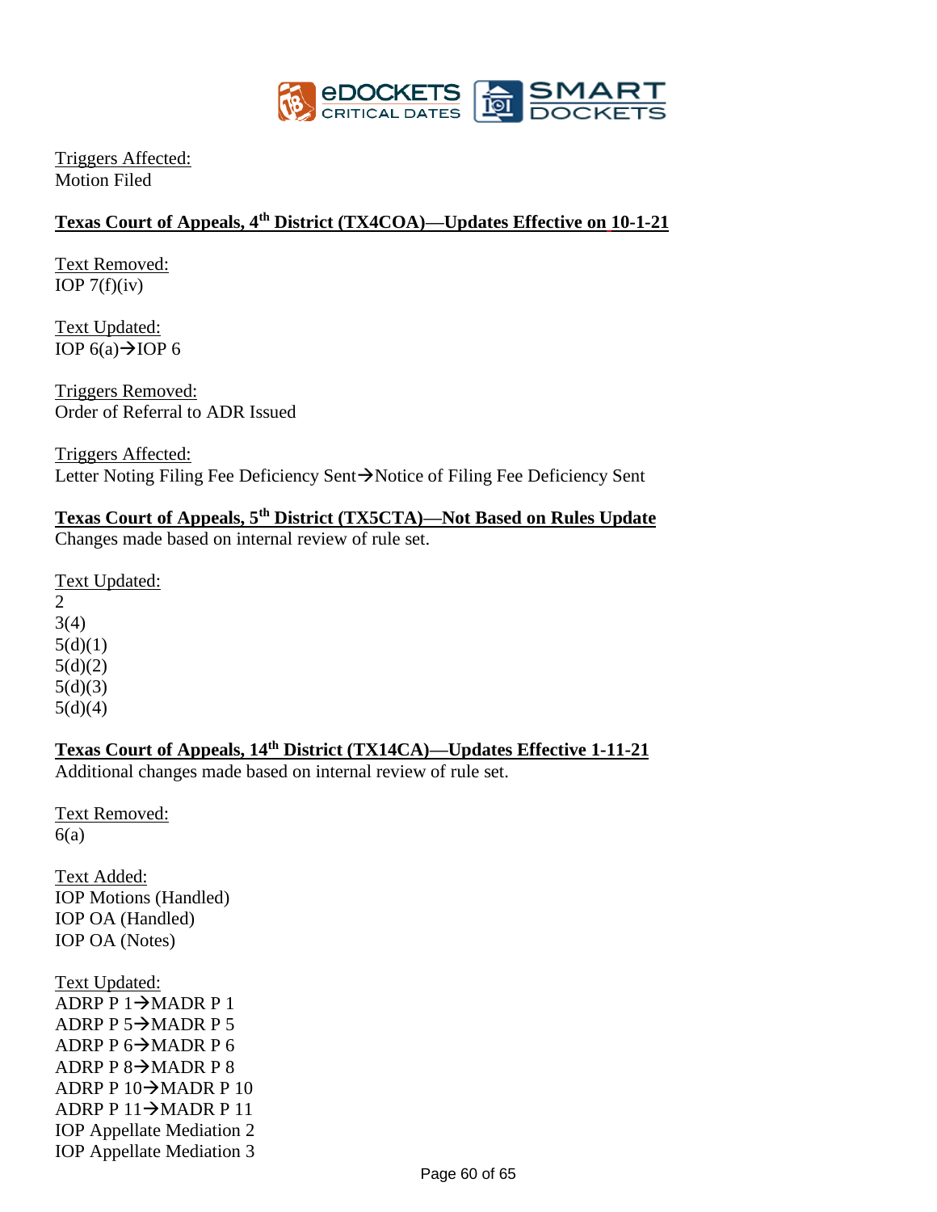Triggers Affected:
Motion Filed

**Texas Court of Appeals, 4th District (TX4COA)—Updates Effective on 10-1-21**

Text Removed:
IOP 7(f)(iv)

Text Updated:
IOP 6(a)→IOP 6

Triggers Removed:
Order of Referral to ADR Issued

Triggers Affected:
Letter Noting Filing Fee Deficiency Sent→Notice of Filing Fee Deficiency Sent

**Texas Court of Appeals, 5th District (TX5CTA)—Not Based on Rules Update**
Changes made based on internal review of rule set.

Text Updated:
2
3(4)
5(d)(1)
5(d)(2)
5(d)(3)
5(d)(4)

**Texas Court of Appeals, 14th District (TX14CA)—Updates Effective 1-11-21**
Additional changes made based on internal review of rule set.

Text Removed:
6(a)

Text Added:
IOP Motions (Handled)
IOP OA (Handled)
IOP OA (Notes)

Text Updated:
ADRP P 1→MADR P 1
ADRP P 5→MADR P 5
ADRP P 6→MADR P 6
ADRP P 8→MADR P 8
ADRP P 10→MADR P 10
ADRP P 11→MADR P 11
IOP Appellate Mediation 2
IOP Appellate Mediation 3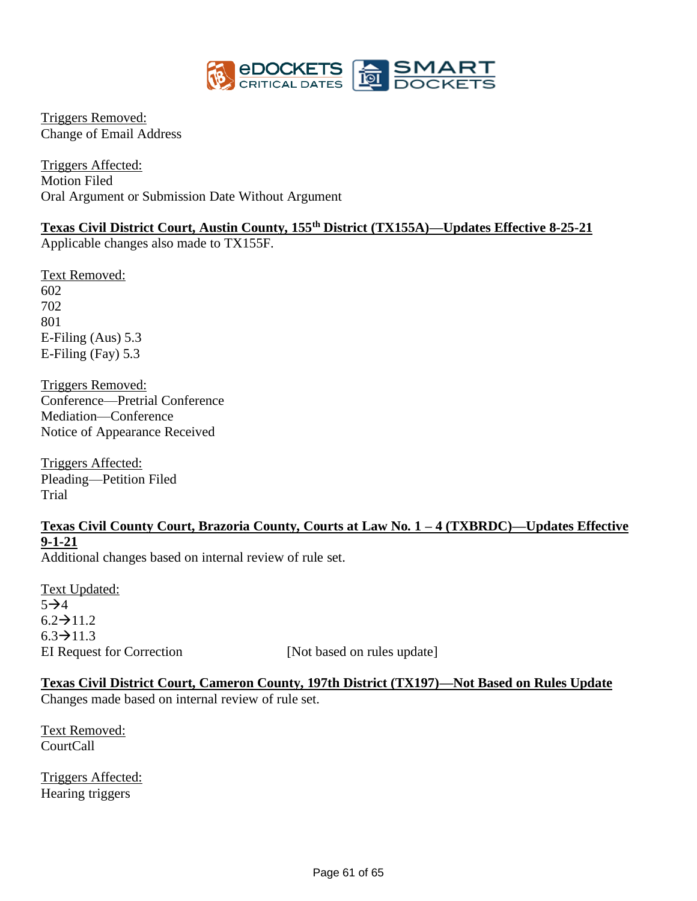Triggers Removed:
Change of Email Address

Triggers Affected:
Motion Filed
Oral Argument or Submission Date Without Argument

**Texas Civil District Court, Austin County, 155th District (TX155A)—Updates Effective 8-25-21**
Applicable changes also made to TX155F.

Text Removed:
602
702
801
E-Filing (Aus) 5.3
E-Filing (Fay) 5.3

Triggers Removed:
Conference—Pretrial Conference
Mediation—Conference
Notice of Appearance Received

Triggers Affected:
Pleading—Petition Filed
Trial

**Texas Civil County Court, Brazoria County, Courts at Law No. 1 – 4 (TXBRDC)—Updates Effective 9-1-21**
Additional changes based on internal review of rule set.

Text Updated:
5→4
6.2→11.2
6.3→11.3
EI Request for Correction [Not based on rules update]

**Texas Civil District Court, Cameron County, 197th District (TX197)—Not Based on Rules Update**
Changes made based on internal review of rule set.

Text Removed:
CourtCall

Triggers Affected:
Hearing triggers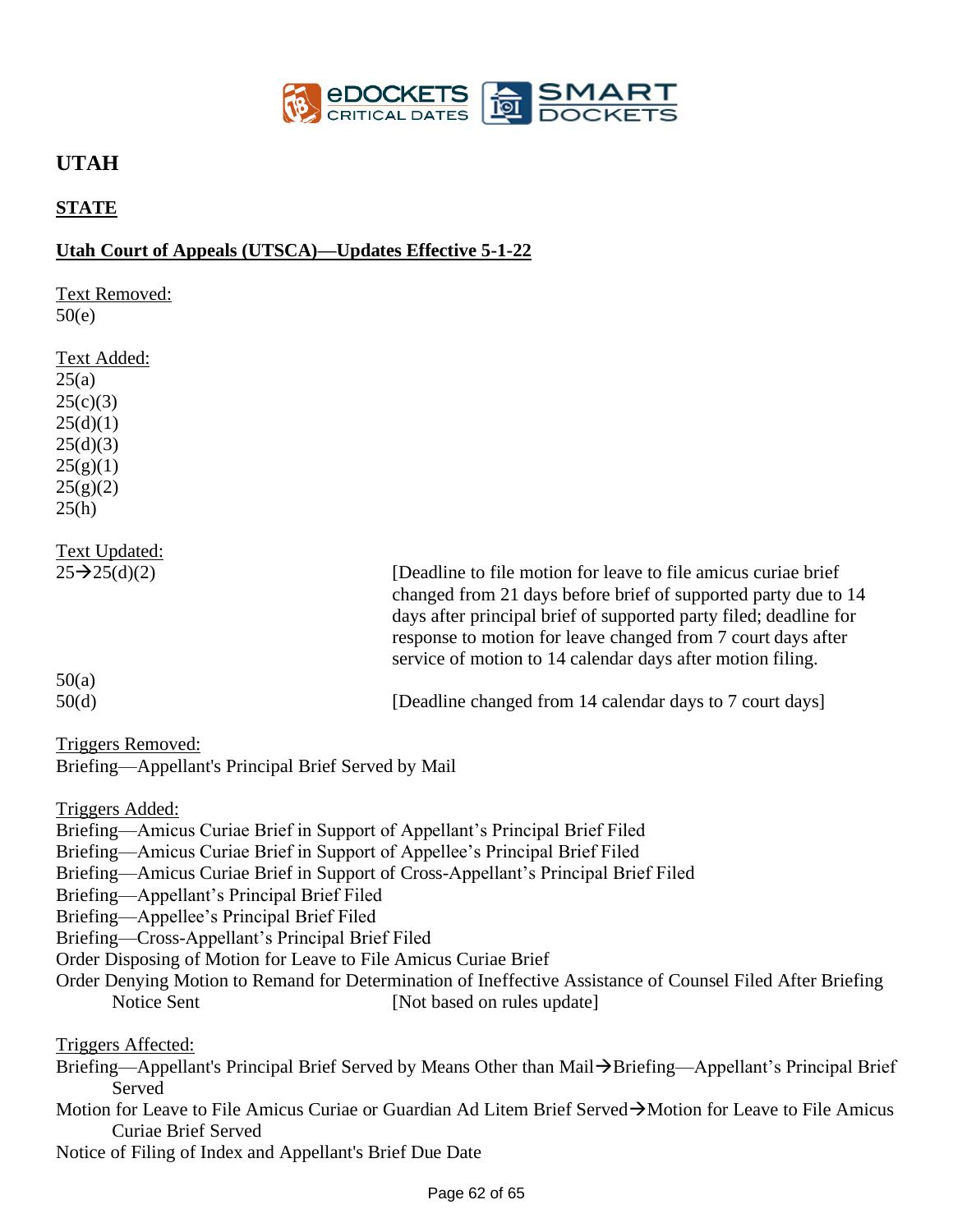# UTAH

## STATE

### Utah Court of Appeals (UTSCA)—Updates Effective 5-1-22

Text Removed:
50(e)

Text Added:
25(a)
25(c)(3)
25(d)(1)
25(d)(3)
25(g)(1)
25(g)(2)
25(h)

Text Updated:

| | |
|---|---|
| 25→25(d)(2) | [Deadline to file motion for leave to file amicus curiae brief changed from 21 days before brief of supported party due to 14 days after principal brief of supported party filed; deadline for response to motion for leave changed from 7 court days after service of motion to 14 calendar days after motion filing. |
| 50(a) | |
| 50(d) | [Deadline changed from 14 calendar days to 7 court days] |

Triggers Removed:
Briefing—Appellant's Principal Brief Served by Mail

Triggers Added:
Briefing—Amicus Curiae Brief in Support of Appellant's Principal Brief Filed
Briefing—Amicus Curiae Brief in Support of Appellee's Principal Brief Filed
Briefing—Amicus Curiae Brief in Support of Cross-Appellant's Principal Brief Filed
Briefing—Appellant's Principal Brief Filed
Briefing—Appellee's Principal Brief Filed
Briefing—Cross-Appellant's Principal Brief Filed
Order Disposing of Motion for Leave to File Amicus Curiae Brief
Order Denying Motion to Remand for Determination of Ineffective Assistance of Counsel Filed After Briefing Notice Sent [Not based on rules update]

Triggers Affected:
Briefing—Appellant's Principal Brief Served by Means Other than Mail→Briefing—Appellant's Principal Brief Served
Motion for Leave to File Amicus Curiae or Guardian Ad Litem Brief Served→Motion for Leave to File Amicus Curiae Brief Served
Notice of Filing of Index and Appellant's Brief Due Date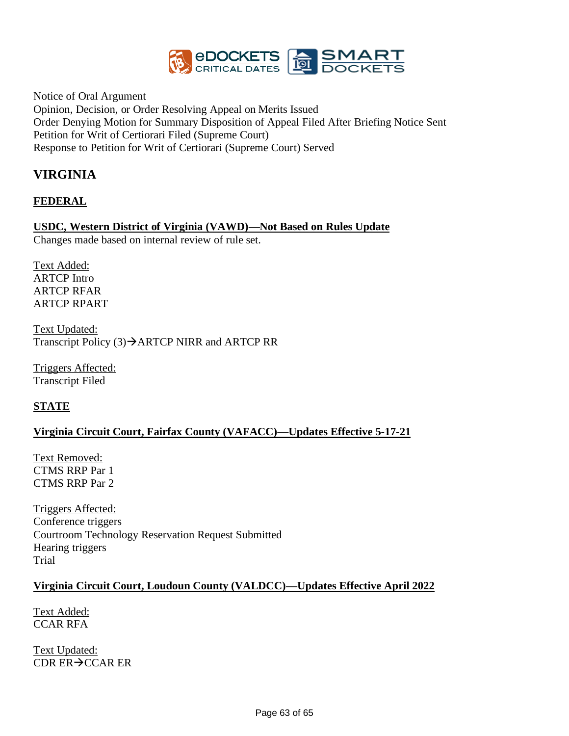Notice of Oral Argument
Opinion, Decision, or Order Resolving Appeal on Merits Issued
Order Denying Motion for Summary Disposition of Appeal Filed After Briefing Notice Sent
Petition for Writ of Certiorari Filed (Supreme Court)
Response to Petition for Writ of Certiorari (Supreme Court) Served

## VIRGINIA

### FEDERAL

**USDC, Western District of Virginia (VAWD)—Not Based on Rules Update**
Changes made based on internal review of rule set.

Text Added:
ARTCP Intro
ARTCP RFAR
ARTCP RPART

Text Updated:
Transcript Policy (3)→ARTCP NIRR and ARTCP RR

Triggers Affected:
Transcript Filed

### STATE

**Virginia Circuit Court, Fairfax County (VAFACC)—Updates Effective 5-17-21**

Text Removed:
CTMS RRP Par 1
CTMS RRP Par 2

Triggers Affected:
Conference triggers
Courtroom Technology Reservation Request Submitted
Hearing triggers
Trial

**Virginia Circuit Court, Loudoun County (VALDCC)—Updates Effective April 2022**

Text Added:
CCAR RFA

Text Updated:
CDR ER→CCAR ER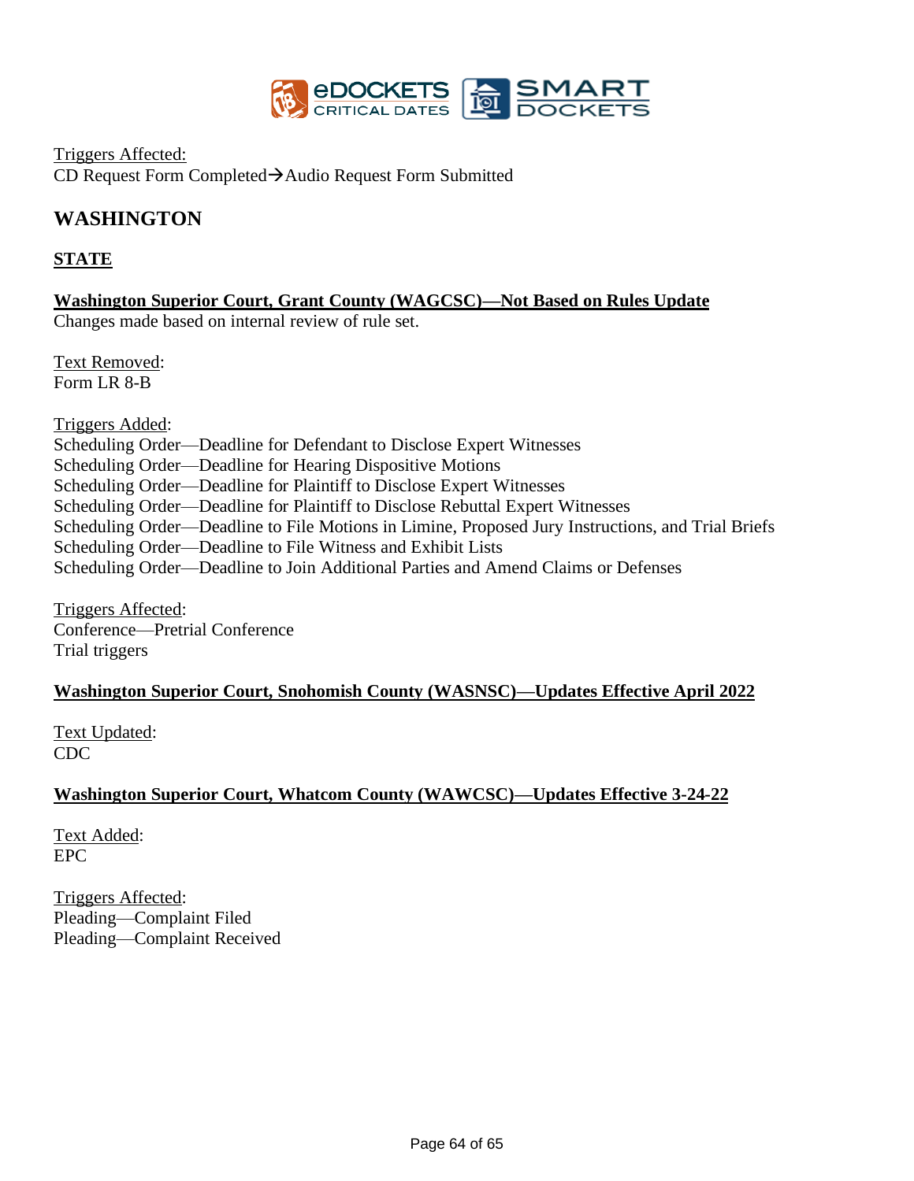Triggers Affected:
CD Request Form Completed→Audio Request Form Submitted

## WASHINGTON

### STATE

**Washington Superior Court, Grant County (WAGCSC)—Not Based on Rules Update**
Changes made based on internal review of rule set.

Text Removed:
Form LR 8-B

Triggers Added:
Scheduling Order—Deadline for Defendant to Disclose Expert Witnesses
Scheduling Order—Deadline for Hearing Dispositive Motions
Scheduling Order—Deadline for Plaintiff to Disclose Expert Witnesses
Scheduling Order—Deadline for Plaintiff to Disclose Rebuttal Expert Witnesses
Scheduling Order—Deadline to File Motions in Limine, Proposed Jury Instructions, and Trial Briefs
Scheduling Order—Deadline to File Witness and Exhibit Lists
Scheduling Order—Deadline to Join Additional Parties and Amend Claims or Defenses

Triggers Affected:
Conference—Pretrial Conference
Trial triggers

**Washington Superior Court, Snohomish County (WASNSC)—Updates Effective April 2022**

Text Updated:
CDC

**Washington Superior Court, Whatcom County (WAWCSC)—Updates Effective 3-24-22**

Text Added:
EPC

Triggers Affected:
Pleading—Complaint Filed
Pleading—Complaint Received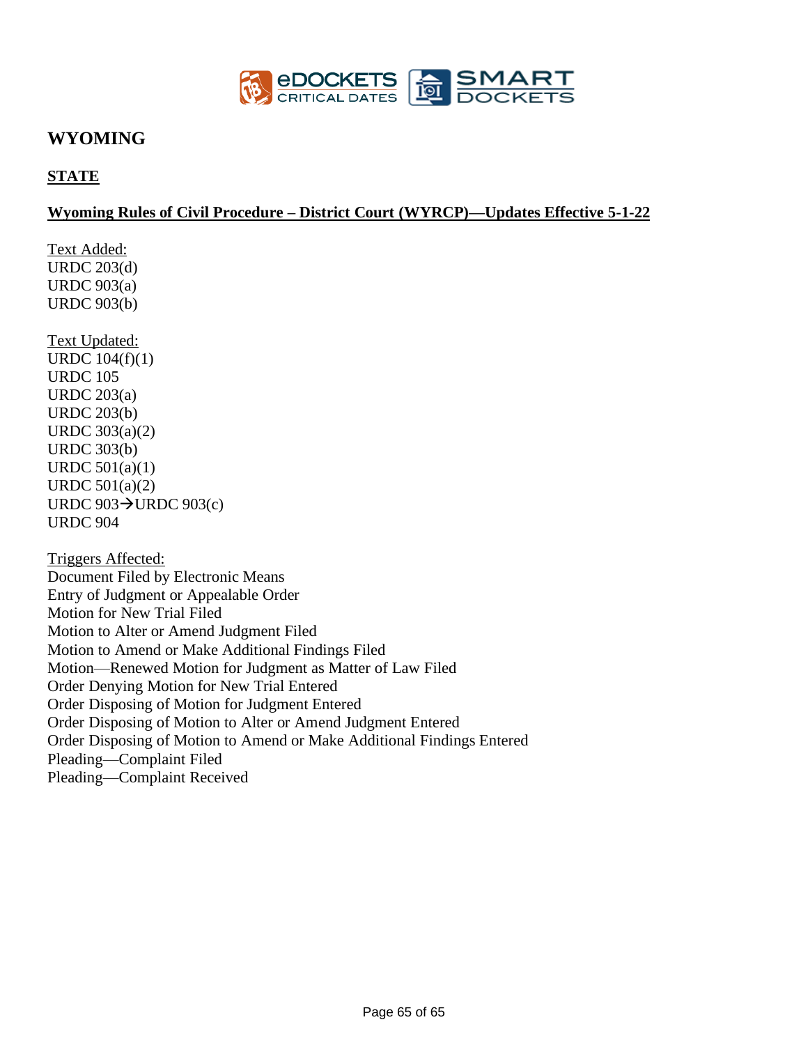## WYOMING

### STATE

**Wyoming Rules of Civil Procedure – District Court (WYRCP)—Updates Effective 5-1-22**

Text Added:
URDC 203(d)
URDC 903(a)
URDC 903(b)

Text Updated:
URDC 104(f)(1)
URDC 105
URDC 203(a)
URDC 203(b)
URDC 303(a)(2)
URDC 303(b)
URDC 501(a)(1)
URDC 501(a)(2)
URDC 903→URDC 903(c)
URDC 904

Triggers Affected:
Document Filed by Electronic Means
Entry of Judgment or Appealable Order
Motion for New Trial Filed
Motion to Alter or Amend Judgment Filed
Motion to Amend or Make Additional Findings Filed
Motion—Renewed Motion for Judgment as Matter of Law Filed
Order Denying Motion for New Trial Entered
Order Disposing of Motion for Judgment Entered
Order Disposing of Motion to Alter or Amend Judgment Entered
Order Disposing of Motion to Amend or Make Additional Findings Entered
Pleading—Complaint Filed
Pleading—Complaint Received